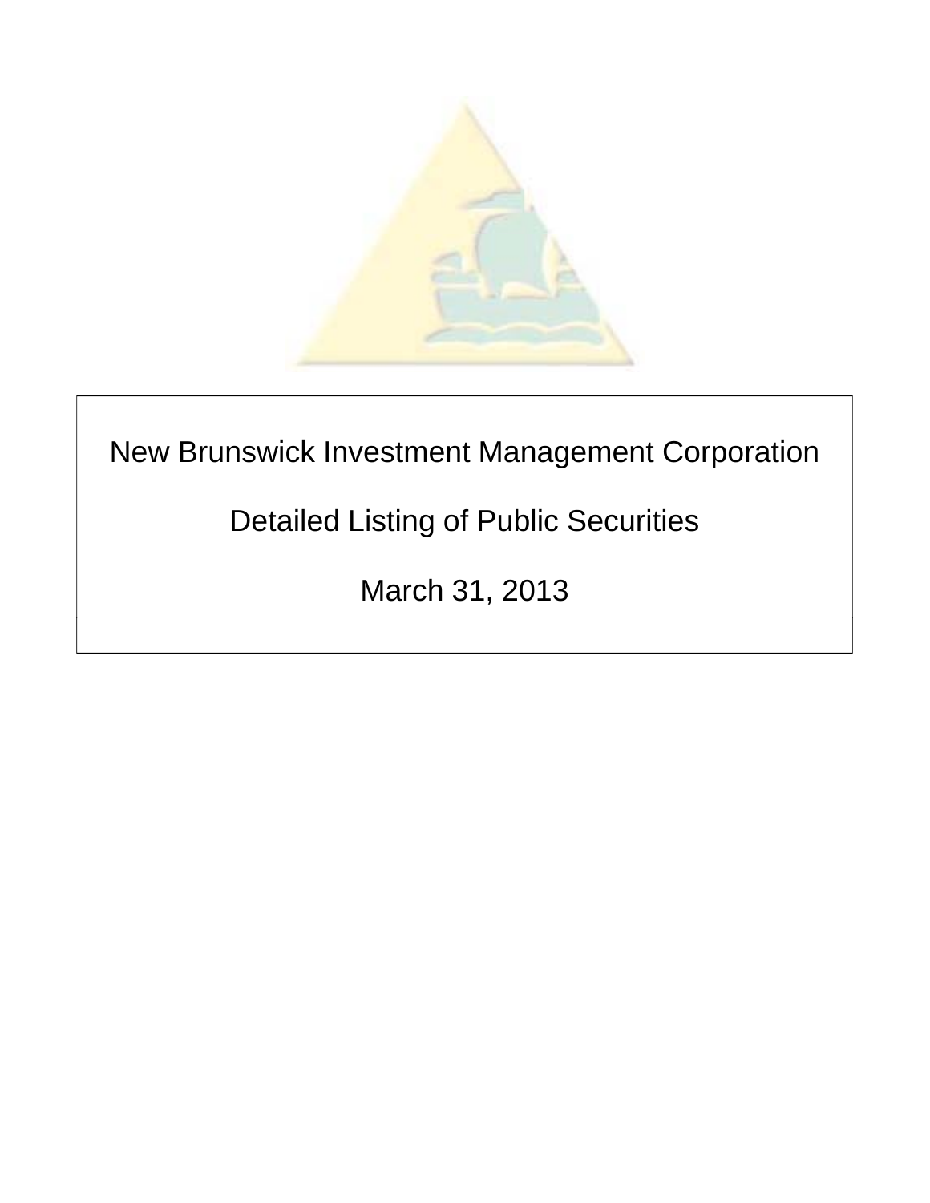# New Brunswick Investment Management Corporation

## Detailed Listing of Public Securities

## March 31, 2013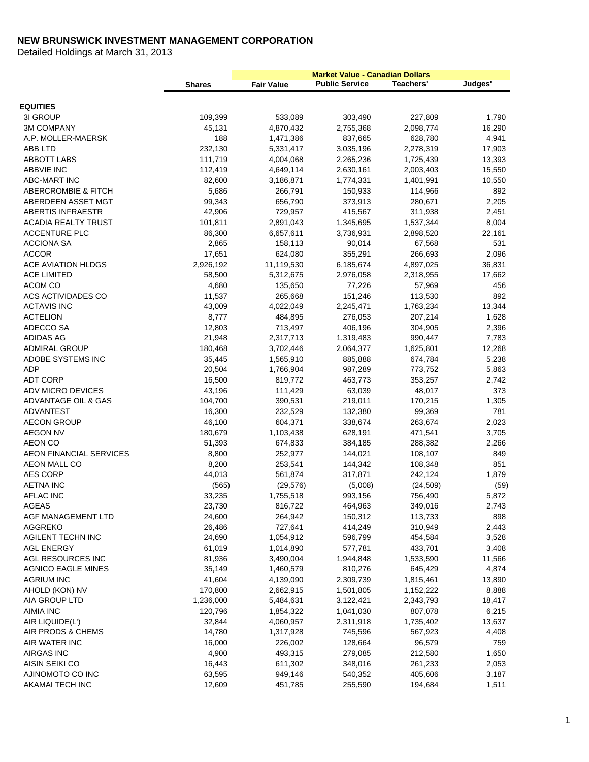# NEW BRUNSWICK INVESTMENT MANAGEMENT CORPORATION

Detailed Holdings at March 31, 2013

| | Shares | Fair Value | Market Value - Canadian Dollars | | |
|---|---|---|---|---|---|
| | | | Public Service | Teachers' | Judges' |
| **EQUITIES** | | | | | |
| 3I GROUP | 109,399 | 533,089 | 303,490 | 227,809 | 1,790 |
| 3M COMPANY | 45,131 | 4,870,432 | 2,755,368 | 2,098,774 | 16,290 |
| A.P. MOLLER-MAERSK | 188 | 1,471,386 | 837,665 | 628,780 | 4,941 |
| ABB LTD | 232,130 | 5,331,417 | 3,035,196 | 2,278,319 | 17,903 |
| ABBOTT LABS | 111,719 | 4,004,068 | 2,265,236 | 1,725,439 | 13,393 |
| ABBVIE INC | 112,419 | 4,649,114 | 2,630,161 | 2,003,403 | 15,550 |
| ABC-MART INC | 82,600 | 3,186,871 | 1,774,331 | 1,401,991 | 10,550 |
| ABERCROMBIE & FITCH | 5,686 | 266,791 | 150,933 | 114,966 | 892 |
| ABERDEEN ASSET MGT | 99,343 | 656,790 | 373,913 | 280,671 | 2,205 |
| ABERTIS INFRAESTR | 42,906 | 729,957 | 415,567 | 311,938 | 2,451 |
| ACADIA REALTY TRUST | 101,811 | 2,891,043 | 1,345,695 | 1,537,344 | 8,004 |
| ACCENTURE PLC | 86,300 | 6,657,611 | 3,736,931 | 2,898,520 | 22,161 |
| ACCIONA SA | 2,865 | 158,113 | 90,014 | 67,568 | 531 |
| ACCOR | 17,651 | 624,080 | 355,291 | 266,693 | 2,096 |
| ACE AVIATION HLDGS | 2,926,192 | 11,119,530 | 6,185,674 | 4,897,025 | 36,831 |
| ACE LIMITED | 58,500 | 5,312,675 | 2,976,058 | 2,318,955 | 17,662 |
| ACOM CO | 4,680 | 135,650 | 77,226 | 57,969 | 456 |
| ACS ACTIVIDADES CO | 11,537 | 265,668 | 151,246 | 113,530 | 892 |
| ACTAVIS INC | 43,009 | 4,022,049 | 2,245,471 | 1,763,234 | 13,344 |
| ACTELION | 8,777 | 484,895 | 276,053 | 207,214 | 1,628 |
| ADECCO SA | 12,803 | 713,497 | 406,196 | 304,905 | 2,396 |
| ADIDAS AG | 21,948 | 2,317,713 | 1,319,483 | 990,447 | 7,783 |
| ADMIRAL GROUP | 180,468 | 3,702,446 | 2,064,377 | 1,625,801 | 12,268 |
| ADOBE SYSTEMS INC | 35,445 | 1,565,910 | 885,888 | 674,784 | 5,238 |
| ADP | 20,504 | 1,766,904 | 987,289 | 773,752 | 5,863 |
| ADT CORP | 16,500 | 819,772 | 463,773 | 353,257 | 2,742 |
| ADV MICRO DEVICES | 43,196 | 111,429 | 63,039 | 48,017 | 373 |
| ADVANTAGE OIL & GAS | 104,700 | 390,531 | 219,011 | 170,215 | 1,305 |
| ADVANTEST | 16,300 | 232,529 | 132,380 | 99,369 | 781 |
| AECON GROUP | 46,100 | 604,371 | 338,674 | 263,674 | 2,023 |
| AEGON NV | 180,679 | 1,103,438 | 628,191 | 471,541 | 3,705 |
| AEON CO | 51,393 | 674,833 | 384,185 | 288,382 | 2,266 |
| AEON FINANCIAL SERVICES | 8,800 | 252,977 | 144,021 | 108,107 | 849 |
| AEON MALL CO | 8,200 | 253,541 | 144,342 | 108,348 | 851 |
| AES CORP | 44,013 | 561,874 | 317,871 | 242,124 | 1,879 |
| AETNA INC | (565) | (29,576) | (5,008) | (24,509) | (59) |
| AFLAC INC | 33,235 | 1,755,518 | 993,156 | 756,490 | 5,872 |
| AGEAS | 23,730 | 816,722 | 464,963 | 349,016 | 2,743 |
| AGF MANAGEMENT LTD | 24,600 | 264,942 | 150,312 | 113,733 | 898 |
| AGGREKO | 26,486 | 727,641 | 414,249 | 310,949 | 2,443 |
| AGILENT TECHN INC | 24,690 | 1,054,912 | 596,799 | 454,584 | 3,528 |
| AGL ENERGY | 61,019 | 1,014,890 | 577,781 | 433,701 | 3,408 |
| AGL RESOURCES INC | 81,936 | 3,490,004 | 1,944,848 | 1,533,590 | 11,566 |
| AGNICO EAGLE MINES | 35,149 | 1,460,579 | 810,276 | 645,429 | 4,874 |
| AGRIUM INC | 41,604 | 4,139,090 | 2,309,739 | 1,815,461 | 13,890 |
| AHOLD (KON) NV | 170,800 | 2,662,915 | 1,501,805 | 1,152,222 | 8,888 |
| AIA GROUP LTD | 1,236,000 | 5,484,631 | 3,122,421 | 2,343,793 | 18,417 |
| AIMIA INC | 120,796 | 1,854,322 | 1,041,030 | 807,078 | 6,215 |
| AIR LIQUIDE(L') | 32,844 | 4,060,957 | 2,311,918 | 1,735,402 | 13,637 |
| AIR PRODS & CHEMS | 14,780 | 1,317,928 | 745,596 | 567,923 | 4,408 |
| AIR WATER INC | 16,000 | 226,002 | 128,664 | 96,579 | 759 |
| AIRGAS INC | 4,900 | 493,315 | 279,085 | 212,580 | 1,650 |
| AISIN SEIKI CO | 16,443 | 611,302 | 348,016 | 261,233 | 2,053 |
| AJINOMOTO CO INC | 63,595 | 949,146 | 540,352 | 405,606 | 3,187 |
| AKAMAI TECH INC | 12,609 | 451,785 | 255,590 | 194,684 | 1,511 |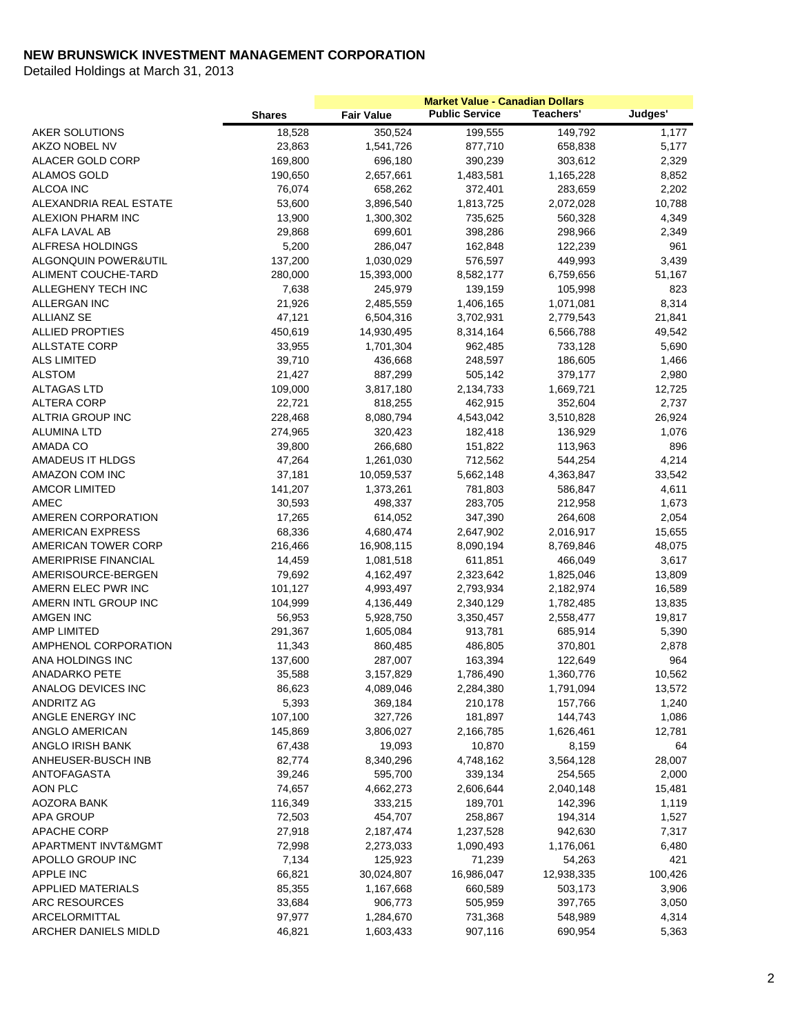# NEW BRUNSWICK INVESTMENT MANAGEMENT CORPORATION

Detailed Holdings at March 31, 2013

| | | | Market Value - Canadian Dollars | | |
|---|---|---|---|---|---|
| | **Shares** | **Fair Value** | **Public Service** | **Teachers'** | **Judges'** |
| AKER SOLUTIONS | 18,528 | 350,524 | 199,555 | 149,792 | 1,177 |
| AKZO NOBEL NV | 23,863 | 1,541,726 | 877,710 | 658,838 | 5,177 |
| ALACER GOLD CORP | 169,800 | 696,180 | 390,239 | 303,612 | 2,329 |
| ALAMOS GOLD | 190,650 | 2,657,661 | 1,483,581 | 1,165,228 | 8,852 |
| ALCOA INC | 76,074 | 658,262 | 372,401 | 283,659 | 2,202 |
| ALEXANDRIA REAL ESTATE | 53,600 | 3,896,540 | 1,813,725 | 2,072,028 | 10,788 |
| ALEXION PHARM INC | 13,900 | 1,300,302 | 735,625 | 560,328 | 4,349 |
| ALFA LAVAL AB | 29,868 | 699,601 | 398,286 | 298,966 | 2,349 |
| ALFRESA HOLDINGS | 5,200 | 286,047 | 162,848 | 122,239 | 961 |
| ALGONQUIN POWER&UTIL | 137,200 | 1,030,029 | 576,597 | 449,993 | 3,439 |
| ALIMENT COUCHE-TARD | 280,000 | 15,393,000 | 8,582,177 | 6,759,656 | 51,167 |
| ALLEGHENY TECH INC | 7,638 | 245,979 | 139,159 | 105,998 | 823 |
| ALLERGAN INC | 21,926 | 2,485,559 | 1,406,165 | 1,071,081 | 8,314 |
| ALLIANZ SE | 47,121 | 6,504,316 | 3,702,931 | 2,779,543 | 21,841 |
| ALLIED PROPTIES | 450,619 | 14,930,495 | 8,314,164 | 6,566,788 | 49,542 |
| ALLSTATE CORP | 33,955 | 1,701,304 | 962,485 | 733,128 | 5,690 |
| ALS LIMITED | 39,710 | 436,668 | 248,597 | 186,605 | 1,466 |
| ALSTOM | 21,427 | 887,299 | 505,142 | 379,177 | 2,980 |
| ALTAGAS LTD | 109,000 | 3,817,180 | 2,134,733 | 1,669,721 | 12,725 |
| ALTERA CORP | 22,721 | 818,255 | 462,915 | 352,604 | 2,737 |
| ALTRIA GROUP INC | 228,468 | 8,080,794 | 4,543,042 | 3,510,828 | 26,924 |
| ALUMINA LTD | 274,965 | 320,423 | 182,418 | 136,929 | 1,076 |
| AMADA CO | 39,800 | 266,680 | 151,822 | 113,963 | 896 |
| AMADEUS IT HLDGS | 47,264 | 1,261,030 | 712,562 | 544,254 | 4,214 |
| AMAZON COM INC | 37,181 | 10,059,537 | 5,662,148 | 4,363,847 | 33,542 |
| AMCOR LIMITED | 141,207 | 1,373,261 | 781,803 | 586,847 | 4,611 |
| AMEC | 30,593 | 498,337 | 283,705 | 212,958 | 1,673 |
| AMEREN CORPORATION | 17,265 | 614,052 | 347,390 | 264,608 | 2,054 |
| AMERICAN EXPRESS | 68,336 | 4,680,474 | 2,647,902 | 2,016,917 | 15,655 |
| AMERICAN TOWER CORP | 216,466 | 16,908,115 | 8,090,194 | 8,769,846 | 48,075 |
| AMERIPRISE FINANCIAL | 14,459 | 1,081,518 | 611,851 | 466,049 | 3,617 |
| AMERISOURCE-BERGEN | 79,692 | 4,162,497 | 2,323,642 | 1,825,046 | 13,809 |
| AMERN ELEC PWR INC | 101,127 | 4,993,497 | 2,793,934 | 2,182,974 | 16,589 |
| AMERN INTL GROUP INC | 104,999 | 4,136,449 | 2,340,129 | 1,782,485 | 13,835 |
| AMGEN INC | 56,953 | 5,928,750 | 3,350,457 | 2,558,477 | 19,817 |
| AMP LIMITED | 291,367 | 1,605,084 | 913,781 | 685,914 | 5,390 |
| AMPHENOL CORPORATION | 11,343 | 860,485 | 486,805 | 370,801 | 2,878 |
| ANA HOLDINGS INC | 137,600 | 287,007 | 163,394 | 122,649 | 964 |
| ANADARKO PETE | 35,588 | 3,157,829 | 1,786,490 | 1,360,776 | 10,562 |
| ANALOG DEVICES INC | 86,623 | 4,089,046 | 2,284,380 | 1,791,094 | 13,572 |
| ANDRITZ AG | 5,393 | 369,184 | 210,178 | 157,766 | 1,240 |
| ANGLE ENERGY INC | 107,100 | 327,726 | 181,897 | 144,743 | 1,086 |
| ANGLO AMERICAN | 145,869 | 3,806,027 | 2,166,785 | 1,626,461 | 12,781 |
| ANGLO IRISH BANK | 67,438 | 19,093 | 10,870 | 8,159 | 64 |
| ANHEUSER-BUSCH INB | 82,774 | 8,340,296 | 4,748,162 | 3,564,128 | 28,007 |
| ANTOFAGASTA | 39,246 | 595,700 | 339,134 | 254,565 | 2,000 |
| AON PLC | 74,657 | 4,662,273 | 2,606,644 | 2,040,148 | 15,481 |
| AOZORA BANK | 116,349 | 333,215 | 189,701 | 142,396 | 1,119 |
| APA GROUP | 72,503 | 454,707 | 258,867 | 194,314 | 1,527 |
| APACHE CORP | 27,918 | 2,187,474 | 1,237,528 | 942,630 | 7,317 |
| APARTMENT INVT&MGMT | 72,998 | 2,273,033 | 1,090,493 | 1,176,061 | 6,480 |
| APOLLO GROUP INC | 7,134 | 125,923 | 71,239 | 54,263 | 421 |
| APPLE INC | 66,821 | 30,024,807 | 16,986,047 | 12,938,335 | 100,426 |
| APPLIED MATERIALS | 85,355 | 1,167,668 | 660,589 | 503,173 | 3,906 |
| ARC RESOURCES | 33,684 | 906,773 | 505,959 | 397,765 | 3,050 |
| ARCELORMITTAL | 97,977 | 1,284,670 | 731,368 | 548,989 | 4,314 |
| ARCHER DANIELS MIDLD | 46,821 | 1,603,433 | 907,116 | 690,954 | 5,363 |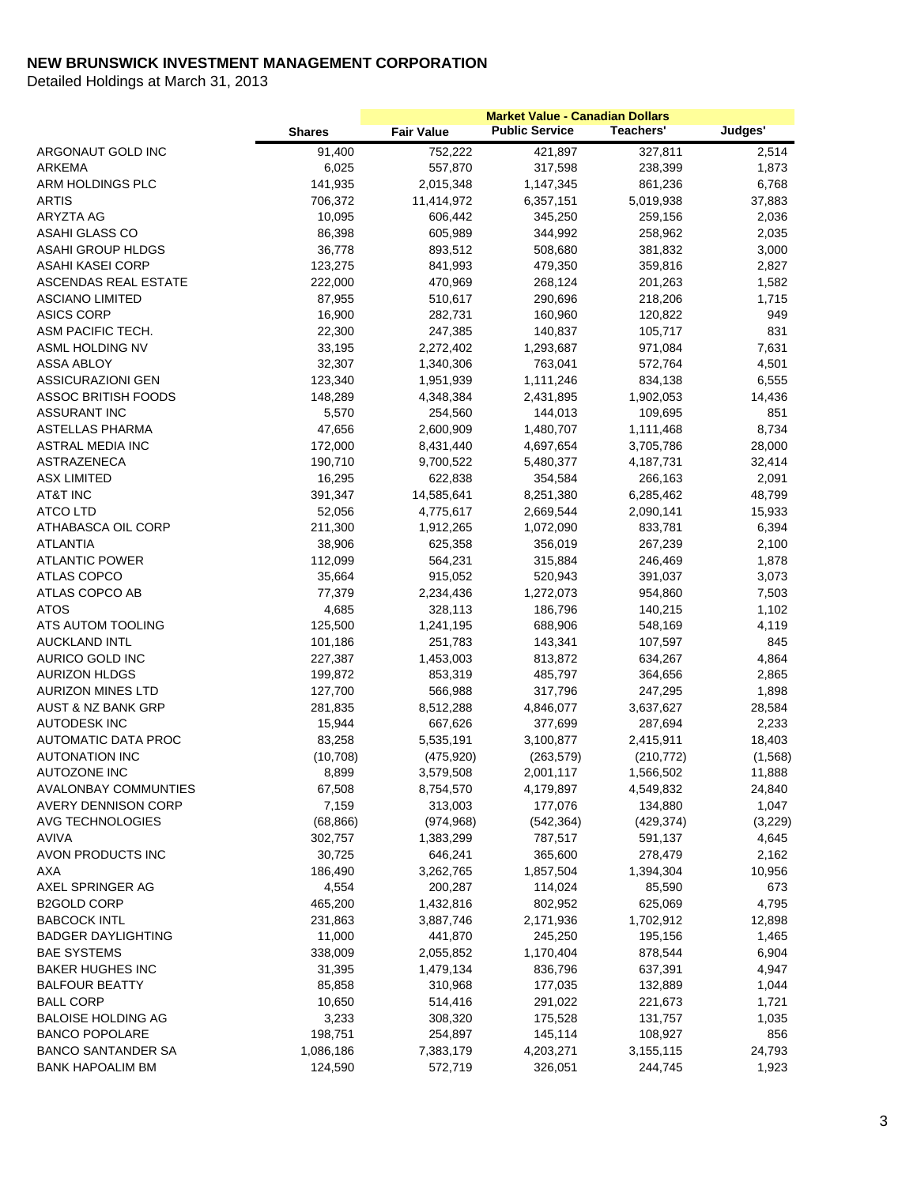**NEW BRUNSWICK INVESTMENT MANAGEMENT CORPORATION**

Detailed Holdings at March 31, 2013

| | | Market Value - Canadian Dollars | | | |
|---|---|---|---|---|---|
| | Shares | Fair Value | Public Service | Teachers' | Judges' |
| ARGONAUT GOLD INC | 91,400 | 752,222 | 421,897 | 327,811 | 2,514 |
| ARKEMA | 6,025 | 557,870 | 317,598 | 238,399 | 1,873 |
| ARM HOLDINGS PLC | 141,935 | 2,015,348 | 1,147,345 | 861,236 | 6,768 |
| ARTIS | 706,372 | 11,414,972 | 6,357,151 | 5,019,938 | 37,883 |
| ARYZTA AG | 10,095 | 606,442 | 345,250 | 259,156 | 2,036 |
| ASAHI GLASS CO | 86,398 | 605,989 | 344,992 | 258,962 | 2,035 |
| ASAHI GROUP HLDGS | 36,778 | 893,512 | 508,680 | 381,832 | 3,000 |
| ASAHI KASEI CORP | 123,275 | 841,993 | 479,350 | 359,816 | 2,827 |
| ASCENDAS REAL ESTATE | 222,000 | 470,969 | 268,124 | 201,263 | 1,582 |
| ASCIANO LIMITED | 87,955 | 510,617 | 290,696 | 218,206 | 1,715 |
| ASICS CORP | 16,900 | 282,731 | 160,960 | 120,822 | 949 |
| ASM PACIFIC TECH. | 22,300 | 247,385 | 140,837 | 105,717 | 831 |
| ASML HOLDING NV | 33,195 | 2,272,402 | 1,293,687 | 971,084 | 7,631 |
| ASSA ABLOY | 32,307 | 1,340,306 | 763,041 | 572,764 | 4,501 |
| ASSICURAZIONI GEN | 123,340 | 1,951,939 | 1,111,246 | 834,138 | 6,555 |
| ASSOC BRITISH FOODS | 148,289 | 4,348,384 | 2,431,895 | 1,902,053 | 14,436 |
| ASSURANT INC | 5,570 | 254,560 | 144,013 | 109,695 | 851 |
| ASTELLAS PHARMA | 47,656 | 2,600,909 | 1,480,707 | 1,111,468 | 8,734 |
| ASTRAL MEDIA INC | 172,000 | 8,431,440 | 4,697,654 | 3,705,786 | 28,000 |
| ASTRAZENECA | 190,710 | 9,700,522 | 5,480,377 | 4,187,731 | 32,414 |
| ASX LIMITED | 16,295 | 622,838 | 354,584 | 266,163 | 2,091 |
| AT&T INC | 391,347 | 14,585,641 | 8,251,380 | 6,285,462 | 48,799 |
| ATCO LTD | 52,056 | 4,775,617 | 2,669,544 | 2,090,141 | 15,933 |
| ATHABASCA OIL CORP | 211,300 | 1,912,265 | 1,072,090 | 833,781 | 6,394 |
| ATLANTIA | 38,906 | 625,358 | 356,019 | 267,239 | 2,100 |
| ATLANTIC POWER | 112,099 | 564,231 | 315,884 | 246,469 | 1,878 |
| ATLAS COPCO | 35,664 | 915,052 | 520,943 | 391,037 | 3,073 |
| ATLAS COPCO AB | 77,379 | 2,234,436 | 1,272,073 | 954,860 | 7,503 |
| ATOS | 4,685 | 328,113 | 186,796 | 140,215 | 1,102 |
| ATS AUTOM TOOLING | 125,500 | 1,241,195 | 688,906 | 548,169 | 4,119 |
| AUCKLAND INTL | 101,186 | 251,783 | 143,341 | 107,597 | 845 |
| AURICO GOLD INC | 227,387 | 1,453,003 | 813,872 | 634,267 | 4,864 |
| AURIZON HLDGS | 199,872 | 853,319 | 485,797 | 364,656 | 2,865 |
| AURIZON MINES LTD | 127,700 | 566,988 | 317,796 | 247,295 | 1,898 |
| AUST & NZ BANK GRP | 281,835 | 8,512,288 | 4,846,077 | 3,637,627 | 28,584 |
| AUTODESK INC | 15,944 | 667,626 | 377,699 | 287,694 | 2,233 |
| AUTOMATIC DATA PROC | 83,258 | 5,535,191 | 3,100,877 | 2,415,911 | 18,403 |
| AUTONATION INC | (10,708) | (475,920) | (263,579) | (210,772) | (1,568) |
| AUTOZONE INC | 8,899 | 3,579,508 | 2,001,117 | 1,566,502 | 11,888 |
| AVALONBAY COMMUNTIES | 67,508 | 8,754,570 | 4,179,897 | 4,549,832 | 24,840 |
| AVERY DENNISON CORP | 7,159 | 313,003 | 177,076 | 134,880 | 1,047 |
| AVG TECHNOLOGIES | (68,866) | (974,968) | (542,364) | (429,374) | (3,229) |
| AVIVA | 302,757 | 1,383,299 | 787,517 | 591,137 | 4,645 |
| AVON PRODUCTS INC | 30,725 | 646,241 | 365,600 | 278,479 | 2,162 |
| AXA | 186,490 | 3,262,765 | 1,857,504 | 1,394,304 | 10,956 |
| AXEL SPRINGER AG | 4,554 | 200,287 | 114,024 | 85,590 | 673 |
| B2GOLD CORP | 465,200 | 1,432,816 | 802,952 | 625,069 | 4,795 |
| BABCOCK INTL | 231,863 | 3,887,746 | 2,171,936 | 1,702,912 | 12,898 |
| BADGER DAYLIGHTING | 11,000 | 441,870 | 245,250 | 195,156 | 1,465 |
| BAE SYSTEMS | 338,009 | 2,055,852 | 1,170,404 | 878,544 | 6,904 |
| BAKER HUGHES INC | 31,395 | 1,479,134 | 836,796 | 637,391 | 4,947 |
| BALFOUR BEATTY | 85,858 | 310,968 | 177,035 | 132,889 | 1,044 |
| BALL CORP | 10,650 | 514,416 | 291,022 | 221,673 | 1,721 |
| BALOISE HOLDING AG | 3,233 | 308,320 | 175,528 | 131,757 | 1,035 |
| BANCO POPOLARE | 198,751 | 254,897 | 145,114 | 108,927 | 856 |
| BANCO SANTANDER SA | 1,086,186 | 7,383,179 | 4,203,271 | 3,155,115 | 24,793 |
| BANK HAPOALIM BM | 124,590 | 572,719 | 326,051 | 244,745 | 1,923 |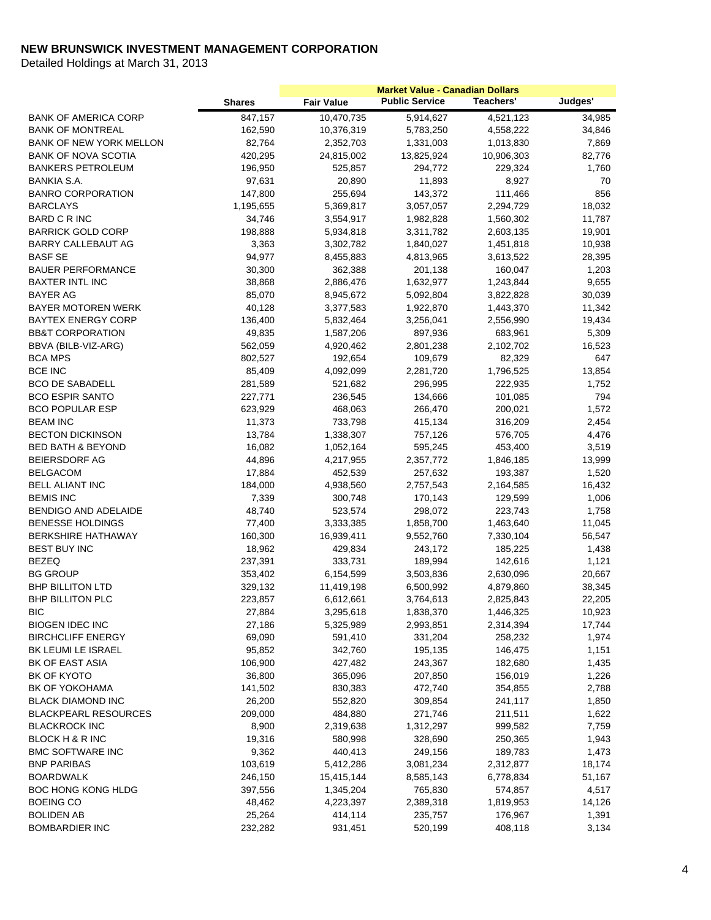**NEW BRUNSWICK INVESTMENT MANAGEMENT CORPORATION**

Detailed Holdings at March 31, 2013

| | | Market Value - Canadian Dollars | | | |
|---|---|---|---|---|---|
| | **Shares** | **Fair Value** | **Public Service** | **Teachers'** | **Judges'** |
| BANK OF AMERICA CORP | 847,157 | 10,470,735 | 5,914,627 | 4,521,123 | 34,985 |
| BANK OF MONTREAL | 162,590 | 10,376,319 | 5,783,250 | 4,558,222 | 34,846 |
| BANK OF NEW YORK MELLON | 82,764 | 2,352,703 | 1,331,003 | 1,013,830 | 7,869 |
| BANK OF NOVA SCOTIA | 420,295 | 24,815,002 | 13,825,924 | 10,906,303 | 82,776 |
| BANKERS PETROLEUM | 196,950 | 525,857 | 294,772 | 229,324 | 1,760 |
| BANKIA S.A. | 97,631 | 20,890 | 11,893 | 8,927 | 70 |
| BANRO CORPORATION | 147,800 | 255,694 | 143,372 | 111,466 | 856 |
| BARCLAYS | 1,195,655 | 5,369,817 | 3,057,057 | 2,294,729 | 18,032 |
| BARD C R INC | 34,746 | 3,554,917 | 1,982,828 | 1,560,302 | 11,787 |
| BARRICK GOLD CORP | 198,888 | 5,934,818 | 3,311,782 | 2,603,135 | 19,901 |
| BARRY CALLEBAUT AG | 3,363 | 3,302,782 | 1,840,027 | 1,451,818 | 10,938 |
| BASF SE | 94,977 | 8,455,883 | 4,813,965 | 3,613,522 | 28,395 |
| BAUER PERFORMANCE | 30,300 | 362,388 | 201,138 | 160,047 | 1,203 |
| BAXTER INTL INC | 38,868 | 2,886,476 | 1,632,977 | 1,243,844 | 9,655 |
| BAYER AG | 85,070 | 8,945,672 | 5,092,804 | 3,822,828 | 30,039 |
| BAYER MOTOREN WERK | 40,128 | 3,377,583 | 1,922,870 | 1,443,370 | 11,342 |
| BAYTEX ENERGY CORP | 136,400 | 5,832,464 | 3,256,041 | 2,556,990 | 19,434 |
| BB&T CORPORATION | 49,835 | 1,587,206 | 897,936 | 683,961 | 5,309 |
| BBVA (BILB-VIZ-ARG) | 562,059 | 4,920,462 | 2,801,238 | 2,102,702 | 16,523 |
| BCA MPS | 802,527 | 192,654 | 109,679 | 82,329 | 647 |
| BCE INC | 85,409 | 4,092,099 | 2,281,720 | 1,796,525 | 13,854 |
| BCO DE SABADELL | 281,589 | 521,682 | 296,995 | 222,935 | 1,752 |
| BCO ESPIR SANTO | 227,771 | 236,545 | 134,666 | 101,085 | 794 |
| BCO POPULAR ESP | 623,929 | 468,063 | 266,470 | 200,021 | 1,572 |
| BEAM INC | 11,373 | 733,798 | 415,134 | 316,209 | 2,454 |
| BECTON DICKINSON | 13,784 | 1,338,307 | 757,126 | 576,705 | 4,476 |
| BED BATH & BEYOND | 16,082 | 1,052,164 | 595,245 | 453,400 | 3,519 |
| BEIERSDORF AG | 44,896 | 4,217,955 | 2,357,772 | 1,846,185 | 13,999 |
| BELGACOM | 17,884 | 452,539 | 257,632 | 193,387 | 1,520 |
| BELL ALIANT INC | 184,000 | 4,938,560 | 2,757,543 | 2,164,585 | 16,432 |
| BEMIS INC | 7,339 | 300,748 | 170,143 | 129,599 | 1,006 |
| BENDIGO AND ADELAIDE | 48,740 | 523,574 | 298,072 | 223,743 | 1,758 |
| BENESSE HOLDINGS | 77,400 | 3,333,385 | 1,858,700 | 1,463,640 | 11,045 |
| BERKSHIRE HATHAWAY | 160,300 | 16,939,411 | 9,552,760 | 7,330,104 | 56,547 |
| BEST BUY INC | 18,962 | 429,834 | 243,172 | 185,225 | 1,438 |
| BEZEQ | 237,391 | 333,731 | 189,994 | 142,616 | 1,121 |
| BG GROUP | 353,402 | 6,154,599 | 3,503,836 | 2,630,096 | 20,667 |
| BHP BILLITON LTD | 329,132 | 11,419,198 | 6,500,992 | 4,879,860 | 38,345 |
| BHP BILLITON PLC | 223,857 | 6,612,661 | 3,764,613 | 2,825,843 | 22,205 |
| BIC | 27,884 | 3,295,618 | 1,838,370 | 1,446,325 | 10,923 |
| BIOGEN IDEC INC | 27,186 | 5,325,989 | 2,993,851 | 2,314,394 | 17,744 |
| BIRCHCLIFF ENERGY | 69,090 | 591,410 | 331,204 | 258,232 | 1,974 |
| BK LEUMI LE ISRAEL | 95,852 | 342,760 | 195,135 | 146,475 | 1,151 |
| BK OF EAST ASIA | 106,900 | 427,482 | 243,367 | 182,680 | 1,435 |
| BK OF KYOTO | 36,800 | 365,096 | 207,850 | 156,019 | 1,226 |
| BK OF YOKOHAMA | 141,502 | 830,383 | 472,740 | 354,855 | 2,788 |
| BLACK DIAMOND INC | 26,200 | 552,820 | 309,854 | 241,117 | 1,850 |
| BLACKPEARL RESOURCES | 209,000 | 484,880 | 271,746 | 211,511 | 1,622 |
| BLACKROCK INC | 8,900 | 2,319,638 | 1,312,297 | 999,582 | 7,759 |
| BLOCK H & R INC | 19,316 | 580,998 | 328,690 | 250,365 | 1,943 |
| BMC SOFTWARE INC | 9,362 | 440,413 | 249,156 | 189,783 | 1,473 |
| BNP PARIBAS | 103,619 | 5,412,286 | 3,081,234 | 2,312,877 | 18,174 |
| BOARDWALK | 246,150 | 15,415,144 | 8,585,143 | 6,778,834 | 51,167 |
| BOC HONG KONG HLDG | 397,556 | 1,345,204 | 765,830 | 574,857 | 4,517 |
| BOEING CO | 48,462 | 4,223,397 | 2,389,318 | 1,819,953 | 14,126 |
| BOLIDEN AB | 25,264 | 414,114 | 235,757 | 176,967 | 1,391 |
| BOMBARDIER INC | 232,282 | 931,451 | 520,199 | 408,118 | 3,134 |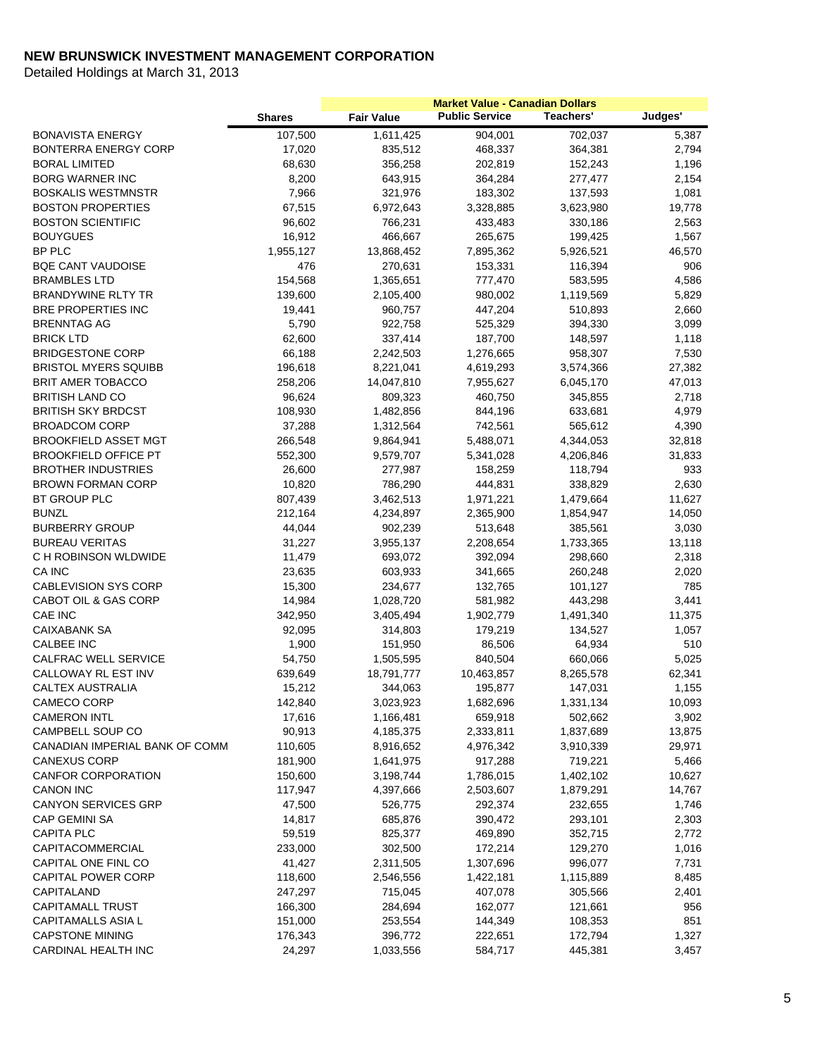**NEW BRUNSWICK INVESTMENT MANAGEMENT CORPORATION**

Detailed Holdings at March 31, 2013

| | | Market Value - Canadian Dollars | | | |
|---|---|---|---|---|---|
| | Shares | Fair Value | Public Service | Teachers' | Judges' |
| BONAVISTA ENERGY | 107,500 | 1,611,425 | 904,001 | 702,037 | 5,387 |
| BONTERRA ENERGY CORP | 17,020 | 835,512 | 468,337 | 364,381 | 2,794 |
| BORAL LIMITED | 68,630 | 356,258 | 202,819 | 152,243 | 1,196 |
| BORG WARNER INC | 8,200 | 643,915 | 364,284 | 277,477 | 2,154 |
| BOSKALIS WESTMNSTR | 7,966 | 321,976 | 183,302 | 137,593 | 1,081 |
| BOSTON PROPERTIES | 67,515 | 6,972,643 | 3,328,885 | 3,623,980 | 19,778 |
| BOSTON SCIENTIFIC | 96,602 | 766,231 | 433,483 | 330,186 | 2,563 |
| BOUYGUES | 16,912 | 466,667 | 265,675 | 199,425 | 1,567 |
| BP PLC | 1,955,127 | 13,868,452 | 7,895,362 | 5,926,521 | 46,570 |
| BQE CANT VAUDOISE | 476 | 270,631 | 153,331 | 116,394 | 906 |
| BRAMBLES LTD | 154,568 | 1,365,651 | 777,470 | 583,595 | 4,586 |
| BRANDYWINE RLTY TR | 139,600 | 2,105,400 | 980,002 | 1,119,569 | 5,829 |
| BRE PROPERTIES INC | 19,441 | 960,757 | 447,204 | 510,893 | 2,660 |
| BRENNTAG AG | 5,790 | 922,758 | 525,329 | 394,330 | 3,099 |
| BRICK LTD | 62,600 | 337,414 | 187,700 | 148,597 | 1,118 |
| BRIDGESTONE CORP | 66,188 | 2,242,503 | 1,276,665 | 958,307 | 7,530 |
| BRISTOL MYERS SQUIBB | 196,618 | 8,221,041 | 4,619,293 | 3,574,366 | 27,382 |
| BRIT AMER TOBACCO | 258,206 | 14,047,810 | 7,955,627 | 6,045,170 | 47,013 |
| BRITISH LAND CO | 96,624 | 809,323 | 460,750 | 345,855 | 2,718 |
| BRITISH SKY BRDCST | 108,930 | 1,482,856 | 844,196 | 633,681 | 4,979 |
| BROADCOM CORP | 37,288 | 1,312,564 | 742,561 | 565,612 | 4,390 |
| BROOKFIELD ASSET MGT | 266,548 | 9,864,941 | 5,488,071 | 4,344,053 | 32,818 |
| BROOKFIELD OFFICE PT | 552,300 | 9,579,707 | 5,341,028 | 4,206,846 | 31,833 |
| BROTHER INDUSTRIES | 26,600 | 277,987 | 158,259 | 118,794 | 933 |
| BROWN FORMAN CORP | 10,820 | 786,290 | 444,831 | 338,829 | 2,630 |
| BT GROUP PLC | 807,439 | 3,462,513 | 1,971,221 | 1,479,664 | 11,627 |
| BUNZL | 212,164 | 4,234,897 | 2,365,900 | 1,854,947 | 14,050 |
| BURBERRY GROUP | 44,044 | 902,239 | 513,648 | 385,561 | 3,030 |
| BUREAU VERITAS | 31,227 | 3,955,137 | 2,208,654 | 1,733,365 | 13,118 |
| C H ROBINSON WLDWIDE | 11,479 | 693,072 | 392,094 | 298,660 | 2,318 |
| CA INC | 23,635 | 603,933 | 341,665 | 260,248 | 2,020 |
| CABLEVISION SYS CORP | 15,300 | 234,677 | 132,765 | 101,127 | 785 |
| CABOT OIL & GAS CORP | 14,984 | 1,028,720 | 581,982 | 443,298 | 3,441 |
| CAE INC | 342,950 | 3,405,494 | 1,902,779 | 1,491,340 | 11,375 |
| CAIXABANK SA | 92,095 | 314,803 | 179,219 | 134,527 | 1,057 |
| CALBEE INC | 1,900 | 151,950 | 86,506 | 64,934 | 510 |
| CALFRAC WELL SERVICE | 54,750 | 1,505,595 | 840,504 | 660,066 | 5,025 |
| CALLOWAY RL EST INV | 639,649 | 18,791,777 | 10,463,857 | 8,265,578 | 62,341 |
| CALTEX AUSTRALIA | 15,212 | 344,063 | 195,877 | 147,031 | 1,155 |
| CAMECO CORP | 142,840 | 3,023,923 | 1,682,696 | 1,331,134 | 10,093 |
| CAMERON INTL | 17,616 | 1,166,481 | 659,918 | 502,662 | 3,902 |
| CAMPBELL SOUP CO | 90,913 | 4,185,375 | 2,333,811 | 1,837,689 | 13,875 |
| CANADIAN IMPERIAL BANK OF COMM | 110,605 | 8,916,652 | 4,976,342 | 3,910,339 | 29,971 |
| CANEXUS CORP | 181,900 | 1,641,975 | 917,288 | 719,221 | 5,466 |
| CANFOR CORPORATION | 150,600 | 3,198,744 | 1,786,015 | 1,402,102 | 10,627 |
| CANON INC | 117,947 | 4,397,666 | 2,503,607 | 1,879,291 | 14,767 |
| CANYON SERVICES GRP | 47,500 | 526,775 | 292,374 | 232,655 | 1,746 |
| CAP GEMINI SA | 14,817 | 685,876 | 390,472 | 293,101 | 2,303 |
| CAPITA PLC | 59,519 | 825,377 | 469,890 | 352,715 | 2,772 |
| CAPITACOMMERCIAL | 233,000 | 302,500 | 172,214 | 129,270 | 1,016 |
| CAPITAL ONE FINL CO | 41,427 | 2,311,505 | 1,307,696 | 996,077 | 7,731 |
| CAPITAL POWER CORP | 118,600 | 2,546,556 | 1,422,181 | 1,115,889 | 8,485 |
| CAPITALAND | 247,297 | 715,045 | 407,078 | 305,566 | 2,401 |
| CAPITAMALL TRUST | 166,300 | 284,694 | 162,077 | 121,661 | 956 |
| CAPITAMALLS ASIA L | 151,000 | 253,554 | 144,349 | 108,353 | 851 |
| CAPSTONE MINING | 176,343 | 396,772 | 222,651 | 172,794 | 1,327 |
| CARDINAL HEALTH INC | 24,297 | 1,033,556 | 584,717 | 445,381 | 3,457 |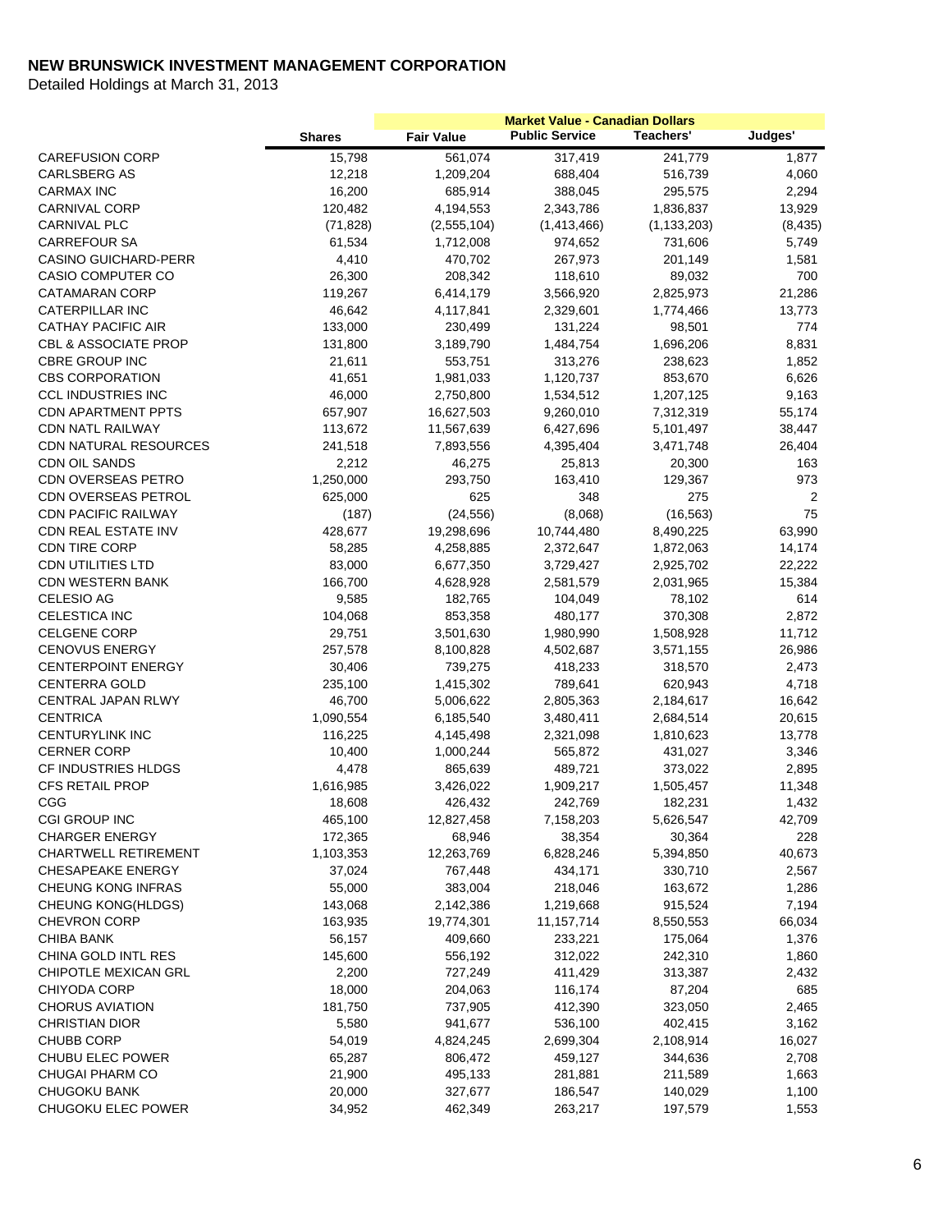**NEW BRUNSWICK INVESTMENT MANAGEMENT CORPORATION**

Detailed Holdings at March 31, 2013

| | | Market Value - Canadian Dollars | | | |
|---|---|---|---|---|---|
| | **Shares** | **Fair Value** | **Public Service** | **Teachers'** | **Judges'** |
| CAREFUSION CORP | 15,798 | 561,074 | 317,419 | 241,779 | 1,877 |
| CARLSBERG AS | 12,218 | 1,209,204 | 688,404 | 516,739 | 4,060 |
| CARMAX INC | 16,200 | 685,914 | 388,045 | 295,575 | 2,294 |
| CARNIVAL CORP | 120,482 | 4,194,553 | 2,343,786 | 1,836,837 | 13,929 |
| CARNIVAL PLC | (71,828) | (2,555,104) | (1,413,466) | (1,133,203) | (8,435) |
| CARREFOUR SA | 61,534 | 1,712,008 | 974,652 | 731,606 | 5,749 |
| CASINO GUICHARD-PERR | 4,410 | 470,702 | 267,973 | 201,149 | 1,581 |
| CASIO COMPUTER CO | 26,300 | 208,342 | 118,610 | 89,032 | 700 |
| CATAMARAN CORP | 119,267 | 6,414,179 | 3,566,920 | 2,825,973 | 21,286 |
| CATERPILLAR INC | 46,642 | 4,117,841 | 2,329,601 | 1,774,466 | 13,773 |
| CATHAY PACIFIC AIR | 133,000 | 230,499 | 131,224 | 98,501 | 774 |
| CBL & ASSOCIATE PROP | 131,800 | 3,189,790 | 1,484,754 | 1,696,206 | 8,831 |
| CBRE GROUP INC | 21,611 | 553,751 | 313,276 | 238,623 | 1,852 |
| CBS CORPORATION | 41,651 | 1,981,033 | 1,120,737 | 853,670 | 6,626 |
| CCL INDUSTRIES INC | 46,000 | 2,750,800 | 1,534,512 | 1,207,125 | 9,163 |
| CDN APARTMENT PPTS | 657,907 | 16,627,503 | 9,260,010 | 7,312,319 | 55,174 |
| CDN NATL RAILWAY | 113,672 | 11,567,639 | 6,427,696 | 5,101,497 | 38,447 |
| CDN NATURAL RESOURCES | 241,518 | 7,893,556 | 4,395,404 | 3,471,748 | 26,404 |
| CDN OIL SANDS | 2,212 | 46,275 | 25,813 | 20,300 | 163 |
| CDN OVERSEAS PETRO | 1,250,000 | 293,750 | 163,410 | 129,367 | 973 |
| CDN OVERSEAS PETROL | 625,000 | 625 | 348 | 275 | 2 |
| CDN PACIFIC RAILWAY | (187) | (24,556) | (8,068) | (16,563) | 75 |
| CDN REAL ESTATE INV | 428,677 | 19,298,696 | 10,744,480 | 8,490,225 | 63,990 |
| CDN TIRE CORP | 58,285 | 4,258,885 | 2,372,647 | 1,872,063 | 14,174 |
| CDN UTILITIES LTD | 83,000 | 6,677,350 | 3,729,427 | 2,925,702 | 22,222 |
| CDN WESTERN BANK | 166,700 | 4,628,928 | 2,581,579 | 2,031,965 | 15,384 |
| CELESIO AG | 9,585 | 182,765 | 104,049 | 78,102 | 614 |
| CELESTICA INC | 104,068 | 853,358 | 480,177 | 370,308 | 2,872 |
| CELGENE CORP | 29,751 | 3,501,630 | 1,980,990 | 1,508,928 | 11,712 |
| CENOVUS ENERGY | 257,578 | 8,100,828 | 4,502,687 | 3,571,155 | 26,986 |
| CENTERPOINT ENERGY | 30,406 | 739,275 | 418,233 | 318,570 | 2,473 |
| CENTERRA GOLD | 235,100 | 1,415,302 | 789,641 | 620,943 | 4,718 |
| CENTRAL JAPAN RLWY | 46,700 | 5,006,622 | 2,805,363 | 2,184,617 | 16,642 |
| CENTRICA | 1,090,554 | 6,185,540 | 3,480,411 | 2,684,514 | 20,615 |
| CENTURYLINK INC | 116,225 | 4,145,498 | 2,321,098 | 1,810,623 | 13,778 |
| CERNER CORP | 10,400 | 1,000,244 | 565,872 | 431,027 | 3,346 |
| CF INDUSTRIES HLDGS | 4,478 | 865,639 | 489,721 | 373,022 | 2,895 |
| CFS RETAIL PROP | 1,616,985 | 3,426,022 | 1,909,217 | 1,505,457 | 11,348 |
| CGG | 18,608 | 426,432 | 242,769 | 182,231 | 1,432 |
| CGI GROUP INC | 465,100 | 12,827,458 | 7,158,203 | 5,626,547 | 42,709 |
| CHARGER ENERGY | 172,365 | 68,946 | 38,354 | 30,364 | 228 |
| CHARTWELL RETIREMENT | 1,103,353 | 12,263,769 | 6,828,246 | 5,394,850 | 40,673 |
| CHESAPEAKE ENERGY | 37,024 | 767,448 | 434,171 | 330,710 | 2,567 |
| CHEUNG KONG INFRAS | 55,000 | 383,004 | 218,046 | 163,672 | 1,286 |
| CHEUNG KONG(HLDGS) | 143,068 | 2,142,386 | 1,219,668 | 915,524 | 7,194 |
| CHEVRON CORP | 163,935 | 19,774,301 | 11,157,714 | 8,550,553 | 66,034 |
| CHIBA BANK | 56,157 | 409,660 | 233,221 | 175,064 | 1,376 |
| CHINA GOLD INTL RES | 145,600 | 556,192 | 312,022 | 242,310 | 1,860 |
| CHIPOTLE MEXICAN GRL | 2,200 | 727,249 | 411,429 | 313,387 | 2,432 |
| CHIYODA CORP | 18,000 | 204,063 | 116,174 | 87,204 | 685 |
| CHORUS AVIATION | 181,750 | 737,905 | 412,390 | 323,050 | 2,465 |
| CHRISTIAN DIOR | 5,580 | 941,677 | 536,100 | 402,415 | 3,162 |
| CHUBB CORP | 54,019 | 4,824,245 | 2,699,304 | 2,108,914 | 16,027 |
| CHUBU ELEC POWER | 65,287 | 806,472 | 459,127 | 344,636 | 2,708 |
| CHUGAI PHARM CO | 21,900 | 495,133 | 281,881 | 211,589 | 1,663 |
| CHUGOKU BANK | 20,000 | 327,677 | 186,547 | 140,029 | 1,100 |
| CHUGOKU ELEC POWER | 34,952 | 462,349 | 263,217 | 197,579 | 1,553 |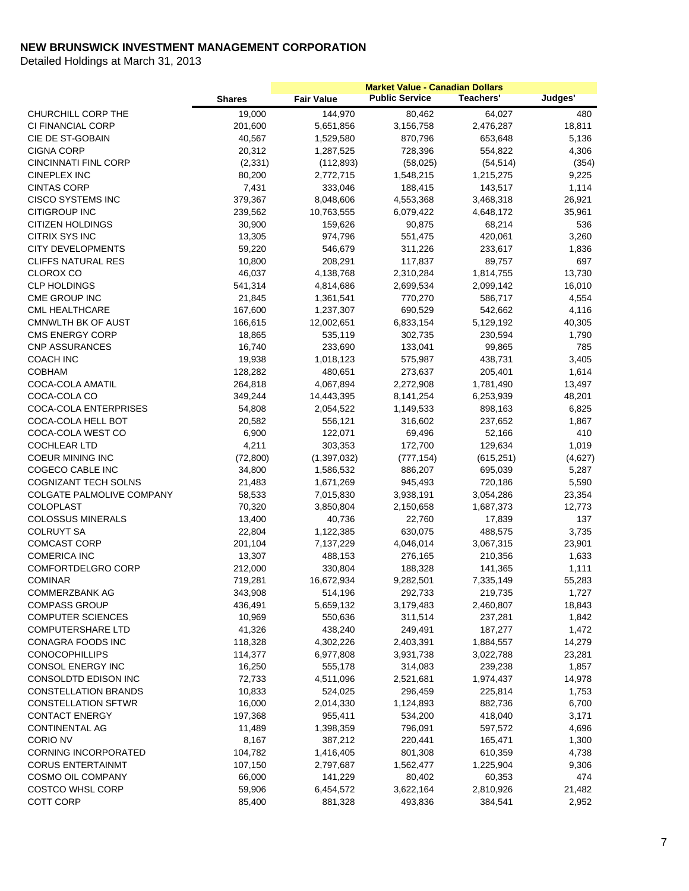**NEW BRUNSWICK INVESTMENT MANAGEMENT CORPORATION**

Detailed Holdings at March 31, 2013

| | | Market Value - Canadian Dollars | | | |
|---|---|---|---|---|---|
| | Shares | Fair Value | Public Service | Teachers' | Judges' |
| CHURCHILL CORP THE | 19,000 | 144,970 | 80,462 | 64,027 | 480 |
| CI FINANCIAL CORP | 201,600 | 5,651,856 | 3,156,758 | 2,476,287 | 18,811 |
| CIE DE ST-GOBAIN | 40,567 | 1,529,580 | 870,796 | 653,648 | 5,136 |
| CIGNA CORP | 20,312 | 1,287,525 | 728,396 | 554,822 | 4,306 |
| CINCINNATI FINL CORP | (2,331) | (112,893) | (58,025) | (54,514) | (354) |
| CINEPLEX INC | 80,200 | 2,772,715 | 1,548,215 | 1,215,275 | 9,225 |
| CINTAS CORP | 7,431 | 333,046 | 188,415 | 143,517 | 1,114 |
| CISCO SYSTEMS INC | 379,367 | 8,048,606 | 4,553,368 | 3,468,318 | 26,921 |
| CITIGROUP INC | 239,562 | 10,763,555 | 6,079,422 | 4,648,172 | 35,961 |
| CITIZEN HOLDINGS | 30,900 | 159,626 | 90,875 | 68,214 | 536 |
| CITRIX SYS INC | 13,305 | 974,796 | 551,475 | 420,061 | 3,260 |
| CITY DEVELOPMENTS | 59,220 | 546,679 | 311,226 | 233,617 | 1,836 |
| CLIFFS NATURAL RES | 10,800 | 208,291 | 117,837 | 89,757 | 697 |
| CLOROX CO | 46,037 | 4,138,768 | 2,310,284 | 1,814,755 | 13,730 |
| CLP HOLDINGS | 541,314 | 4,814,686 | 2,699,534 | 2,099,142 | 16,010 |
| CME GROUP INC | 21,845 | 1,361,541 | 770,270 | 586,717 | 4,554 |
| CML HEALTHCARE | 167,600 | 1,237,307 | 690,529 | 542,662 | 4,116 |
| CMNWLTH BK OF AUST | 166,615 | 12,002,651 | 6,833,154 | 5,129,192 | 40,305 |
| CMS ENERGY CORP | 18,865 | 535,119 | 302,735 | 230,594 | 1,790 |
| CNP ASSURANCES | 16,740 | 233,690 | 133,041 | 99,865 | 785 |
| COACH INC | 19,938 | 1,018,123 | 575,987 | 438,731 | 3,405 |
| COBHAM | 128,282 | 480,651 | 273,637 | 205,401 | 1,614 |
| COCA-COLA AMATIL | 264,818 | 4,067,894 | 2,272,908 | 1,781,490 | 13,497 |
| COCA-COLA CO | 349,244 | 14,443,395 | 8,141,254 | 6,253,939 | 48,201 |
| COCA-COLA ENTERPRISES | 54,808 | 2,054,522 | 1,149,533 | 898,163 | 6,825 |
| COCA-COLA HELL BOT | 20,582 | 556,121 | 316,602 | 237,652 | 1,867 |
| COCA-COLA WEST CO | 6,900 | 122,071 | 69,496 | 52,166 | 410 |
| COCHLEAR LTD | 4,211 | 303,353 | 172,700 | 129,634 | 1,019 |
| COEUR MINING INC | (72,800) | (1,397,032) | (777,154) | (615,251) | (4,627) |
| COGECO CABLE INC | 34,800 | 1,586,532 | 886,207 | 695,039 | 5,287 |
| COGNIZANT TECH SOLNS | 21,483 | 1,671,269 | 945,493 | 720,186 | 5,590 |
| COLGATE PALMOLIVE COMPANY | 58,533 | 7,015,830 | 3,938,191 | 3,054,286 | 23,354 |
| COLOPLAST | 70,320 | 3,850,804 | 2,150,658 | 1,687,373 | 12,773 |
| COLOSSUS MINERALS | 13,400 | 40,736 | 22,760 | 17,839 | 137 |
| COLRUYT SA | 22,804 | 1,122,385 | 630,075 | 488,575 | 3,735 |
| COMCAST CORP | 201,104 | 7,137,229 | 4,046,014 | 3,067,315 | 23,901 |
| COMERICA INC | 13,307 | 488,153 | 276,165 | 210,356 | 1,633 |
| COMFORTDELGRO CORP | 212,000 | 330,804 | 188,328 | 141,365 | 1,111 |
| COMINAR | 719,281 | 16,672,934 | 9,282,501 | 7,335,149 | 55,283 |
| COMMERZBANK AG | 343,908 | 514,196 | 292,733 | 219,735 | 1,727 |
| COMPASS GROUP | 436,491 | 5,659,132 | 3,179,483 | 2,460,807 | 18,843 |
| COMPUTER SCIENCES | 10,969 | 550,636 | 311,514 | 237,281 | 1,842 |
| COMPUTERSHARE LTD | 41,326 | 438,240 | 249,491 | 187,277 | 1,472 |
| CONAGRA FOODS INC | 118,328 | 4,302,226 | 2,403,391 | 1,884,557 | 14,279 |
| CONOCOPHILLIPS | 114,377 | 6,977,808 | 3,931,738 | 3,022,788 | 23,281 |
| CONSOL ENERGY INC | 16,250 | 555,178 | 314,083 | 239,238 | 1,857 |
| CONSOLDTD EDISON INC | 72,733 | 4,511,096 | 2,521,681 | 1,974,437 | 14,978 |
| CONSTELLATION BRANDS | 10,833 | 524,025 | 296,459 | 225,814 | 1,753 |
| CONSTELLATION SFTWR | 16,000 | 2,014,330 | 1,124,893 | 882,736 | 6,700 |
| CONTACT ENERGY | 197,368 | 955,411 | 534,200 | 418,040 | 3,171 |
| CONTINENTAL AG | 11,489 | 1,398,359 | 796,091 | 597,572 | 4,696 |
| CORIO NV | 8,167 | 387,212 | 220,441 | 165,471 | 1,300 |
| CORNING INCORPORATED | 104,782 | 1,416,405 | 801,308 | 610,359 | 4,738 |
| CORUS ENTERTAINMT | 107,150 | 2,797,687 | 1,562,477 | 1,225,904 | 9,306 |
| COSMO OIL COMPANY | 66,000 | 141,229 | 80,402 | 60,353 | 474 |
| COSTCO WHSL CORP | 59,906 | 6,454,572 | 3,622,164 | 2,810,926 | 21,482 |
| COTT CORP | 85,400 | 881,328 | 493,836 | 384,541 | 2,952 |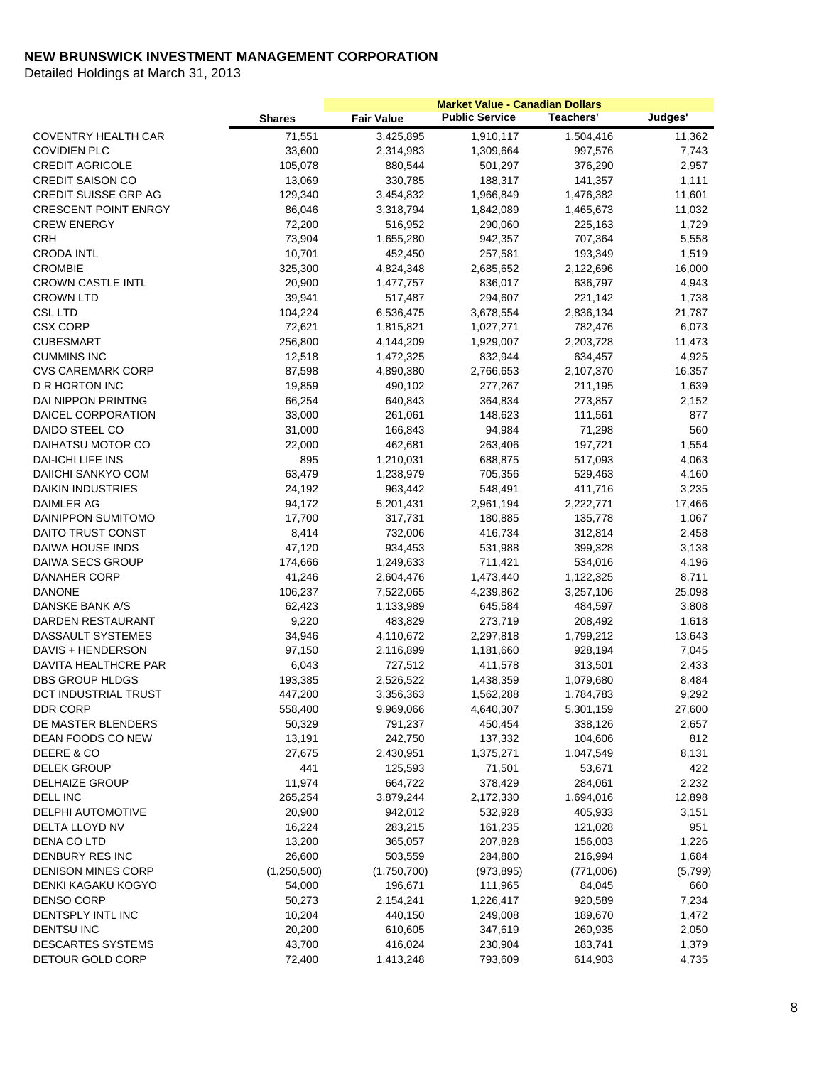**NEW BRUNSWICK INVESTMENT MANAGEMENT CORPORATION**

Detailed Holdings at March 31, 2013

| | | Market Value - Canadian Dollars | | | |
|---|---|---|---|---|---|
| | **Shares** | **Fair Value** | **Public Service** | **Teachers'** | **Judges'** |
| COVENTRY HEALTH CAR | 71,551 | 3,425,895 | 1,910,117 | 1,504,416 | 11,362 |
| COVIDIEN PLC | 33,600 | 2,314,983 | 1,309,664 | 997,576 | 7,743 |
| CREDIT AGRICOLE | 105,078 | 880,544 | 501,297 | 376,290 | 2,957 |
| CREDIT SAISON CO | 13,069 | 330,785 | 188,317 | 141,357 | 1,111 |
| CREDIT SUISSE GRP AG | 129,340 | 3,454,832 | 1,966,849 | 1,476,382 | 11,601 |
| CRESCENT POINT ENRGY | 86,046 | 3,318,794 | 1,842,089 | 1,465,673 | 11,032 |
| CREW ENERGY | 72,200 | 516,952 | 290,060 | 225,163 | 1,729 |
| CRH | 73,904 | 1,655,280 | 942,357 | 707,364 | 5,558 |
| CRODA INTL | 10,701 | 452,450 | 257,581 | 193,349 | 1,519 |
| CROMBIE | 325,300 | 4,824,348 | 2,685,652 | 2,122,696 | 16,000 |
| CROWN CASTLE INTL | 20,900 | 1,477,757 | 836,017 | 636,797 | 4,943 |
| CROWN LTD | 39,941 | 517,487 | 294,607 | 221,142 | 1,738 |
| CSL LTD | 104,224 | 6,536,475 | 3,678,554 | 2,836,134 | 21,787 |
| CSX CORP | 72,621 | 1,815,821 | 1,027,271 | 782,476 | 6,073 |
| CUBESMART | 256,800 | 4,144,209 | 1,929,007 | 2,203,728 | 11,473 |
| CUMMINS INC | 12,518 | 1,472,325 | 832,944 | 634,457 | 4,925 |
| CVS CAREMARK CORP | 87,598 | 4,890,380 | 2,766,653 | 2,107,370 | 16,357 |
| D R HORTON INC | 19,859 | 490,102 | 277,267 | 211,195 | 1,639 |
| DAI NIPPON PRINTNG | 66,254 | 640,843 | 364,834 | 273,857 | 2,152 |
| DAICEL CORPORATION | 33,000 | 261,061 | 148,623 | 111,561 | 877 |
| DAIDO STEEL CO | 31,000 | 166,843 | 94,984 | 71,298 | 560 |
| DAIHATSU MOTOR CO | 22,000 | 462,681 | 263,406 | 197,721 | 1,554 |
| DAI-ICHI LIFE INS | 895 | 1,210,031 | 688,875 | 517,093 | 4,063 |
| DAIICHI SANKYO COM | 63,479 | 1,238,979 | 705,356 | 529,463 | 4,160 |
| DAIKIN INDUSTRIES | 24,192 | 963,442 | 548,491 | 411,716 | 3,235 |
| DAIMLER AG | 94,172 | 5,201,431 | 2,961,194 | 2,222,771 | 17,466 |
| DAINIPPON SUMITOMO | 17,700 | 317,731 | 180,885 | 135,778 | 1,067 |
| DAITO TRUST CONST | 8,414 | 732,006 | 416,734 | 312,814 | 2,458 |
| DAIWA HOUSE INDS | 47,120 | 934,453 | 531,988 | 399,328 | 3,138 |
| DAIWA SECS GROUP | 174,666 | 1,249,633 | 711,421 | 534,016 | 4,196 |
| DANAHER CORP | 41,246 | 2,604,476 | 1,473,440 | 1,122,325 | 8,711 |
| DANONE | 106,237 | 7,522,065 | 4,239,862 | 3,257,106 | 25,098 |
| DANSKE BANK A/S | 62,423 | 1,133,989 | 645,584 | 484,597 | 3,808 |
| DARDEN RESTAURANT | 9,220 | 483,829 | 273,719 | 208,492 | 1,618 |
| DASSAULT SYSTEMES | 34,946 | 4,110,672 | 2,297,818 | 1,799,212 | 13,643 |
| DAVIS + HENDERSON | 97,150 | 2,116,899 | 1,181,660 | 928,194 | 7,045 |
| DAVITA HEALTHCRE PAR | 6,043 | 727,512 | 411,578 | 313,501 | 2,433 |
| DBS GROUP HLDGS | 193,385 | 2,526,522 | 1,438,359 | 1,079,680 | 8,484 |
| DCT INDUSTRIAL TRUST | 447,200 | 3,356,363 | 1,562,288 | 1,784,783 | 9,292 |
| DDR CORP | 558,400 | 9,969,066 | 4,640,307 | 5,301,159 | 27,600 |
| DE MASTER BLENDERS | 50,329 | 791,237 | 450,454 | 338,126 | 2,657 |
| DEAN FOODS CO NEW | 13,191 | 242,750 | 137,332 | 104,606 | 812 |
| DEERE & CO | 27,675 | 2,430,951 | 1,375,271 | 1,047,549 | 8,131 |
| DELEK GROUP | 441 | 125,593 | 71,501 | 53,671 | 422 |
| DELHAIZE GROUP | 11,974 | 664,722 | 378,429 | 284,061 | 2,232 |
| DELL INC | 265,254 | 3,879,244 | 2,172,330 | 1,694,016 | 12,898 |
| DELPHI AUTOMOTIVE | 20,900 | 942,012 | 532,928 | 405,933 | 3,151 |
| DELTA LLOYD NV | 16,224 | 283,215 | 161,235 | 121,028 | 951 |
| DENA CO LTD | 13,200 | 365,057 | 207,828 | 156,003 | 1,226 |
| DENBURY RES INC | 26,600 | 503,559 | 284,880 | 216,994 | 1,684 |
| DENISON MINES CORP | (1,250,500) | (1,750,700) | (973,895) | (771,006) | (5,799) |
| DENKI KAGAKU KOGYO | 54,000 | 196,671 | 111,965 | 84,045 | 660 |
| DENSO CORP | 50,273 | 2,154,241 | 1,226,417 | 920,589 | 7,234 |
| DENTSPLY INTL INC | 10,204 | 440,150 | 249,008 | 189,670 | 1,472 |
| DENTSU INC | 20,200 | 610,605 | 347,619 | 260,935 | 2,050 |
| DESCARTES SYSTEMS | 43,700 | 416,024 | 230,904 | 183,741 | 1,379 |
| DETOUR GOLD CORP | 72,400 | 1,413,248 | 793,609 | 614,903 | 4,735 |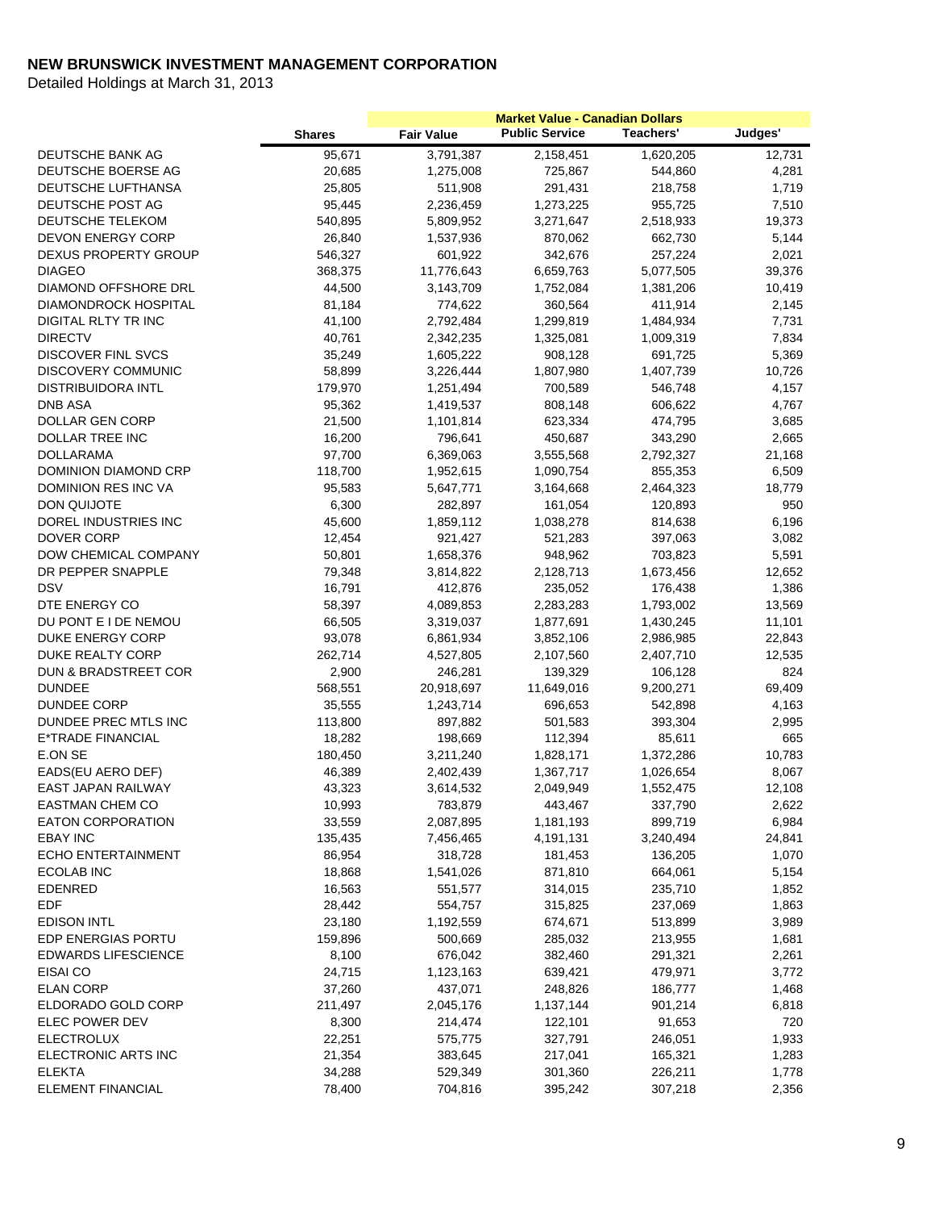# NEW BRUNSWICK INVESTMENT MANAGEMENT CORPORATION

Detailed Holdings at March 31, 2013

| | | Market Value - Canadian Dollars | | | |
|---|---|---|---|---|---|
| | **Shares** | **Fair Value** | **Public Service** | **Teachers'** | **Judges'** |
| DEUTSCHE BANK AG | 95,671 | 3,791,387 | 2,158,451 | 1,620,205 | 12,731 |
| DEUTSCHE BOERSE AG | 20,685 | 1,275,008 | 725,867 | 544,860 | 4,281 |
| DEUTSCHE LUFTHANSA | 25,805 | 511,908 | 291,431 | 218,758 | 1,719 |
| DEUTSCHE POST AG | 95,445 | 2,236,459 | 1,273,225 | 955,725 | 7,510 |
| DEUTSCHE TELEKOM | 540,895 | 5,809,952 | 3,271,647 | 2,518,933 | 19,373 |
| DEVON ENERGY CORP | 26,840 | 1,537,936 | 870,062 | 662,730 | 5,144 |
| DEXUS PROPERTY GROUP | 546,327 | 601,922 | 342,676 | 257,224 | 2,021 |
| DIAGEO | 368,375 | 11,776,643 | 6,659,763 | 5,077,505 | 39,376 |
| DIAMOND OFFSHORE DRL | 44,500 | 3,143,709 | 1,752,084 | 1,381,206 | 10,419 |
| DIAMONDROCK HOSPITAL | 81,184 | 774,622 | 360,564 | 411,914 | 2,145 |
| DIGITAL RLTY TR INC | 41,100 | 2,792,484 | 1,299,819 | 1,484,934 | 7,731 |
| DIRECTV | 40,761 | 2,342,235 | 1,325,081 | 1,009,319 | 7,834 |
| DISCOVER FINL SVCS | 35,249 | 1,605,222 | 908,128 | 691,725 | 5,369 |
| DISCOVERY COMMUNIC | 58,899 | 3,226,444 | 1,807,980 | 1,407,739 | 10,726 |
| DISTRIBUIDORA INTL | 179,970 | 1,251,494 | 700,589 | 546,748 | 4,157 |
| DNB ASA | 95,362 | 1,419,537 | 808,148 | 606,622 | 4,767 |
| DOLLAR GEN CORP | 21,500 | 1,101,814 | 623,334 | 474,795 | 3,685 |
| DOLLAR TREE INC | 16,200 | 796,641 | 450,687 | 343,290 | 2,665 |
| DOLLARAMA | 97,700 | 6,369,063 | 3,555,568 | 2,792,327 | 21,168 |
| DOMINION DIAMOND CRP | 118,700 | 1,952,615 | 1,090,754 | 855,353 | 6,509 |
| DOMINION RES INC VA | 95,583 | 5,647,771 | 3,164,668 | 2,464,323 | 18,779 |
| DON QUIJOTE | 6,300 | 282,897 | 161,054 | 120,893 | 950 |
| DOREL INDUSTRIES INC | 45,600 | 1,859,112 | 1,038,278 | 814,638 | 6,196 |
| DOVER CORP | 12,454 | 921,427 | 521,283 | 397,063 | 3,082 |
| DOW CHEMICAL COMPANY | 50,801 | 1,658,376 | 948,962 | 703,823 | 5,591 |
| DR PEPPER SNAPPLE | 79,348 | 3,814,822 | 2,128,713 | 1,673,456 | 12,652 |
| DSV | 16,791 | 412,876 | 235,052 | 176,438 | 1,386 |
| DTE ENERGY CO | 58,397 | 4,089,853 | 2,283,283 | 1,793,002 | 13,569 |
| DU PONT E I DE NEMOU | 66,505 | 3,319,037 | 1,877,691 | 1,430,245 | 11,101 |
| DUKE ENERGY CORP | 93,078 | 6,861,934 | 3,852,106 | 2,986,985 | 22,843 |
| DUKE REALTY CORP | 262,714 | 4,527,805 | 2,107,560 | 2,407,710 | 12,535 |
| DUN & BRADSTREET COR | 2,900 | 246,281 | 139,329 | 106,128 | 824 |
| DUNDEE | 568,551 | 20,918,697 | 11,649,016 | 9,200,271 | 69,409 |
| DUNDEE CORP | 35,555 | 1,243,714 | 696,653 | 542,898 | 4,163 |
| DUNDEE PREC MTLS INC | 113,800 | 897,882 | 501,583 | 393,304 | 2,995 |
| E*TRADE FINANCIAL | 18,282 | 198,669 | 112,394 | 85,611 | 665 |
| E.ON SE | 180,450 | 3,211,240 | 1,828,171 | 1,372,286 | 10,783 |
| EADS(EU AERO DEF) | 46,389 | 2,402,439 | 1,367,717 | 1,026,654 | 8,067 |
| EAST JAPAN RAILWAY | 43,323 | 3,614,532 | 2,049,949 | 1,552,475 | 12,108 |
| EASTMAN CHEM CO | 10,993 | 783,879 | 443,467 | 337,790 | 2,622 |
| EATON CORPORATION | 33,559 | 2,087,895 | 1,181,193 | 899,719 | 6,984 |
| EBAY INC | 135,435 | 7,456,465 | 4,191,131 | 3,240,494 | 24,841 |
| ECHO ENTERTAINMENT | 86,954 | 318,728 | 181,453 | 136,205 | 1,070 |
| ECOLAB INC | 18,868 | 1,541,026 | 871,810 | 664,061 | 5,154 |
| EDENRED | 16,563 | 551,577 | 314,015 | 235,710 | 1,852 |
| EDF | 28,442 | 554,757 | 315,825 | 237,069 | 1,863 |
| EDISON INTL | 23,180 | 1,192,559 | 674,671 | 513,899 | 3,989 |
| EDP ENERGIAS PORTU | 159,896 | 500,669 | 285,032 | 213,955 | 1,681 |
| EDWARDS LIFESCIENCE | 8,100 | 676,042 | 382,460 | 291,321 | 2,261 |
| EISAI CO | 24,715 | 1,123,163 | 639,421 | 479,971 | 3,772 |
| ELAN CORP | 37,260 | 437,071 | 248,826 | 186,777 | 1,468 |
| ELDORADO GOLD CORP | 211,497 | 2,045,176 | 1,137,144 | 901,214 | 6,818 |
| ELEC POWER DEV | 8,300 | 214,474 | 122,101 | 91,653 | 720 |
| ELECTROLUX | 22,251 | 575,775 | 327,791 | 246,051 | 1,933 |
| ELECTRONIC ARTS INC | 21,354 | 383,645 | 217,041 | 165,321 | 1,283 |
| ELEKTA | 34,288 | 529,349 | 301,360 | 226,211 | 1,778 |
| ELEMENT FINANCIAL | 78,400 | 704,816 | 395,242 | 307,218 | 2,356 |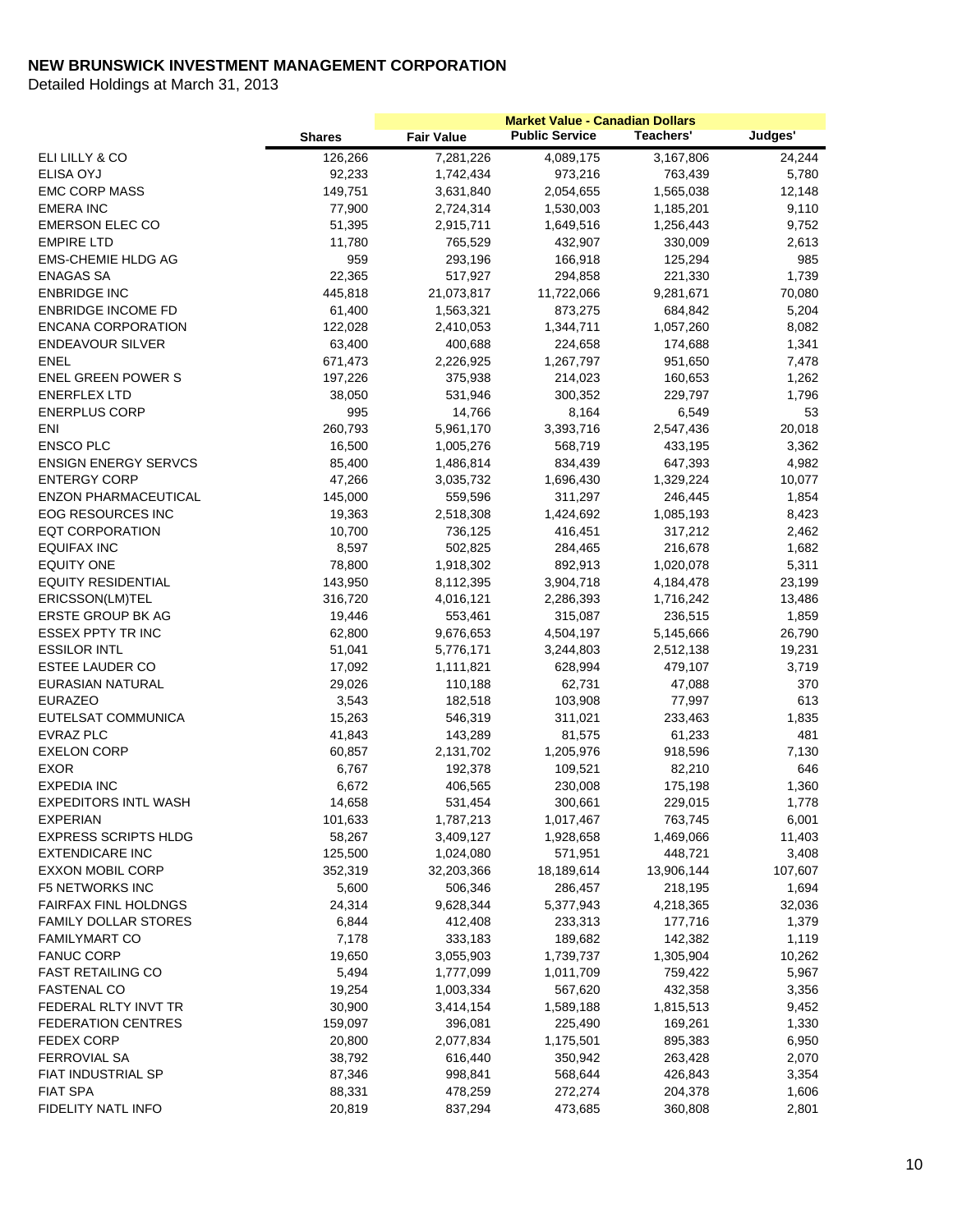**NEW BRUNSWICK INVESTMENT MANAGEMENT CORPORATION**

Detailed Holdings at March 31, 2013

| | | Market Value - Canadian Dollars | | | |
|---|---|---|---|---|---|
| | **Shares** | **Fair Value** | **Public Service** | **Teachers'** | **Judges'** |
| ELI LILLY & CO | 126,266 | 7,281,226 | 4,089,175 | 3,167,806 | 24,244 |
| ELISA OYJ | 92,233 | 1,742,434 | 973,216 | 763,439 | 5,780 |
| EMC CORP MASS | 149,751 | 3,631,840 | 2,054,655 | 1,565,038 | 12,148 |
| EMERA INC | 77,900 | 2,724,314 | 1,530,003 | 1,185,201 | 9,110 |
| EMERSON ELEC CO | 51,395 | 2,915,711 | 1,649,516 | 1,256,443 | 9,752 |
| EMPIRE LTD | 11,780 | 765,529 | 432,907 | 330,009 | 2,613 |
| EMS-CHEMIE HLDG AG | 959 | 293,196 | 166,918 | 125,294 | 985 |
| ENAGAS SA | 22,365 | 517,927 | 294,858 | 221,330 | 1,739 |
| ENBRIDGE INC | 445,818 | 21,073,817 | 11,722,066 | 9,281,671 | 70,080 |
| ENBRIDGE INCOME FD | 61,400 | 1,563,321 | 873,275 | 684,842 | 5,204 |
| ENCANA CORPORATION | 122,028 | 2,410,053 | 1,344,711 | 1,057,260 | 8,082 |
| ENDEAVOUR SILVER | 63,400 | 400,688 | 224,658 | 174,688 | 1,341 |
| ENEL | 671,473 | 2,226,925 | 1,267,797 | 951,650 | 7,478 |
| ENEL GREEN POWER S | 197,226 | 375,938 | 214,023 | 160,653 | 1,262 |
| ENERFLEX LTD | 38,050 | 531,946 | 300,352 | 229,797 | 1,796 |
| ENERPLUS CORP | 995 | 14,766 | 8,164 | 6,549 | 53 |
| ENI | 260,793 | 5,961,170 | 3,393,716 | 2,547,436 | 20,018 |
| ENSCO PLC | 16,500 | 1,005,276 | 568,719 | 433,195 | 3,362 |
| ENSIGN ENERGY SERVCS | 85,400 | 1,486,814 | 834,439 | 647,393 | 4,982 |
| ENTERGY CORP | 47,266 | 3,035,732 | 1,696,430 | 1,329,224 | 10,077 |
| ENZON PHARMACEUTICAL | 145,000 | 559,596 | 311,297 | 246,445 | 1,854 |
| EOG RESOURCES INC | 19,363 | 2,518,308 | 1,424,692 | 1,085,193 | 8,423 |
| EQT CORPORATION | 10,700 | 736,125 | 416,451 | 317,212 | 2,462 |
| EQUIFAX INC | 8,597 | 502,825 | 284,465 | 216,678 | 1,682 |
| EQUITY ONE | 78,800 | 1,918,302 | 892,913 | 1,020,078 | 5,311 |
| EQUITY RESIDENTIAL | 143,950 | 8,112,395 | 3,904,718 | 4,184,478 | 23,199 |
| ERICSSON(LM)TEL | 316,720 | 4,016,121 | 2,286,393 | 1,716,242 | 13,486 |
| ERSTE GROUP BK AG | 19,446 | 553,461 | 315,087 | 236,515 | 1,859 |
| ESSEX PPTY TR INC | 62,800 | 9,676,653 | 4,504,197 | 5,145,666 | 26,790 |
| ESSILOR INTL | 51,041 | 5,776,171 | 3,244,803 | 2,512,138 | 19,231 |
| ESTEE LAUDER CO | 17,092 | 1,111,821 | 628,994 | 479,107 | 3,719 |
| EURASIAN NATURAL | 29,026 | 110,188 | 62,731 | 47,088 | 370 |
| EURAZEO | 3,543 | 182,518 | 103,908 | 77,997 | 613 |
| EUTELSAT COMMUNICA | 15,263 | 546,319 | 311,021 | 233,463 | 1,835 |
| EVRAZ PLC | 41,843 | 143,289 | 81,575 | 61,233 | 481 |
| EXELON CORP | 60,857 | 2,131,702 | 1,205,976 | 918,596 | 7,130 |
| EXOR | 6,767 | 192,378 | 109,521 | 82,210 | 646 |
| EXPEDIA INC | 6,672 | 406,565 | 230,008 | 175,198 | 1,360 |
| EXPEDITORS INTL WASH | 14,658 | 531,454 | 300,661 | 229,015 | 1,778 |
| EXPERIAN | 101,633 | 1,787,213 | 1,017,467 | 763,745 | 6,001 |
| EXPRESS SCRIPTS HLDG | 58,267 | 3,409,127 | 1,928,658 | 1,469,066 | 11,403 |
| EXTENDICARE INC | 125,500 | 1,024,080 | 571,951 | 448,721 | 3,408 |
| EXXON MOBIL CORP | 352,319 | 32,203,366 | 18,189,614 | 13,906,144 | 107,607 |
| F5 NETWORKS INC | 5,600 | 506,346 | 286,457 | 218,195 | 1,694 |
| FAIRFAX FINL HOLDNGS | 24,314 | 9,628,344 | 5,377,943 | 4,218,365 | 32,036 |
| FAMILY DOLLAR STORES | 6,844 | 412,408 | 233,313 | 177,716 | 1,379 |
| FAMILYMART CO | 7,178 | 333,183 | 189,682 | 142,382 | 1,119 |
| FANUC CORP | 19,650 | 3,055,903 | 1,739,737 | 1,305,904 | 10,262 |
| FAST RETAILING CO | 5,494 | 1,777,099 | 1,011,709 | 759,422 | 5,967 |
| FASTENAL CO | 19,254 | 1,003,334 | 567,620 | 432,358 | 3,356 |
| FEDERAL RLTY INVT TR | 30,900 | 3,414,154 | 1,589,188 | 1,815,513 | 9,452 |
| FEDERATION CENTRES | 159,097 | 396,081 | 225,490 | 169,261 | 1,330 |
| FEDEX CORP | 20,800 | 2,077,834 | 1,175,501 | 895,383 | 6,950 |
| FERROVIAL SA | 38,792 | 616,440 | 350,942 | 263,428 | 2,070 |
| FIAT INDUSTRIAL SP | 87,346 | 998,841 | 568,644 | 426,843 | 3,354 |
| FIAT SPA | 88,331 | 478,259 | 272,274 | 204,378 | 1,606 |
| FIDELITY NATL INFO | 20,819 | 837,294 | 473,685 | 360,808 | 2,801 |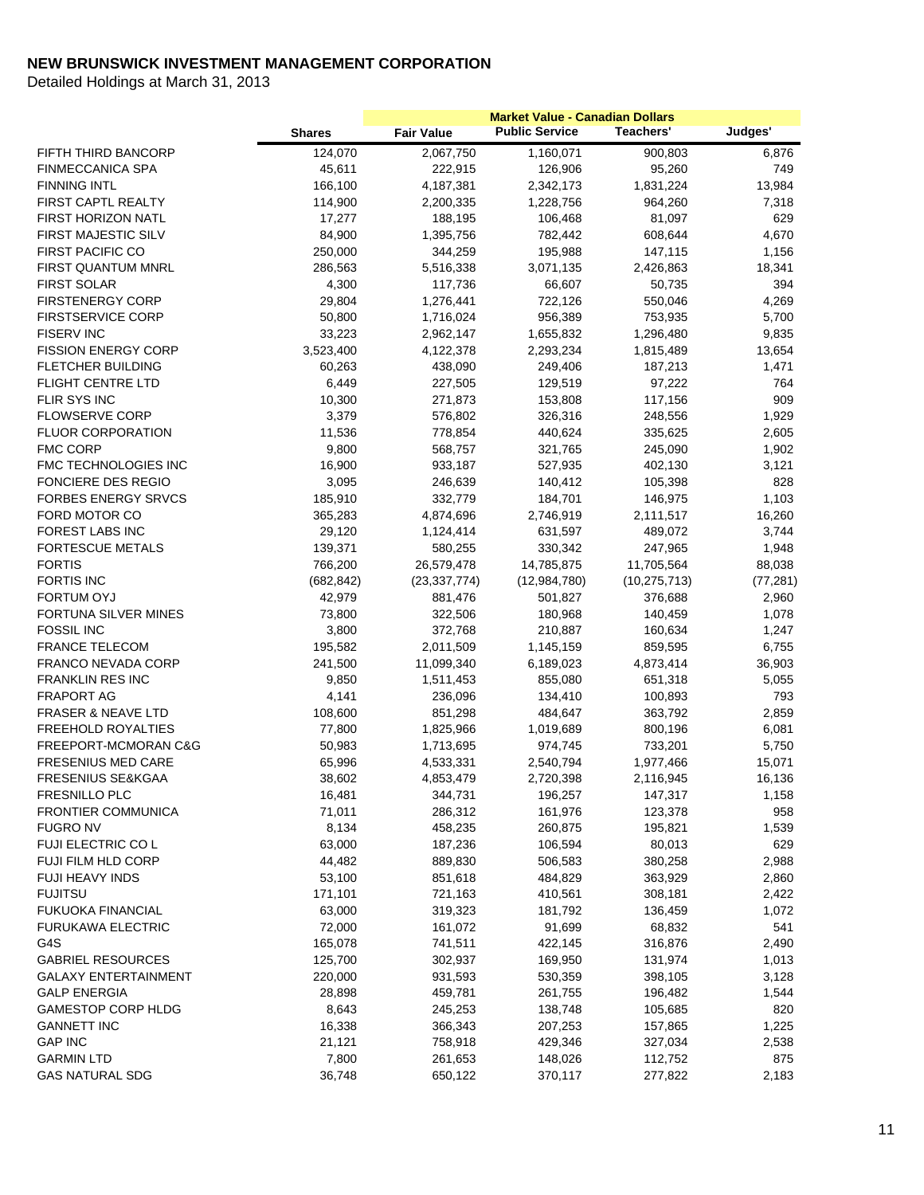# NEW BRUNSWICK INVESTMENT MANAGEMENT CORPORATION

Detailed Holdings at March 31, 2013

| | | Market Value - Canadian Dollars | | | |
|---|---|---|---|---|---|
| | Shares | Fair Value | Public Service | Teachers' | Judges' |
| FIFTH THIRD BANCORP | 124,070 | 2,067,750 | 1,160,071 | 900,803 | 6,876 |
| FINMECCANICA SPA | 45,611 | 222,915 | 126,906 | 95,260 | 749 |
| FINNING INTL | 166,100 | 4,187,381 | 2,342,173 | 1,831,224 | 13,984 |
| FIRST CAPTL REALTY | 114,900 | 2,200,335 | 1,228,756 | 964,260 | 7,318 |
| FIRST HORIZON NATL | 17,277 | 188,195 | 106,468 | 81,097 | 629 |
| FIRST MAJESTIC SILV | 84,900 | 1,395,756 | 782,442 | 608,644 | 4,670 |
| FIRST PACIFIC CO | 250,000 | 344,259 | 195,988 | 147,115 | 1,156 |
| FIRST QUANTUM MNRL | 286,563 | 5,516,338 | 3,071,135 | 2,426,863 | 18,341 |
| FIRST SOLAR | 4,300 | 117,736 | 66,607 | 50,735 | 394 |
| FIRSTENERGY CORP | 29,804 | 1,276,441 | 722,126 | 550,046 | 4,269 |
| FIRSTSERVICE CORP | 50,800 | 1,716,024 | 956,389 | 753,935 | 5,700 |
| FISERV INC | 33,223 | 2,962,147 | 1,655,832 | 1,296,480 | 9,835 |
| FISSION ENERGY CORP | 3,523,400 | 4,122,378 | 2,293,234 | 1,815,489 | 13,654 |
| FLETCHER BUILDING | 60,263 | 438,090 | 249,406 | 187,213 | 1,471 |
| FLIGHT CENTRE LTD | 6,449 | 227,505 | 129,519 | 97,222 | 764 |
| FLIR SYS INC | 10,300 | 271,873 | 153,808 | 117,156 | 909 |
| FLOWSERVE CORP | 3,379 | 576,802 | 326,316 | 248,556 | 1,929 |
| FLUOR CORPORATION | 11,536 | 778,854 | 440,624 | 335,625 | 2,605 |
| FMC CORP | 9,800 | 568,757 | 321,765 | 245,090 | 1,902 |
| FMC TECHNOLOGIES INC | 16,900 | 933,187 | 527,935 | 402,130 | 3,121 |
| FONCIERE DES REGIO | 3,095 | 246,639 | 140,412 | 105,398 | 828 |
| FORBES ENERGY SRVCS | 185,910 | 332,779 | 184,701 | 146,975 | 1,103 |
| FORD MOTOR CO | 365,283 | 4,874,696 | 2,746,919 | 2,111,517 | 16,260 |
| FOREST LABS INC | 29,120 | 1,124,414 | 631,597 | 489,072 | 3,744 |
| FORTESCUE METALS | 139,371 | 580,255 | 330,342 | 247,965 | 1,948 |
| FORTIS | 766,200 | 26,579,478 | 14,785,875 | 11,705,564 | 88,038 |
| FORTIS INC | (682,842) | (23,337,774) | (12,984,780) | (10,275,713) | (77,281) |
| FORTUM OYJ | 42,979 | 881,476 | 501,827 | 376,688 | 2,960 |
| FORTUNA SILVER MINES | 73,800 | 322,506 | 180,968 | 140,459 | 1,078 |
| FOSSIL INC | 3,800 | 372,768 | 210,887 | 160,634 | 1,247 |
| FRANCE TELECOM | 195,582 | 2,011,509 | 1,145,159 | 859,595 | 6,755 |
| FRANCO NEVADA CORP | 241,500 | 11,099,340 | 6,189,023 | 4,873,414 | 36,903 |
| FRANKLIN RES INC | 9,850 | 1,511,453 | 855,080 | 651,318 | 5,055 |
| FRAPORT AG | 4,141 | 236,096 | 134,410 | 100,893 | 793 |
| FRASER & NEAVE LTD | 108,600 | 851,298 | 484,647 | 363,792 | 2,859 |
| FREEHOLD ROYALTIES | 77,800 | 1,825,966 | 1,019,689 | 800,196 | 6,081 |
| FREEPORT-MCMORAN C&G | 50,983 | 1,713,695 | 974,745 | 733,201 | 5,750 |
| FRESENIUS MED CARE | 65,996 | 4,533,331 | 2,540,794 | 1,977,466 | 15,071 |
| FRESENIUS SE&KGAA | 38,602 | 4,853,479 | 2,720,398 | 2,116,945 | 16,136 |
| FRESNILLO PLC | 16,481 | 344,731 | 196,257 | 147,317 | 1,158 |
| FRONTIER COMMUNICA | 71,011 | 286,312 | 161,976 | 123,378 | 958 |
| FUGRO NV | 8,134 | 458,235 | 260,875 | 195,821 | 1,539 |
| FUJI ELECTRIC CO L | 63,000 | 187,236 | 106,594 | 80,013 | 629 |
| FUJI FILM HLD CORP | 44,482 | 889,830 | 506,583 | 380,258 | 2,988 |
| FUJI HEAVY INDS | 53,100 | 851,618 | 484,829 | 363,929 | 2,860 |
| FUJITSU | 171,101 | 721,163 | 410,561 | 308,181 | 2,422 |
| FUKUOKA FINANCIAL | 63,000 | 319,323 | 181,792 | 136,459 | 1,072 |
| FURUKAWA ELECTRIC | 72,000 | 161,072 | 91,699 | 68,832 | 541 |
| G4S | 165,078 | 741,511 | 422,145 | 316,876 | 2,490 |
| GABRIEL RESOURCES | 125,700 | 302,937 | 169,950 | 131,974 | 1,013 |
| GALAXY ENTERTAINMENT | 220,000 | 931,593 | 530,359 | 398,105 | 3,128 |
| GALP ENERGIA | 28,898 | 459,781 | 261,755 | 196,482 | 1,544 |
| GAMESTOP CORP HLDG | 8,643 | 245,253 | 138,748 | 105,685 | 820 |
| GANNETT INC | 16,338 | 366,343 | 207,253 | 157,865 | 1,225 |
| GAP INC | 21,121 | 758,918 | 429,346 | 327,034 | 2,538 |
| GARMIN LTD | 7,800 | 261,653 | 148,026 | 112,752 | 875 |
| GAS NATURAL SDG | 36,748 | 650,122 | 370,117 | 277,822 | 2,183 |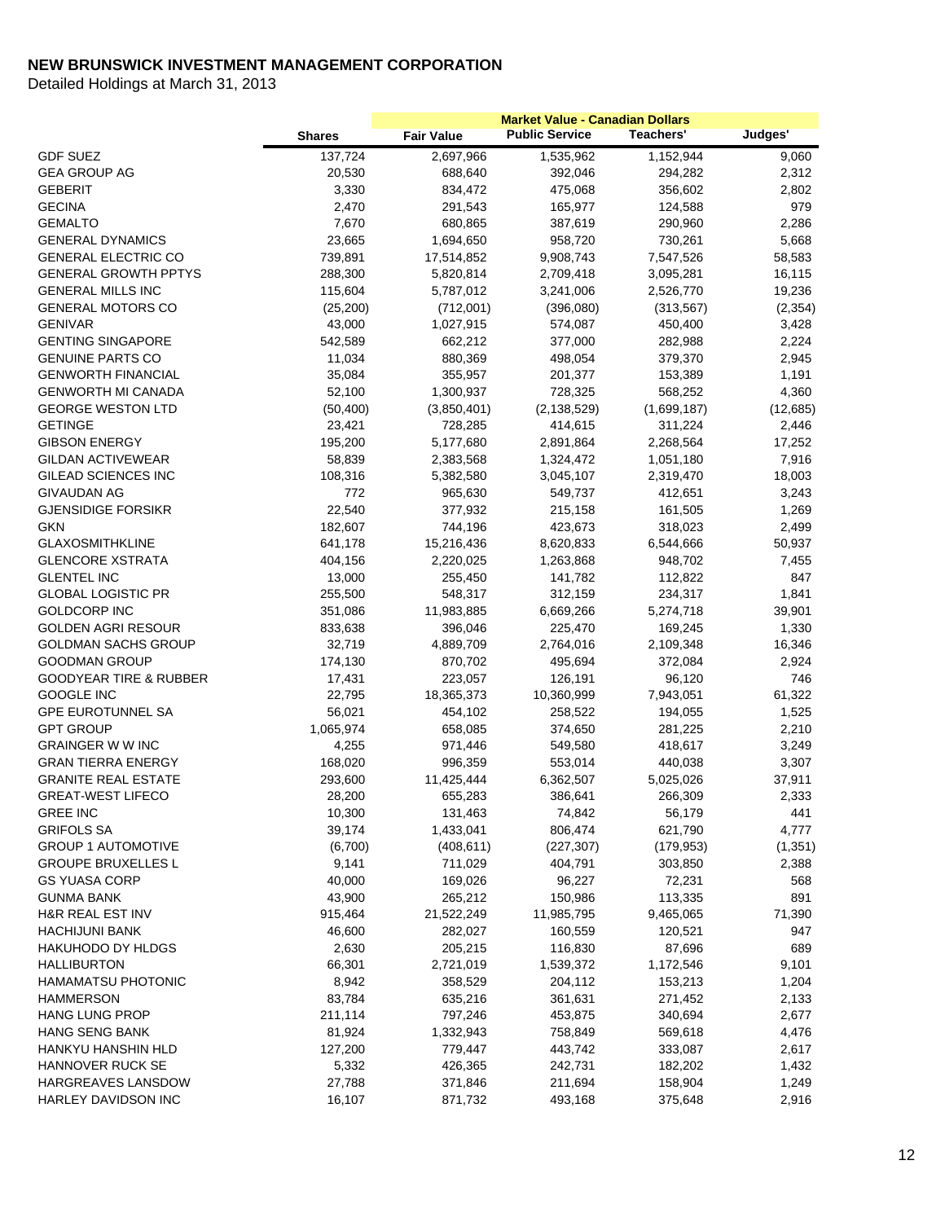**NEW BRUNSWICK INVESTMENT MANAGEMENT CORPORATION**

Detailed Holdings at March 31, 2013

| | | Market Value - Canadian Dollars | | | |
|---|---|---|---|---|---|
| | Shares | Fair Value | Public Service | Teachers' | Judges' |
| GDF SUEZ | 137,724 | 2,697,966 | 1,535,962 | 1,152,944 | 9,060 |
| GEA GROUP AG | 20,530 | 688,640 | 392,046 | 294,282 | 2,312 |
| GEBERIT | 3,330 | 834,472 | 475,068 | 356,602 | 2,802 |
| GECINA | 2,470 | 291,543 | 165,977 | 124,588 | 979 |
| GEMALTO | 7,670 | 680,865 | 387,619 | 290,960 | 2,286 |
| GENERAL DYNAMICS | 23,665 | 1,694,650 | 958,720 | 730,261 | 5,668 |
| GENERAL ELECTRIC CO | 739,891 | 17,514,852 | 9,908,743 | 7,547,526 | 58,583 |
| GENERAL GROWTH PPTYS | 288,300 | 5,820,814 | 2,709,418 | 3,095,281 | 16,115 |
| GENERAL MILLS INC | 115,604 | 5,787,012 | 3,241,006 | 2,526,770 | 19,236 |
| GENERAL MOTORS CO | (25,200) | (712,001) | (396,080) | (313,567) | (2,354) |
| GENIVAR | 43,000 | 1,027,915 | 574,087 | 450,400 | 3,428 |
| GENTING SINGAPORE | 542,589 | 662,212 | 377,000 | 282,988 | 2,224 |
| GENUINE PARTS CO | 11,034 | 880,369 | 498,054 | 379,370 | 2,945 |
| GENWORTH FINANCIAL | 35,084 | 355,957 | 201,377 | 153,389 | 1,191 |
| GENWORTH MI CANADA | 52,100 | 1,300,937 | 728,325 | 568,252 | 4,360 |
| GEORGE WESTON LTD | (50,400) | (3,850,401) | (2,138,529) | (1,699,187) | (12,685) |
| GETINGE | 23,421 | 728,285 | 414,615 | 311,224 | 2,446 |
| GIBSON ENERGY | 195,200 | 5,177,680 | 2,891,864 | 2,268,564 | 17,252 |
| GILDAN ACTIVEWEAR | 58,839 | 2,383,568 | 1,324,472 | 1,051,180 | 7,916 |
| GILEAD SCIENCES INC | 108,316 | 5,382,580 | 3,045,107 | 2,319,470 | 18,003 |
| GIVAUDAN AG | 772 | 965,630 | 549,737 | 412,651 | 3,243 |
| GJENSIDIGE FORSIKR | 22,540 | 377,932 | 215,158 | 161,505 | 1,269 |
| GKN | 182,607 | 744,196 | 423,673 | 318,023 | 2,499 |
| GLAXOSMITHKLINE | 641,178 | 15,216,436 | 8,620,833 | 6,544,666 | 50,937 |
| GLENCORE XSTRATA | 404,156 | 2,220,025 | 1,263,868 | 948,702 | 7,455 |
| GLENTEL INC | 13,000 | 255,450 | 141,782 | 112,822 | 847 |
| GLOBAL LOGISTIC PR | 255,500 | 548,317 | 312,159 | 234,317 | 1,841 |
| GOLDCORP INC | 351,086 | 11,983,885 | 6,669,266 | 5,274,718 | 39,901 |
| GOLDEN AGRI RESOUR | 833,638 | 396,046 | 225,470 | 169,245 | 1,330 |
| GOLDMAN SACHS GROUP | 32,719 | 4,889,709 | 2,764,016 | 2,109,348 | 16,346 |
| GOODMAN GROUP | 174,130 | 870,702 | 495,694 | 372,084 | 2,924 |
| GOODYEAR TIRE & RUBBER | 17,431 | 223,057 | 126,191 | 96,120 | 746 |
| GOOGLE INC | 22,795 | 18,365,373 | 10,360,999 | 7,943,051 | 61,322 |
| GPE EUROTUNNEL SA | 56,021 | 454,102 | 258,522 | 194,055 | 1,525 |
| GPT GROUP | 1,065,974 | 658,085 | 374,650 | 281,225 | 2,210 |
| GRAINGER W W INC | 4,255 | 971,446 | 549,580 | 418,617 | 3,249 |
| GRAN TIERRA ENERGY | 168,020 | 996,359 | 553,014 | 440,038 | 3,307 |
| GRANITE REAL ESTATE | 293,600 | 11,425,444 | 6,362,507 | 5,025,026 | 37,911 |
| GREAT-WEST LIFECO | 28,200 | 655,283 | 386,641 | 266,309 | 2,333 |
| GREE INC | 10,300 | 131,463 | 74,842 | 56,179 | 441 |
| GRIFOLS SA | 39,174 | 1,433,041 | 806,474 | 621,790 | 4,777 |
| GROUP 1 AUTOMOTIVE | (6,700) | (408,611) | (227,307) | (179,953) | (1,351) |
| GROUPE BRUXELLES L | 9,141 | 711,029 | 404,791 | 303,850 | 2,388 |
| GS YUASA CORP | 40,000 | 169,026 | 96,227 | 72,231 | 568 |
| GUNMA BANK | 43,900 | 265,212 | 150,986 | 113,335 | 891 |
| H&R REAL EST INV | 915,464 | 21,522,249 | 11,985,795 | 9,465,065 | 71,390 |
| HACHIJUNI BANK | 46,600 | 282,027 | 160,559 | 120,521 | 947 |
| HAKUHODO DY HLDGS | 2,630 | 205,215 | 116,830 | 87,696 | 689 |
| HALLIBURTON | 66,301 | 2,721,019 | 1,539,372 | 1,172,546 | 9,101 |
| HAMAMATSU PHOTONIC | 8,942 | 358,529 | 204,112 | 153,213 | 1,204 |
| HAMMERSON | 83,784 | 635,216 | 361,631 | 271,452 | 2,133 |
| HANG LUNG PROP | 211,114 | 797,246 | 453,875 | 340,694 | 2,677 |
| HANG SENG BANK | 81,924 | 1,332,943 | 758,849 | 569,618 | 4,476 |
| HANKYU HANSHIN HLD | 127,200 | 779,447 | 443,742 | 333,087 | 2,617 |
| HANNOVER RUCK SE | 5,332 | 426,365 | 242,731 | 182,202 | 1,432 |
| HARGREAVES LANSDOW | 27,788 | 371,846 | 211,694 | 158,904 | 1,249 |
| HARLEY DAVIDSON INC | 16,107 | 871,732 | 493,168 | 375,648 | 2,916 |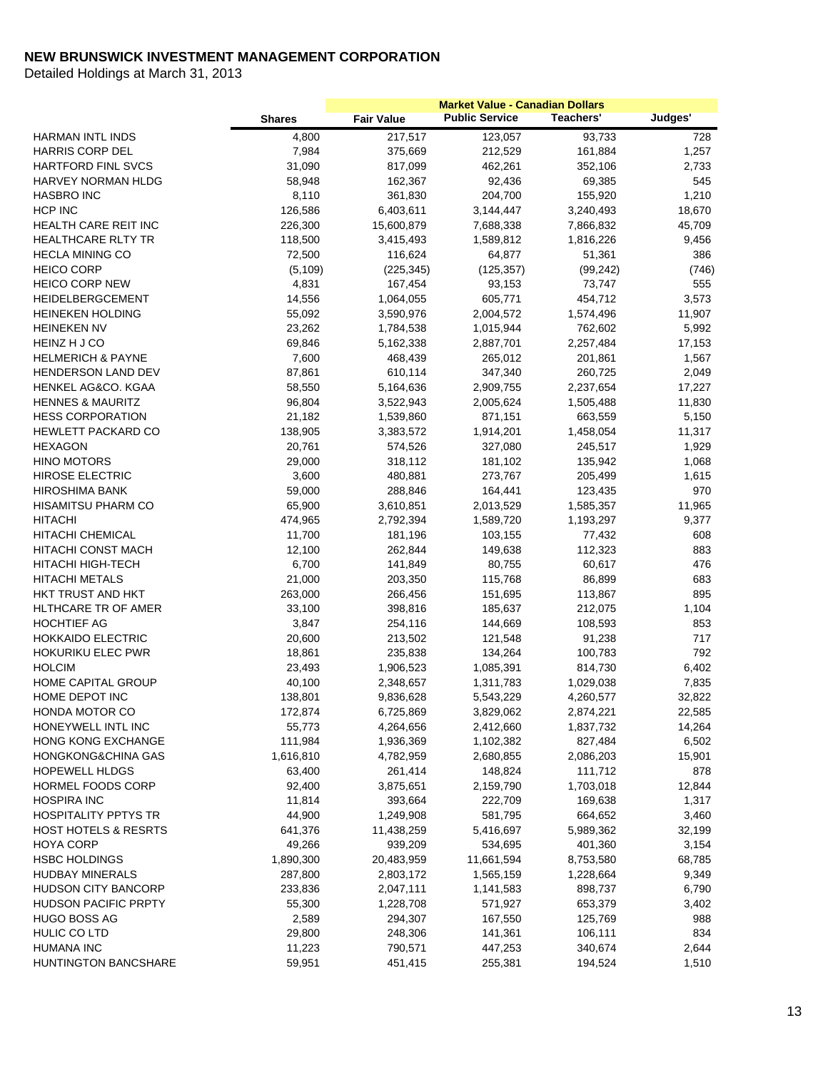**NEW BRUNSWICK INVESTMENT MANAGEMENT CORPORATION**

Detailed Holdings at March 31, 2013

| | | Market Value - Canadian Dollars | | | |
|---|---|---|---|---|---|
| | Shares | Fair Value | Public Service | Teachers' | Judges' |
| HARMAN INTL INDS | 4,800 | 217,517 | 123,057 | 93,733 | 728 |
| HARRIS CORP DEL | 7,984 | 375,669 | 212,529 | 161,884 | 1,257 |
| HARTFORD FINL SVCS | 31,090 | 817,099 | 462,261 | 352,106 | 2,733 |
| HARVEY NORMAN HLDG | 58,948 | 162,367 | 92,436 | 69,385 | 545 |
| HASBRO INC | 8,110 | 361,830 | 204,700 | 155,920 | 1,210 |
| HCP INC | 126,586 | 6,403,611 | 3,144,447 | 3,240,493 | 18,670 |
| HEALTH CARE REIT INC | 226,300 | 15,600,879 | 7,688,338 | 7,866,832 | 45,709 |
| HEALTHCARE RLTY TR | 118,500 | 3,415,493 | 1,589,812 | 1,816,226 | 9,456 |
| HECLA MINING CO | 72,500 | 116,624 | 64,877 | 51,361 | 386 |
| HEICO CORP | (5,109) | (225,345) | (125,357) | (99,242) | (746) |
| HEICO CORP NEW | 4,831 | 167,454 | 93,153 | 73,747 | 555 |
| HEIDELBERGCEMENT | 14,556 | 1,064,055 | 605,771 | 454,712 | 3,573 |
| HEINEKEN HOLDING | 55,092 | 3,590,976 | 2,004,572 | 1,574,496 | 11,907 |
| HEINEKEN NV | 23,262 | 1,784,538 | 1,015,944 | 762,602 | 5,992 |
| HEINZ H J CO | 69,846 | 5,162,338 | 2,887,701 | 2,257,484 | 17,153 |
| HELMERICH & PAYNE | 7,600 | 468,439 | 265,012 | 201,861 | 1,567 |
| HENDERSON LAND DEV | 87,861 | 610,114 | 347,340 | 260,725 | 2,049 |
| HENKEL AG&CO. KGAA | 58,550 | 5,164,636 | 2,909,755 | 2,237,654 | 17,227 |
| HENNES & MAURITZ | 96,804 | 3,522,943 | 2,005,624 | 1,505,488 | 11,830 |
| HESS CORPORATION | 21,182 | 1,539,860 | 871,151 | 663,559 | 5,150 |
| HEWLETT PACKARD CO | 138,905 | 3,383,572 | 1,914,201 | 1,458,054 | 11,317 |
| HEXAGON | 20,761 | 574,526 | 327,080 | 245,517 | 1,929 |
| HINO MOTORS | 29,000 | 318,112 | 181,102 | 135,942 | 1,068 |
| HIROSE ELECTRIC | 3,600 | 480,881 | 273,767 | 205,499 | 1,615 |
| HIROSHIMA BANK | 59,000 | 288,846 | 164,441 | 123,435 | 970 |
| HISAMITSU PHARM CO | 65,900 | 3,610,851 | 2,013,529 | 1,585,357 | 11,965 |
| HITACHI | 474,965 | 2,792,394 | 1,589,720 | 1,193,297 | 9,377 |
| HITACHI CHEMICAL | 11,700 | 181,196 | 103,155 | 77,432 | 608 |
| HITACHI CONST MACH | 12,100 | 262,844 | 149,638 | 112,323 | 883 |
| HITACHI HIGH-TECH | 6,700 | 141,849 | 80,755 | 60,617 | 476 |
| HITACHI METALS | 21,000 | 203,350 | 115,768 | 86,899 | 683 |
| HKT TRUST AND HKT | 263,000 | 266,456 | 151,695 | 113,867 | 895 |
| HLTHCARE TR OF AMER | 33,100 | 398,816 | 185,637 | 212,075 | 1,104 |
| HOCHTIEF AG | 3,847 | 254,116 | 144,669 | 108,593 | 853 |
| HOKKAIDO ELECTRIC | 20,600 | 213,502 | 121,548 | 91,238 | 717 |
| HOKURIKU ELEC PWR | 18,861 | 235,838 | 134,264 | 100,783 | 792 |
| HOLCIM | 23,493 | 1,906,523 | 1,085,391 | 814,730 | 6,402 |
| HOME CAPITAL GROUP | 40,100 | 2,348,657 | 1,311,783 | 1,029,038 | 7,835 |
| HOME DEPOT INC | 138,801 | 9,836,628 | 5,543,229 | 4,260,577 | 32,822 |
| HONDA MOTOR CO | 172,874 | 6,725,869 | 3,829,062 | 2,874,221 | 22,585 |
| HONEYWELL INTL INC | 55,773 | 4,264,656 | 2,412,660 | 1,837,732 | 14,264 |
| HONG KONG EXCHANGE | 111,984 | 1,936,369 | 1,102,382 | 827,484 | 6,502 |
| HONGKONG&CHINA GAS | 1,616,810 | 4,782,959 | 2,680,855 | 2,086,203 | 15,901 |
| HOPEWELL HLDGS | 63,400 | 261,414 | 148,824 | 111,712 | 878 |
| HORMEL FOODS CORP | 92,400 | 3,875,651 | 2,159,790 | 1,703,018 | 12,844 |
| HOSPIRA INC | 11,814 | 393,664 | 222,709 | 169,638 | 1,317 |
| HOSPITALITY PPTYS TR | 44,900 | 1,249,908 | 581,795 | 664,652 | 3,460 |
| HOST HOTELS & RESRTS | 641,376 | 11,438,259 | 5,416,697 | 5,989,362 | 32,199 |
| HOYA CORP | 49,266 | 939,209 | 534,695 | 401,360 | 3,154 |
| HSBC HOLDINGS | 1,890,300 | 20,483,959 | 11,661,594 | 8,753,580 | 68,785 |
| HUDBAY MINERALS | 287,800 | 2,803,172 | 1,565,159 | 1,228,664 | 9,349 |
| HUDSON CITY BANCORP | 233,836 | 2,047,111 | 1,141,583 | 898,737 | 6,790 |
| HUDSON PACIFIC PRPTY | 55,300 | 1,228,708 | 571,927 | 653,379 | 3,402 |
| HUGO BOSS AG | 2,589 | 294,307 | 167,550 | 125,769 | 988 |
| HULIC CO LTD | 29,800 | 248,306 | 141,361 | 106,111 | 834 |
| HUMANA INC | 11,223 | 790,571 | 447,253 | 340,674 | 2,644 |
| HUNTINGTON BANCSHARE | 59,951 | 451,415 | 255,381 | 194,524 | 1,510 |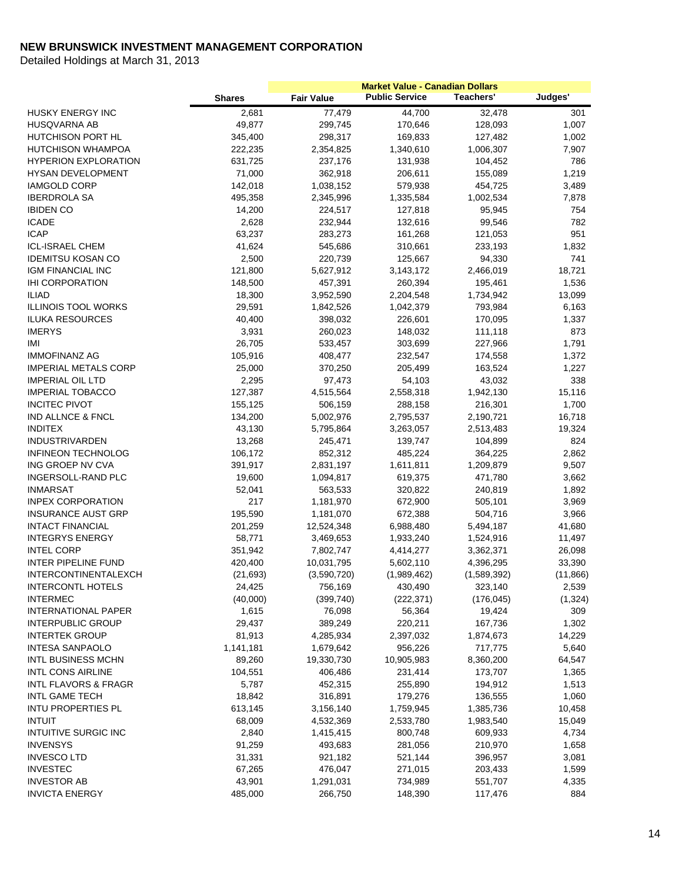**NEW BRUNSWICK INVESTMENT MANAGEMENT CORPORATION**

Detailed Holdings at March 31, 2013

| | | Market Value - Canadian Dollars | | | |
|---|---|---|---|---|---|
| | **Shares** | **Fair Value** | **Public Service** | **Teachers'** | **Judges'** |
| HUSKY ENERGY INC | 2,681 | 77,479 | 44,700 | 32,478 | 301 |
| HUSQVARNA AB | 49,877 | 299,745 | 170,646 | 128,093 | 1,007 |
| HUTCHISON PORT HL | 345,400 | 298,317 | 169,833 | 127,482 | 1,002 |
| HUTCHISON WHAMPOA | 222,235 | 2,354,825 | 1,340,610 | 1,006,307 | 7,907 |
| HYPERION EXPLORATION | 631,725 | 237,176 | 131,938 | 104,452 | 786 |
| HYSAN DEVELOPMENT | 71,000 | 362,918 | 206,611 | 155,089 | 1,219 |
| IAMGOLD CORP | 142,018 | 1,038,152 | 579,938 | 454,725 | 3,489 |
| IBERDROLA SA | 495,358 | 2,345,996 | 1,335,584 | 1,002,534 | 7,878 |
| IBIDEN CO | 14,200 | 224,517 | 127,818 | 95,945 | 754 |
| ICADE | 2,628 | 232,944 | 132,616 | 99,546 | 782 |
| ICAP | 63,237 | 283,273 | 161,268 | 121,053 | 951 |
| ICL-ISRAEL CHEM | 41,624 | 545,686 | 310,661 | 233,193 | 1,832 |
| IDEMITSU KOSAN CO | 2,500 | 220,739 | 125,667 | 94,330 | 741 |
| IGM FINANCIAL INC | 121,800 | 5,627,912 | 3,143,172 | 2,466,019 | 18,721 |
| IHI CORPORATION | 148,500 | 457,391 | 260,394 | 195,461 | 1,536 |
| ILIAD | 18,300 | 3,952,590 | 2,204,548 | 1,734,942 | 13,099 |
| ILLINOIS TOOL WORKS | 29,591 | 1,842,526 | 1,042,379 | 793,984 | 6,163 |
| ILUKA RESOURCES | 40,400 | 398,032 | 226,601 | 170,095 | 1,337 |
| IMERYS | 3,931 | 260,023 | 148,032 | 111,118 | 873 |
| IMI | 26,705 | 533,457 | 303,699 | 227,966 | 1,791 |
| IMMOFINANZ AG | 105,916 | 408,477 | 232,547 | 174,558 | 1,372 |
| IMPERIAL METALS CORP | 25,000 | 370,250 | 205,499 | 163,524 | 1,227 |
| IMPERIAL OIL LTD | 2,295 | 97,473 | 54,103 | 43,032 | 338 |
| IMPERIAL TOBACCO | 127,387 | 4,515,564 | 2,558,318 | 1,942,130 | 15,116 |
| INCITEC PIVOT | 155,125 | 506,159 | 288,158 | 216,301 | 1,700 |
| IND ALLNCE & FNCL | 134,200 | 5,002,976 | 2,795,537 | 2,190,721 | 16,718 |
| INDITEX | 43,130 | 5,795,864 | 3,263,057 | 2,513,483 | 19,324 |
| INDUSTRIVARDEN | 13,268 | 245,471 | 139,747 | 104,899 | 824 |
| INFINEON TECHNOLOG | 106,172 | 852,312 | 485,224 | 364,225 | 2,862 |
| ING GROEP NV CVA | 391,917 | 2,831,197 | 1,611,811 | 1,209,879 | 9,507 |
| INGERSOLL-RAND PLC | 19,600 | 1,094,817 | 619,375 | 471,780 | 3,662 |
| INMARSAT | 52,041 | 563,533 | 320,822 | 240,819 | 1,892 |
| INPEX CORPORATION | 217 | 1,181,970 | 672,900 | 505,101 | 3,969 |
| INSURANCE AUST GRP | 195,590 | 1,181,070 | 672,388 | 504,716 | 3,966 |
| INTACT FINANCIAL | 201,259 | 12,524,348 | 6,988,480 | 5,494,187 | 41,680 |
| INTEGRYS ENERGY | 58,771 | 3,469,653 | 1,933,240 | 1,524,916 | 11,497 |
| INTEL CORP | 351,942 | 7,802,747 | 4,414,277 | 3,362,371 | 26,098 |
| INTER PIPELINE FUND | 420,400 | 10,031,795 | 5,602,110 | 4,396,295 | 33,390 |
| INTERCONTINENTALEXCH | (21,693) | (3,590,720) | (1,989,462) | (1,589,392) | (11,866) |
| INTERCONTL HOTELS | 24,425 | 756,169 | 430,490 | 323,140 | 2,539 |
| INTERMEC | (40,000) | (399,740) | (222,371) | (176,045) | (1,324) |
| INTERNATIONAL PAPER | 1,615 | 76,098 | 56,364 | 19,424 | 309 |
| INTERPUBLIC GROUP | 29,437 | 389,249 | 220,211 | 167,736 | 1,302 |
| INTERTEK GROUP | 81,913 | 4,285,934 | 2,397,032 | 1,874,673 | 14,229 |
| INTESA SANPAOLO | 1,141,181 | 1,679,642 | 956,226 | 717,775 | 5,640 |
| INTL BUSINESS MCHN | 89,260 | 19,330,730 | 10,905,983 | 8,360,200 | 64,547 |
| INTL CONS AIRLINE | 104,551 | 406,486 | 231,414 | 173,707 | 1,365 |
| INTL FLAVORS & FRAGR | 5,787 | 452,315 | 255,890 | 194,912 | 1,513 |
| INTL GAME TECH | 18,842 | 316,891 | 179,276 | 136,555 | 1,060 |
| INTU PROPERTIES PL | 613,145 | 3,156,140 | 1,759,945 | 1,385,736 | 10,458 |
| INTUIT | 68,009 | 4,532,369 | 2,533,780 | 1,983,540 | 15,049 |
| INTUITIVE SURGIC INC | 2,840 | 1,415,415 | 800,748 | 609,933 | 4,734 |
| INVENSYS | 91,259 | 493,683 | 281,056 | 210,970 | 1,658 |
| INVESCO LTD | 31,331 | 921,182 | 521,144 | 396,957 | 3,081 |
| INVESTEC | 67,265 | 476,047 | 271,015 | 203,433 | 1,599 |
| INVESTOR AB | 43,901 | 1,291,031 | 734,989 | 551,707 | 4,335 |
| INVICTA ENERGY | 485,000 | 266,750 | 148,390 | 117,476 | 884 |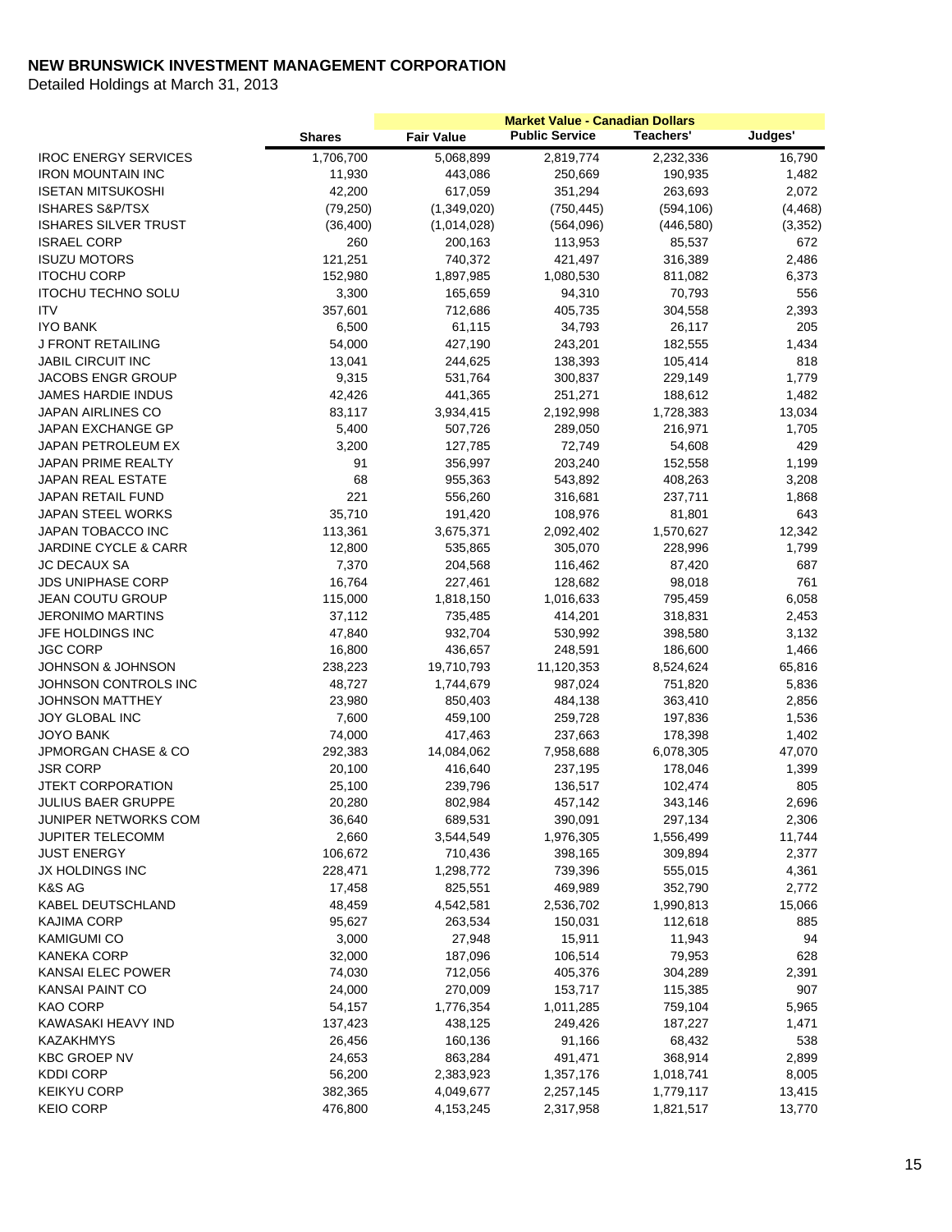# NEW BRUNSWICK INVESTMENT MANAGEMENT CORPORATION

Detailed Holdings at March 31, 2013

| | | Market Value - Canadian Dollars | | | |
|---|---|---|---|---|---|
| | **Shares** | **Fair Value** | **Public Service** | **Teachers'** | **Judges'** |
| IROC ENERGY SERVICES | 1,706,700 | 5,068,899 | 2,819,774 | 2,232,336 | 16,790 |
| IRON MOUNTAIN INC | 11,930 | 443,086 | 250,669 | 190,935 | 1,482 |
| ISETAN MITSUKOSHI | 42,200 | 617,059 | 351,294 | 263,693 | 2,072 |
| ISHARES S&P/TSX | (79,250) | (1,349,020) | (750,445) | (594,106) | (4,468) |
| ISHARES SILVER TRUST | (36,400) | (1,014,028) | (564,096) | (446,580) | (3,352) |
| ISRAEL CORP | 260 | 200,163 | 113,953 | 85,537 | 672 |
| ISUZU MOTORS | 121,251 | 740,372 | 421,497 | 316,389 | 2,486 |
| ITOCHU CORP | 152,980 | 1,897,985 | 1,080,530 | 811,082 | 6,373 |
| ITOCHU TECHNO SOLU | 3,300 | 165,659 | 94,310 | 70,793 | 556 |
| ITV | 357,601 | 712,686 | 405,735 | 304,558 | 2,393 |
| IYO BANK | 6,500 | 61,115 | 34,793 | 26,117 | 205 |
| J FRONT RETAILING | 54,000 | 427,190 | 243,201 | 182,555 | 1,434 |
| JABIL CIRCUIT INC | 13,041 | 244,625 | 138,393 | 105,414 | 818 |
| JACOBS ENGR GROUP | 9,315 | 531,764 | 300,837 | 229,149 | 1,779 |
| JAMES HARDIE INDUS | 42,426 | 441,365 | 251,271 | 188,612 | 1,482 |
| JAPAN AIRLINES CO | 83,117 | 3,934,415 | 2,192,998 | 1,728,383 | 13,034 |
| JAPAN EXCHANGE GP | 5,400 | 507,726 | 289,050 | 216,971 | 1,705 |
| JAPAN PETROLEUM EX | 3,200 | 127,785 | 72,749 | 54,608 | 429 |
| JAPAN PRIME REALTY | 91 | 356,997 | 203,240 | 152,558 | 1,199 |
| JAPAN REAL ESTATE | 68 | 955,363 | 543,892 | 408,263 | 3,208 |
| JAPAN RETAIL FUND | 221 | 556,260 | 316,681 | 237,711 | 1,868 |
| JAPAN STEEL WORKS | 35,710 | 191,420 | 108,976 | 81,801 | 643 |
| JAPAN TOBACCO INC | 113,361 | 3,675,371 | 2,092,402 | 1,570,627 | 12,342 |
| JARDINE CYCLE & CARR | 12,800 | 535,865 | 305,070 | 228,996 | 1,799 |
| JC DECAUX SA | 7,370 | 204,568 | 116,462 | 87,420 | 687 |
| JDS UNIPHASE CORP | 16,764 | 227,461 | 128,682 | 98,018 | 761 |
| JEAN COUTU GROUP | 115,000 | 1,818,150 | 1,016,633 | 795,459 | 6,058 |
| JERONIMO MARTINS | 37,112 | 735,485 | 414,201 | 318,831 | 2,453 |
| JFE HOLDINGS INC | 47,840 | 932,704 | 530,992 | 398,580 | 3,132 |
| JGC CORP | 16,800 | 436,657 | 248,591 | 186,600 | 1,466 |
| JOHNSON & JOHNSON | 238,223 | 19,710,793 | 11,120,353 | 8,524,624 | 65,816 |
| JOHNSON CONTROLS INC | 48,727 | 1,744,679 | 987,024 | 751,820 | 5,836 |
| JOHNSON MATTHEY | 23,980 | 850,403 | 484,138 | 363,410 | 2,856 |
| JOY GLOBAL INC | 7,600 | 459,100 | 259,728 | 197,836 | 1,536 |
| JOYO BANK | 74,000 | 417,463 | 237,663 | 178,398 | 1,402 |
| JPMORGAN CHASE & CO | 292,383 | 14,084,062 | 7,958,688 | 6,078,305 | 47,070 |
| JSR CORP | 20,100 | 416,640 | 237,195 | 178,046 | 1,399 |
| JTEKT CORPORATION | 25,100 | 239,796 | 136,517 | 102,474 | 805 |
| JULIUS BAER GRUPPE | 20,280 | 802,984 | 457,142 | 343,146 | 2,696 |
| JUNIPER NETWORKS COM | 36,640 | 689,531 | 390,091 | 297,134 | 2,306 |
| JUPITER TELECOMM | 2,660 | 3,544,549 | 1,976,305 | 1,556,499 | 11,744 |
| JUST ENERGY | 106,672 | 710,436 | 398,165 | 309,894 | 2,377 |
| JX HOLDINGS INC | 228,471 | 1,298,772 | 739,396 | 555,015 | 4,361 |
| K&S AG | 17,458 | 825,551 | 469,989 | 352,790 | 2,772 |
| KABEL DEUTSCHLAND | 48,459 | 4,542,581 | 2,536,702 | 1,990,813 | 15,066 |
| KAJIMA CORP | 95,627 | 263,534 | 150,031 | 112,618 | 885 |
| KAMIGUMI CO | 3,000 | 27,948 | 15,911 | 11,943 | 94 |
| KANEKA CORP | 32,000 | 187,096 | 106,514 | 79,953 | 628 |
| KANSAI ELEC POWER | 74,030 | 712,056 | 405,376 | 304,289 | 2,391 |
| KANSAI PAINT CO | 24,000 | 270,009 | 153,717 | 115,385 | 907 |
| KAO CORP | 54,157 | 1,776,354 | 1,011,285 | 759,104 | 5,965 |
| KAWASAKI HEAVY IND | 137,423 | 438,125 | 249,426 | 187,227 | 1,471 |
| KAZAKHMYS | 26,456 | 160,136 | 91,166 | 68,432 | 538 |
| KBC GROEP NV | 24,653 | 863,284 | 491,471 | 368,914 | 2,899 |
| KDDI CORP | 56,200 | 2,383,923 | 1,357,176 | 1,018,741 | 8,005 |
| KEIKYU CORP | 382,365 | 4,049,677 | 2,257,145 | 1,779,117 | 13,415 |
| KEIO CORP | 476,800 | 4,153,245 | 2,317,958 | 1,821,517 | 13,770 |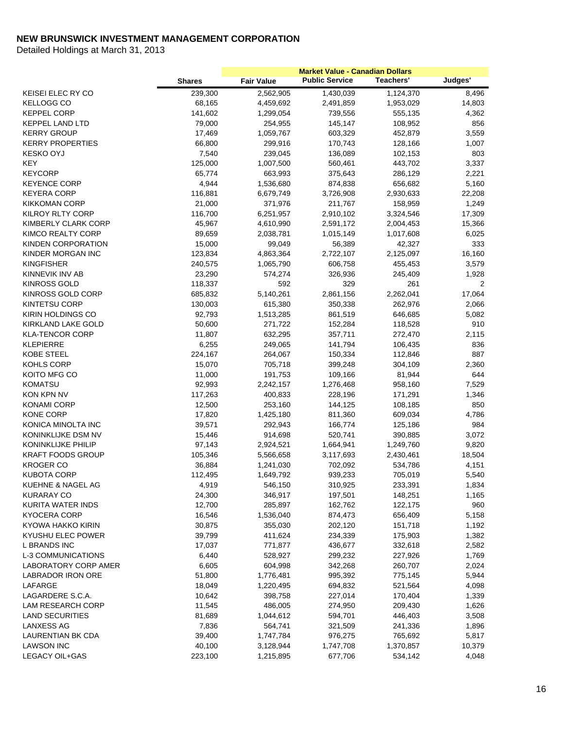**NEW BRUNSWICK INVESTMENT MANAGEMENT CORPORATION**

Detailed Holdings at March 31, 2013

| | | | Market Value - Canadian Dollars | | |
|---|---|---|---|---|---|
| | Shares | Fair Value | Public Service | Teachers' | Judges' |
| KEISEI ELEC RY CO | 239,300 | 2,562,905 | 1,430,039 | 1,124,370 | 8,496 |
| KELLOGG CO | 68,165 | 4,459,692 | 2,491,859 | 1,953,029 | 14,803 |
| KEPPEL CORP | 141,602 | 1,299,054 | 739,556 | 555,135 | 4,362 |
| KEPPEL LAND LTD | 79,000 | 254,955 | 145,147 | 108,952 | 856 |
| KERRY GROUP | 17,469 | 1,059,767 | 603,329 | 452,879 | 3,559 |
| KERRY PROPERTIES | 66,800 | 299,916 | 170,743 | 128,166 | 1,007 |
| KESKO OYJ | 7,540 | 239,045 | 136,089 | 102,153 | 803 |
| KEY | 125,000 | 1,007,500 | 560,461 | 443,702 | 3,337 |
| KEYCORP | 65,774 | 663,993 | 375,643 | 286,129 | 2,221 |
| KEYENCE CORP | 4,944 | 1,536,680 | 874,838 | 656,682 | 5,160 |
| KEYERA CORP | 116,881 | 6,679,749 | 3,726,908 | 2,930,633 | 22,208 |
| KIKKOMAN CORP | 21,000 | 371,976 | 211,767 | 158,959 | 1,249 |
| KILROY RLTY CORP | 116,700 | 6,251,957 | 2,910,102 | 3,324,546 | 17,309 |
| KIMBERLY CLARK CORP | 45,967 | 4,610,990 | 2,591,172 | 2,004,453 | 15,366 |
| KIMCO REALTY CORP | 89,659 | 2,038,781 | 1,015,149 | 1,017,608 | 6,025 |
| KINDEN CORPORATION | 15,000 | 99,049 | 56,389 | 42,327 | 333 |
| KINDER MORGAN INC | 123,834 | 4,863,364 | 2,722,107 | 2,125,097 | 16,160 |
| KINGFISHER | 240,575 | 1,065,790 | 606,758 | 455,453 | 3,579 |
| KINNEVIK INV AB | 23,290 | 574,274 | 326,936 | 245,409 | 1,928 |
| KINROSS GOLD | 118,337 | 592 | 329 | 261 | 2 |
| KINROSS GOLD CORP | 685,832 | 5,140,261 | 2,861,156 | 2,262,041 | 17,064 |
| KINTETSU CORP | 130,003 | 615,380 | 350,338 | 262,976 | 2,066 |
| KIRIN HOLDINGS CO | 92,793 | 1,513,285 | 861,519 | 646,685 | 5,082 |
| KIRKLAND LAKE GOLD | 50,600 | 271,722 | 152,284 | 118,528 | 910 |
| KLA-TENCOR CORP | 11,807 | 632,295 | 357,711 | 272,470 | 2,115 |
| KLEPIERRE | 6,255 | 249,065 | 141,794 | 106,435 | 836 |
| KOBE STEEL | 224,167 | 264,067 | 150,334 | 112,846 | 887 |
| KOHLS CORP | 15,070 | 705,718 | 399,248 | 304,109 | 2,360 |
| KOITO MFG CO | 11,000 | 191,753 | 109,166 | 81,944 | 644 |
| KOMATSU | 92,993 | 2,242,157 | 1,276,468 | 958,160 | 7,529 |
| KON KPN NV | 117,263 | 400,833 | 228,196 | 171,291 | 1,346 |
| KONAMI CORP | 12,500 | 253,160 | 144,125 | 108,185 | 850 |
| KONE CORP | 17,820 | 1,425,180 | 811,360 | 609,034 | 4,786 |
| KONICA MINOLTA INC | 39,571 | 292,943 | 166,774 | 125,186 | 984 |
| KONINKLIJKE DSM NV | 15,446 | 914,698 | 520,741 | 390,885 | 3,072 |
| KONINKLIJKE PHILIP | 97,143 | 2,924,521 | 1,664,941 | 1,249,760 | 9,820 |
| KRAFT FOODS GROUP | 105,346 | 5,566,658 | 3,117,693 | 2,430,461 | 18,504 |
| KROGER CO | 36,884 | 1,241,030 | 702,092 | 534,786 | 4,151 |
| KUBOTA CORP | 112,495 | 1,649,792 | 939,233 | 705,019 | 5,540 |
| KUEHNE & NAGEL AG | 4,919 | 546,150 | 310,925 | 233,391 | 1,834 |
| KURARAY CO | 24,300 | 346,917 | 197,501 | 148,251 | 1,165 |
| KURITA WATER INDS | 12,700 | 285,897 | 162,762 | 122,175 | 960 |
| KYOCERA CORP | 16,546 | 1,536,040 | 874,473 | 656,409 | 5,158 |
| KYOWA HAKKO KIRIN | 30,875 | 355,030 | 202,120 | 151,718 | 1,192 |
| KYUSHU ELEC POWER | 39,799 | 411,624 | 234,339 | 175,903 | 1,382 |
| L BRANDS INC | 17,037 | 771,877 | 436,677 | 332,618 | 2,582 |
| L-3 COMMUNICATIONS | 6,440 | 528,927 | 299,232 | 227,926 | 1,769 |
| LABORATORY CORP AMER | 6,605 | 604,998 | 342,268 | 260,707 | 2,024 |
| LABRADOR IRON ORE | 51,800 | 1,776,481 | 995,392 | 775,145 | 5,944 |
| LAFARGE | 18,049 | 1,220,495 | 694,832 | 521,564 | 4,098 |
| LAGARDERE S.C.A. | 10,642 | 398,758 | 227,014 | 170,404 | 1,339 |
| LAM RESEARCH CORP | 11,545 | 486,005 | 274,950 | 209,430 | 1,626 |
| LAND SECURITIES | 81,689 | 1,044,612 | 594,701 | 446,403 | 3,508 |
| LANXESS AG | 7,836 | 564,741 | 321,509 | 241,336 | 1,896 |
| LAURENTIAN BK CDA | 39,400 | 1,747,784 | 976,275 | 765,692 | 5,817 |
| LAWSON INC | 40,100 | 3,128,944 | 1,747,708 | 1,370,857 | 10,379 |
| LEGACY OIL+GAS | 223,100 | 1,215,895 | 677,706 | 534,142 | 4,048 |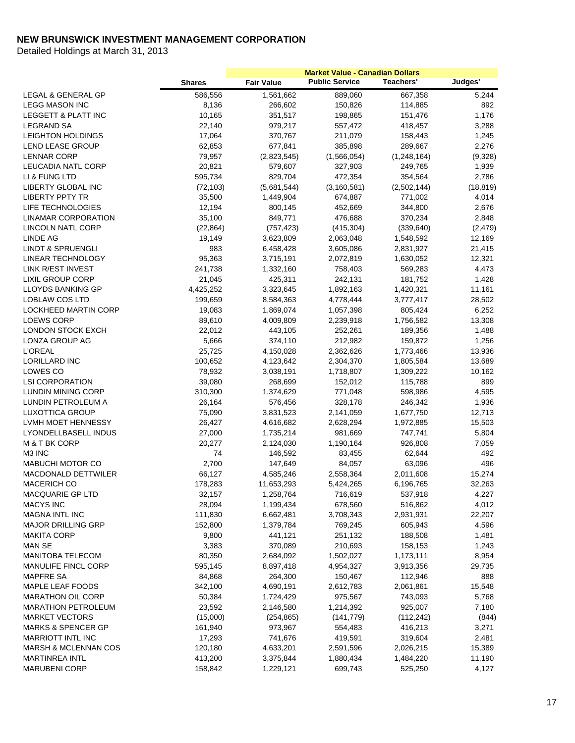**NEW BRUNSWICK INVESTMENT MANAGEMENT CORPORATION**

Detailed Holdings at March 31, 2013

| | | Market Value - Canadian Dollars | | | |
|---|---|---|---|---|---|
| | Shares | Fair Value | Public Service | Teachers' | Judges' |
| LEGAL & GENERAL GP | 586,556 | 1,561,662 | 889,060 | 667,358 | 5,244 |
| LEGG MASON INC | 8,136 | 266,602 | 150,826 | 114,885 | 892 |
| LEGGETT & PLATT INC | 10,165 | 351,517 | 198,865 | 151,476 | 1,176 |
| LEGRAND SA | 22,140 | 979,217 | 557,472 | 418,457 | 3,288 |
| LEIGHTON HOLDINGS | 17,064 | 370,767 | 211,079 | 158,443 | 1,245 |
| LEND LEASE GROUP | 62,853 | 677,841 | 385,898 | 289,667 | 2,276 |
| LENNAR CORP | 79,957 | (2,823,545) | (1,566,054) | (1,248,164) | (9,328) |
| LEUCADIA NATL CORP | 20,821 | 579,607 | 327,903 | 249,765 | 1,939 |
| LI & FUNG LTD | 595,734 | 829,704 | 472,354 | 354,564 | 2,786 |
| LIBERTY GLOBAL INC | (72,103) | (5,681,544) | (3,160,581) | (2,502,144) | (18,819) |
| LIBERTY PPTY TR | 35,500 | 1,449,904 | 674,887 | 771,002 | 4,014 |
| LIFE TECHNOLOGIES | 12,194 | 800,145 | 452,669 | 344,800 | 2,676 |
| LINAMAR CORPORATION | 35,100 | 849,771 | 476,688 | 370,234 | 2,848 |
| LINCOLN NATL CORP | (22,864) | (757,423) | (415,304) | (339,640) | (2,479) |
| LINDE AG | 19,149 | 3,623,809 | 2,063,048 | 1,548,592 | 12,169 |
| LINDT & SPRUENGLI | 983 | 6,458,428 | 3,605,086 | 2,831,927 | 21,415 |
| LINEAR TECHNOLOGY | 95,363 | 3,715,191 | 2,072,819 | 1,630,052 | 12,321 |
| LINK R/EST INVEST | 241,738 | 1,332,160 | 758,403 | 569,283 | 4,473 |
| LIXIL GROUP CORP | 21,045 | 425,311 | 242,131 | 181,752 | 1,428 |
| LLOYDS BANKING GP | 4,425,252 | 3,323,645 | 1,892,163 | 1,420,321 | 11,161 |
| LOBLAW COS LTD | 199,659 | 8,584,363 | 4,778,444 | 3,777,417 | 28,502 |
| LOCKHEED MARTIN CORP | 19,083 | 1,869,074 | 1,057,398 | 805,424 | 6,252 |
| LOEWS CORP | 89,610 | 4,009,809 | 2,239,918 | 1,756,582 | 13,308 |
| LONDON STOCK EXCH | 22,012 | 443,105 | 252,261 | 189,356 | 1,488 |
| LONZA GROUP AG | 5,666 | 374,110 | 212,982 | 159,872 | 1,256 |
| L'OREAL | 25,725 | 4,150,028 | 2,362,626 | 1,773,466 | 13,936 |
| LORILLARD INC | 100,652 | 4,123,642 | 2,304,370 | 1,805,584 | 13,689 |
| LOWES CO | 78,932 | 3,038,191 | 1,718,807 | 1,309,222 | 10,162 |
| LSI CORPORATION | 39,080 | 268,699 | 152,012 | 115,788 | 899 |
| LUNDIN MINING CORP | 310,300 | 1,374,629 | 771,048 | 598,986 | 4,595 |
| LUNDIN PETROLEUM A | 26,164 | 576,456 | 328,178 | 246,342 | 1,936 |
| LUXOTTICA GROUP | 75,090 | 3,831,523 | 2,141,059 | 1,677,750 | 12,713 |
| LVMH MOET HENNESSY | 26,427 | 4,616,682 | 2,628,294 | 1,972,885 | 15,503 |
| LYONDELLBASELL INDUS | 27,000 | 1,735,214 | 981,669 | 747,741 | 5,804 |
| M & T BK CORP | 20,277 | 2,124,030 | 1,190,164 | 926,808 | 7,059 |
| M3 INC | 74 | 146,592 | 83,455 | 62,644 | 492 |
| MABUCHI MOTOR CO | 2,700 | 147,649 | 84,057 | 63,096 | 496 |
| MACDONALD DETTWILER | 66,127 | 4,585,246 | 2,558,364 | 2,011,608 | 15,274 |
| MACERICH CO | 178,283 | 11,653,293 | 5,424,265 | 6,196,765 | 32,263 |
| MACQUARIE GP LTD | 32,157 | 1,258,764 | 716,619 | 537,918 | 4,227 |
| MACYS INC | 28,094 | 1,199,434 | 678,560 | 516,862 | 4,012 |
| MAGNA INTL INC | 111,830 | 6,662,481 | 3,708,343 | 2,931,931 | 22,207 |
| MAJOR DRILLING GRP | 152,800 | 1,379,784 | 769,245 | 605,943 | 4,596 |
| MAKITA CORP | 9,800 | 441,121 | 251,132 | 188,508 | 1,481 |
| MAN SE | 3,383 | 370,089 | 210,693 | 158,153 | 1,243 |
| MANITOBA TELECOM | 80,350 | 2,684,092 | 1,502,027 | 1,173,111 | 8,954 |
| MANULIFE FINCL CORP | 595,145 | 8,897,418 | 4,954,327 | 3,913,356 | 29,735 |
| MAPFRE SA | 84,868 | 264,300 | 150,467 | 112,946 | 888 |
| MAPLE LEAF FOODS | 342,100 | 4,690,191 | 2,612,783 | 2,061,861 | 15,548 |
| MARATHON OIL CORP | 50,384 | 1,724,429 | 975,567 | 743,093 | 5,768 |
| MARATHON PETROLEUM | 23,592 | 2,146,580 | 1,214,392 | 925,007 | 7,180 |
| MARKET VECTORS | (15,000) | (254,865) | (141,779) | (112,242) | (844) |
| MARKS & SPENCER GP | 161,940 | 973,967 | 554,483 | 416,213 | 3,271 |
| MARRIOTT INTL INC | 17,293 | 741,676 | 419,591 | 319,604 | 2,481 |
| MARSH & MCLENNAN COS | 120,180 | 4,633,201 | 2,591,596 | 2,026,215 | 15,389 |
| MARTINREA INTL | 413,200 | 3,375,844 | 1,880,434 | 1,484,220 | 11,190 |
| MARUBENI CORP | 158,842 | 1,229,121 | 699,743 | 525,250 | 4,127 |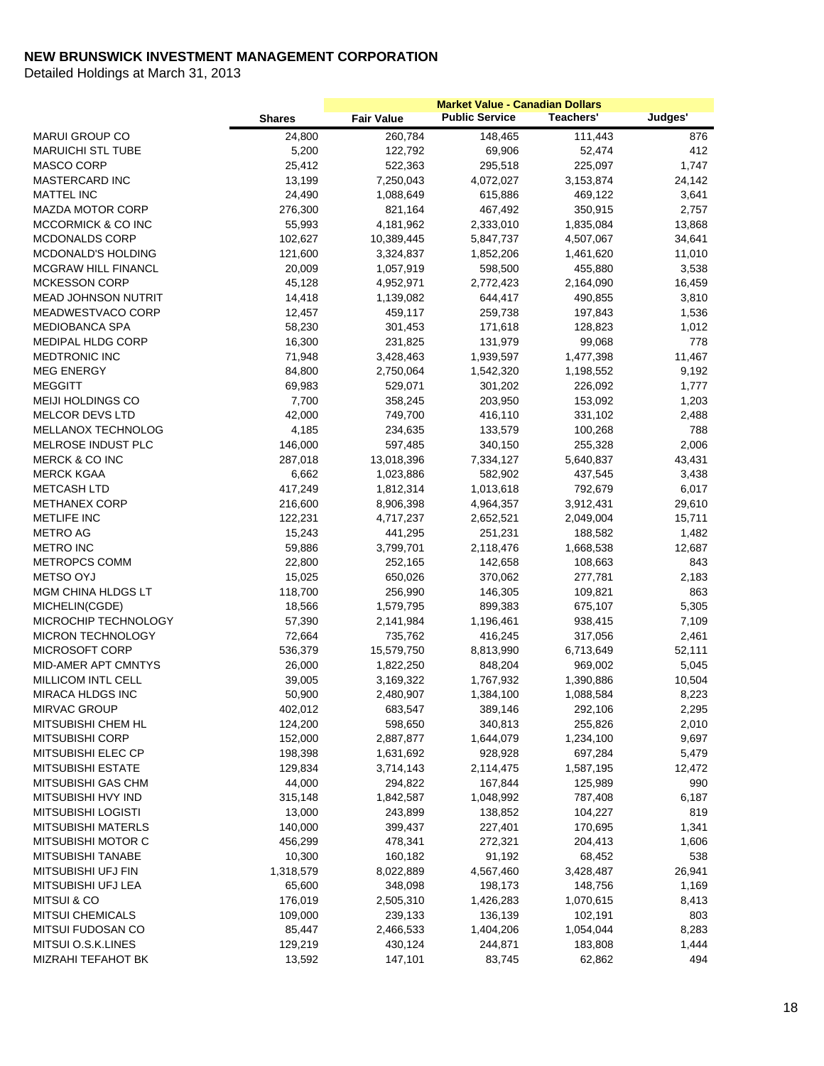# NEW BRUNSWICK INVESTMENT MANAGEMENT CORPORATION

Detailed Holdings at March 31, 2013

| | | Market Value - Canadian Dollars | | | |
|---|---|---|---|---|---|
| | Shares | Fair Value | Public Service | Teachers' | Judges' |
| MARUI GROUP CO | 24,800 | 260,784 | 148,465 | 111,443 | 876 |
| MARUICHI STL TUBE | 5,200 | 122,792 | 69,906 | 52,474 | 412 |
| MASCO CORP | 25,412 | 522,363 | 295,518 | 225,097 | 1,747 |
| MASTERCARD INC | 13,199 | 7,250,043 | 4,072,027 | 3,153,874 | 24,142 |
| MATTEL INC | 24,490 | 1,088,649 | 615,886 | 469,122 | 3,641 |
| MAZDA MOTOR CORP | 276,300 | 821,164 | 467,492 | 350,915 | 2,757 |
| MCCORMICK & CO INC | 55,993 | 4,181,962 | 2,333,010 | 1,835,084 | 13,868 |
| MCDONALDS CORP | 102,627 | 10,389,445 | 5,847,737 | 4,507,067 | 34,641 |
| MCDONALD'S HOLDING | 121,600 | 3,324,837 | 1,852,206 | 1,461,620 | 11,010 |
| MCGRAW HILL FINANCL | 20,009 | 1,057,919 | 598,500 | 455,880 | 3,538 |
| MCKESSON CORP | 45,128 | 4,952,971 | 2,772,423 | 2,164,090 | 16,459 |
| MEAD JOHNSON NUTRIT | 14,418 | 1,139,082 | 644,417 | 490,855 | 3,810 |
| MEADWESTVACO CORP | 12,457 | 459,117 | 259,738 | 197,843 | 1,536 |
| MEDIOBANCA SPA | 58,230 | 301,453 | 171,618 | 128,823 | 1,012 |
| MEDIPAL HLDG CORP | 16,300 | 231,825 | 131,979 | 99,068 | 778 |
| MEDTRONIC INC | 71,948 | 3,428,463 | 1,939,597 | 1,477,398 | 11,467 |
| MEG ENERGY | 84,800 | 2,750,064 | 1,542,320 | 1,198,552 | 9,192 |
| MEGGITT | 69,983 | 529,071 | 301,202 | 226,092 | 1,777 |
| MEIJI HOLDINGS CO | 7,700 | 358,245 | 203,950 | 153,092 | 1,203 |
| MELCOR DEVS LTD | 42,000 | 749,700 | 416,110 | 331,102 | 2,488 |
| MELLANOX TECHNOLOG | 4,185 | 234,635 | 133,579 | 100,268 | 788 |
| MELROSE INDUST PLC | 146,000 | 597,485 | 340,150 | 255,328 | 2,006 |
| MERCK & CO INC | 287,018 | 13,018,396 | 7,334,127 | 5,640,837 | 43,431 |
| MERCK KGAA | 6,662 | 1,023,886 | 582,902 | 437,545 | 3,438 |
| METCASH LTD | 417,249 | 1,812,314 | 1,013,618 | 792,679 | 6,017 |
| METHANEX CORP | 216,600 | 8,906,398 | 4,964,357 | 3,912,431 | 29,610 |
| METLIFE INC | 122,231 | 4,717,237 | 2,652,521 | 2,049,004 | 15,711 |
| METRO AG | 15,243 | 441,295 | 251,231 | 188,582 | 1,482 |
| METRO INC | 59,886 | 3,799,701 | 2,118,476 | 1,668,538 | 12,687 |
| METROPCS COMM | 22,800 | 252,165 | 142,658 | 108,663 | 843 |
| METSO OYJ | 15,025 | 650,026 | 370,062 | 277,781 | 2,183 |
| MGM CHINA HLDGS LT | 118,700 | 256,990 | 146,305 | 109,821 | 863 |
| MICHELIN(CGDE) | 18,566 | 1,579,795 | 899,383 | 675,107 | 5,305 |
| MICROCHIP TECHNOLOGY | 57,390 | 2,141,984 | 1,196,461 | 938,415 | 7,109 |
| MICRON TECHNOLOGY | 72,664 | 735,762 | 416,245 | 317,056 | 2,461 |
| MICROSOFT CORP | 536,379 | 15,579,750 | 8,813,990 | 6,713,649 | 52,111 |
| MID-AMER APT CMNTYS | 26,000 | 1,822,250 | 848,204 | 969,002 | 5,045 |
| MILLICOM INTL CELL | 39,005 | 3,169,322 | 1,767,932 | 1,390,886 | 10,504 |
| MIRACA HLDGS INC | 50,900 | 2,480,907 | 1,384,100 | 1,088,584 | 8,223 |
| MIRVAC GROUP | 402,012 | 683,547 | 389,146 | 292,106 | 2,295 |
| MITSUBISHI CHEM HL | 124,200 | 598,650 | 340,813 | 255,826 | 2,010 |
| MITSUBISHI CORP | 152,000 | 2,887,877 | 1,644,079 | 1,234,100 | 9,697 |
| MITSUBISHI ELEC CP | 198,398 | 1,631,692 | 928,928 | 697,284 | 5,479 |
| MITSUBISHI ESTATE | 129,834 | 3,714,143 | 2,114,475 | 1,587,195 | 12,472 |
| MITSUBISHI GAS CHM | 44,000 | 294,822 | 167,844 | 125,989 | 990 |
| MITSUBISHI HVY IND | 315,148 | 1,842,587 | 1,048,992 | 787,408 | 6,187 |
| MITSUBISHI LOGISTI | 13,000 | 243,899 | 138,852 | 104,227 | 819 |
| MITSUBISHI MATERLS | 140,000 | 399,437 | 227,401 | 170,695 | 1,341 |
| MITSUBISHI MOTOR C | 456,299 | 478,341 | 272,321 | 204,413 | 1,606 |
| MITSUBISHI TANABE | 10,300 | 160,182 | 91,192 | 68,452 | 538 |
| MITSUBISHI UFJ FIN | 1,318,579 | 8,022,889 | 4,567,460 | 3,428,487 | 26,941 |
| MITSUBISHI UFJ LEA | 65,600 | 348,098 | 198,173 | 148,756 | 1,169 |
| MITSUI & CO | 176,019 | 2,505,310 | 1,426,283 | 1,070,615 | 8,413 |
| MITSUI CHEMICALS | 109,000 | 239,133 | 136,139 | 102,191 | 803 |
| MITSUI FUDOSAN CO | 85,447 | 2,466,533 | 1,404,206 | 1,054,044 | 8,283 |
| MITSUI O.S.K.LINES | 129,219 | 430,124 | 244,871 | 183,808 | 1,444 |
| MIZRAHI TEFAHOT BK | 13,592 | 147,101 | 83,745 | 62,862 | 494 |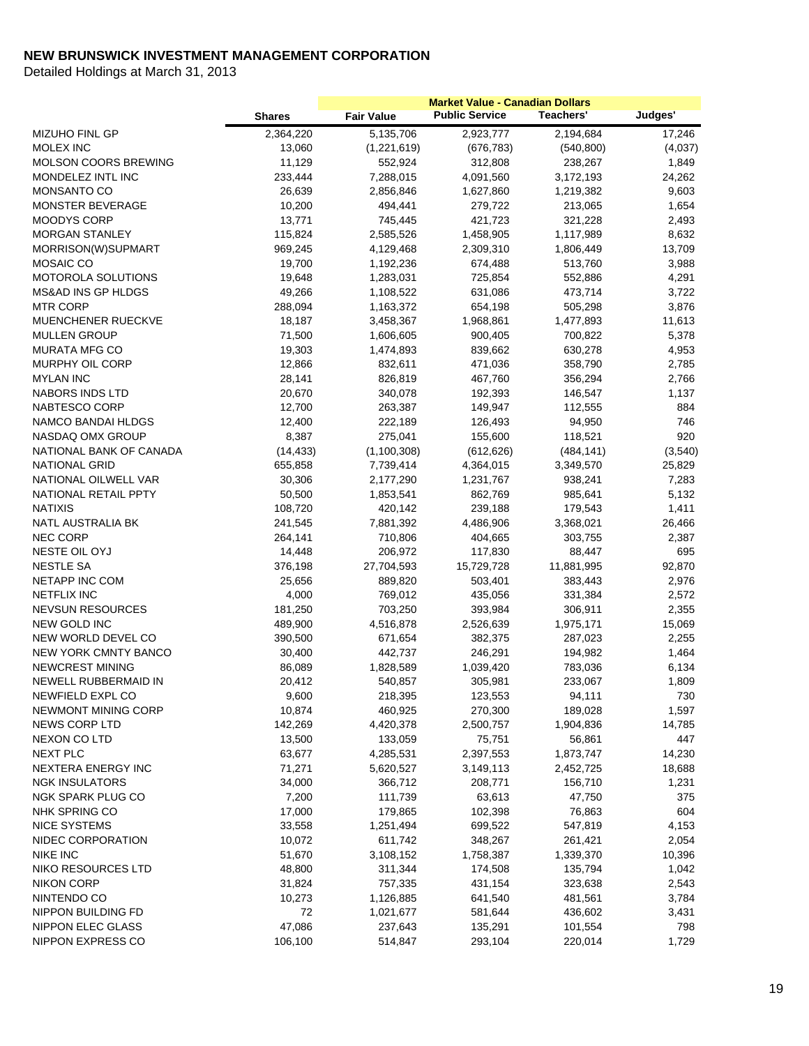# NEW BRUNSWICK INVESTMENT MANAGEMENT CORPORATION

Detailed Holdings at March 31, 2013

| | | Market Value - Canadian Dollars | | | |
|---|---|---|---|---|---|
| | **Shares** | **Fair Value** | **Public Service** | **Teachers'** | **Judges'** |
| MIZUHO FINL GP | 2,364,220 | 5,135,706 | 2,923,777 | 2,194,684 | 17,246 |
| MOLEX INC | 13,060 | (1,221,619) | (676,783) | (540,800) | (4,037) |
| MOLSON COORS BREWING | 11,129 | 552,924 | 312,808 | 238,267 | 1,849 |
| MONDELEZ INTL INC | 233,444 | 7,288,015 | 4,091,560 | 3,172,193 | 24,262 |
| MONSANTO CO | 26,639 | 2,856,846 | 1,627,860 | 1,219,382 | 9,603 |
| MONSTER BEVERAGE | 10,200 | 494,441 | 279,722 | 213,065 | 1,654 |
| MOODYS CORP | 13,771 | 745,445 | 421,723 | 321,228 | 2,493 |
| MORGAN STANLEY | 115,824 | 2,585,526 | 1,458,905 | 1,117,989 | 8,632 |
| MORRISON(W)SUPMART | 969,245 | 4,129,468 | 2,309,310 | 1,806,449 | 13,709 |
| MOSAIC CO | 19,700 | 1,192,236 | 674,488 | 513,760 | 3,988 |
| MOTOROLA SOLUTIONS | 19,648 | 1,283,031 | 725,854 | 552,886 | 4,291 |
| MS&AD INS GP HLDGS | 49,266 | 1,108,522 | 631,086 | 473,714 | 3,722 |
| MTR CORP | 288,094 | 1,163,372 | 654,198 | 505,298 | 3,876 |
| MUENCHENER RUECKVE | 18,187 | 3,458,367 | 1,968,861 | 1,477,893 | 11,613 |
| MULLEN GROUP | 71,500 | 1,606,605 | 900,405 | 700,822 | 5,378 |
| MURATA MFG CO | 19,303 | 1,474,893 | 839,662 | 630,278 | 4,953 |
| MURPHY OIL CORP | 12,866 | 832,611 | 471,036 | 358,790 | 2,785 |
| MYLAN INC | 28,141 | 826,819 | 467,760 | 356,294 | 2,766 |
| NABORS INDS LTD | 20,670 | 340,078 | 192,393 | 146,547 | 1,137 |
| NABTESCO CORP | 12,700 | 263,387 | 149,947 | 112,555 | 884 |
| NAMCO BANDAI HLDGS | 12,400 | 222,189 | 126,493 | 94,950 | 746 |
| NASDAQ OMX GROUP | 8,387 | 275,041 | 155,600 | 118,521 | 920 |
| NATIONAL BANK OF CANADA | (14,433) | (1,100,308) | (612,626) | (484,141) | (3,540) |
| NATIONAL GRID | 655,858 | 7,739,414 | 4,364,015 | 3,349,570 | 25,829 |
| NATIONAL OILWELL VAR | 30,306 | 2,177,290 | 1,231,767 | 938,241 | 7,283 |
| NATIONAL RETAIL PPTY | 50,500 | 1,853,541 | 862,769 | 985,641 | 5,132 |
| NATIXIS | 108,720 | 420,142 | 239,188 | 179,543 | 1,411 |
| NATL AUSTRALIA BK | 241,545 | 7,881,392 | 4,486,906 | 3,368,021 | 26,466 |
| NEC CORP | 264,141 | 710,806 | 404,665 | 303,755 | 2,387 |
| NESTE OIL OYJ | 14,448 | 206,972 | 117,830 | 88,447 | 695 |
| NESTLE SA | 376,198 | 27,704,593 | 15,729,728 | 11,881,995 | 92,870 |
| NETAPP INC COM | 25,656 | 889,820 | 503,401 | 383,443 | 2,976 |
| NETFLIX INC | 4,000 | 769,012 | 435,056 | 331,384 | 2,572 |
| NEVSUN RESOURCES | 181,250 | 703,250 | 393,984 | 306,911 | 2,355 |
| NEW GOLD INC | 489,900 | 4,516,878 | 2,526,639 | 1,975,171 | 15,069 |
| NEW WORLD DEVEL CO | 390,500 | 671,654 | 382,375 | 287,023 | 2,255 |
| NEW YORK CMNTY BANCO | 30,400 | 442,737 | 246,291 | 194,982 | 1,464 |
| NEWCREST MINING | 86,089 | 1,828,589 | 1,039,420 | 783,036 | 6,134 |
| NEWELL RUBBERMAID IN | 20,412 | 540,857 | 305,981 | 233,067 | 1,809 |
| NEWFIELD EXPL CO | 9,600 | 218,395 | 123,553 | 94,111 | 730 |
| NEWMONT MINING CORP | 10,874 | 460,925 | 270,300 | 189,028 | 1,597 |
| NEWS CORP LTD | 142,269 | 4,420,378 | 2,500,757 | 1,904,836 | 14,785 |
| NEXON CO LTD | 13,500 | 133,059 | 75,751 | 56,861 | 447 |
| NEXT PLC | 63,677 | 4,285,531 | 2,397,553 | 1,873,747 | 14,230 |
| NEXTERA ENERGY INC | 71,271 | 5,620,527 | 3,149,113 | 2,452,725 | 18,688 |
| NGK INSULATORS | 34,000 | 366,712 | 208,771 | 156,710 | 1,231 |
| NGK SPARK PLUG CO | 7,200 | 111,739 | 63,613 | 47,750 | 375 |
| NHK SPRING CO | 17,000 | 179,865 | 102,398 | 76,863 | 604 |
| NICE SYSTEMS | 33,558 | 1,251,494 | 699,522 | 547,819 | 4,153 |
| NIDEC CORPORATION | 10,072 | 611,742 | 348,267 | 261,421 | 2,054 |
| NIKE INC | 51,670 | 3,108,152 | 1,758,387 | 1,339,370 | 10,396 |
| NIKO RESOURCES LTD | 48,800 | 311,344 | 174,508 | 135,794 | 1,042 |
| NIKON CORP | 31,824 | 757,335 | 431,154 | 323,638 | 2,543 |
| NINTENDO CO | 10,273 | 1,126,885 | 641,540 | 481,561 | 3,784 |
| NIPPON BUILDING FD | 72 | 1,021,677 | 581,644 | 436,602 | 3,431 |
| NIPPON ELEC GLASS | 47,086 | 237,643 | 135,291 | 101,554 | 798 |
| NIPPON EXPRESS CO | 106,100 | 514,847 | 293,104 | 220,014 | 1,729 |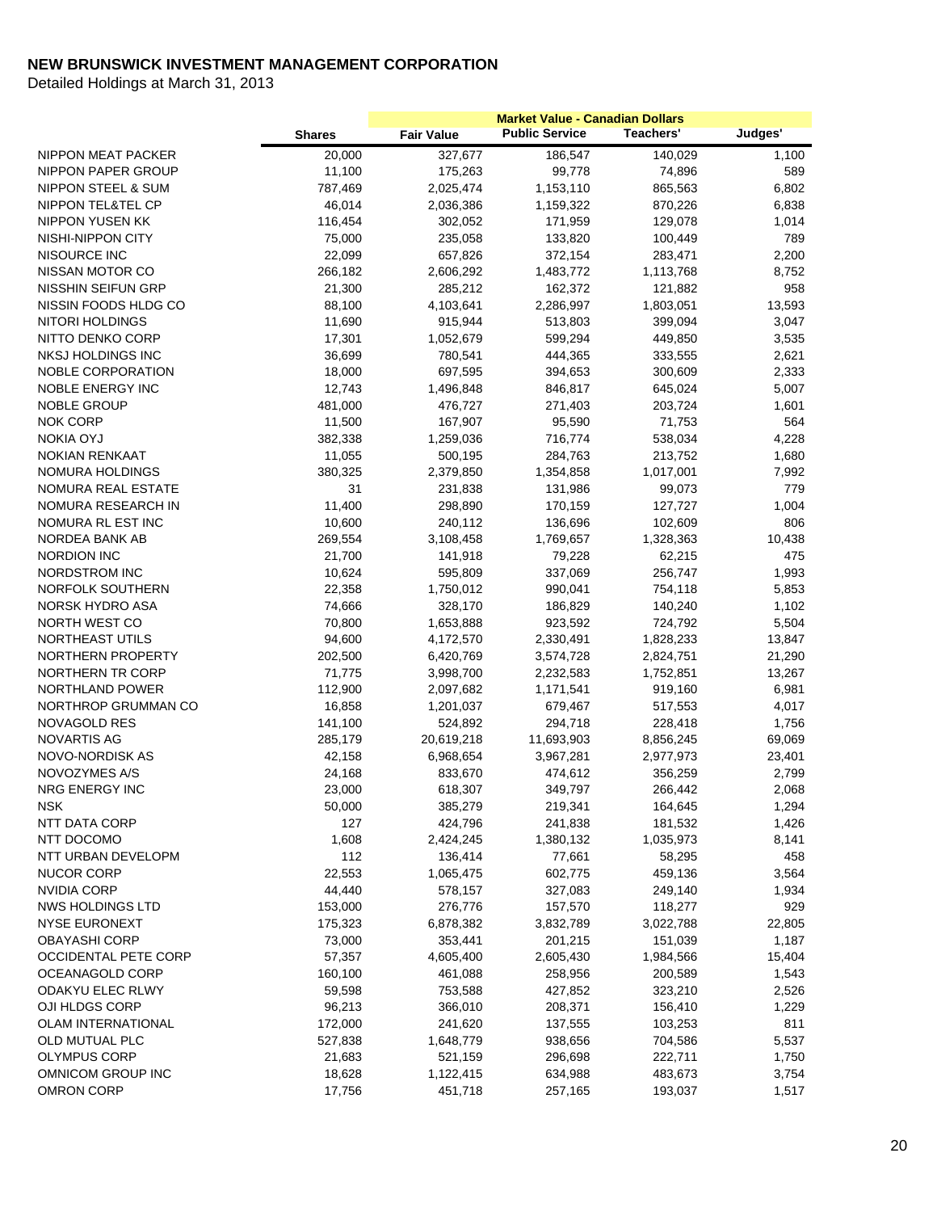**NEW BRUNSWICK INVESTMENT MANAGEMENT CORPORATION**

Detailed Holdings at March 31, 2013

| | | Market Value - Canadian Dollars | | | |
|---|---|---|---|---|---|
| | Shares | Fair Value | Public Service | Teachers' | Judges' |
| NIPPON MEAT PACKER | 20,000 | 327,677 | 186,547 | 140,029 | 1,100 |
| NIPPON PAPER GROUP | 11,100 | 175,263 | 99,778 | 74,896 | 589 |
| NIPPON STEEL & SUM | 787,469 | 2,025,474 | 1,153,110 | 865,563 | 6,802 |
| NIPPON TEL&TEL CP | 46,014 | 2,036,386 | 1,159,322 | 870,226 | 6,838 |
| NIPPON YUSEN KK | 116,454 | 302,052 | 171,959 | 129,078 | 1,014 |
| NISHI-NIPPON CITY | 75,000 | 235,058 | 133,820 | 100,449 | 789 |
| NISOURCE INC | 22,099 | 657,826 | 372,154 | 283,471 | 2,200 |
| NISSAN MOTOR CO | 266,182 | 2,606,292 | 1,483,772 | 1,113,768 | 8,752 |
| NISSHIN SEIFUN GRP | 21,300 | 285,212 | 162,372 | 121,882 | 958 |
| NISSIN FOODS HLDG CO | 88,100 | 4,103,641 | 2,286,997 | 1,803,051 | 13,593 |
| NITORI HOLDINGS | 11,690 | 915,944 | 513,803 | 399,094 | 3,047 |
| NITTO DENKO CORP | 17,301 | 1,052,679 | 599,294 | 449,850 | 3,535 |
| NKSJ HOLDINGS INC | 36,699 | 780,541 | 444,365 | 333,555 | 2,621 |
| NOBLE CORPORATION | 18,000 | 697,595 | 394,653 | 300,609 | 2,333 |
| NOBLE ENERGY INC | 12,743 | 1,496,848 | 846,817 | 645,024 | 5,007 |
| NOBLE GROUP | 481,000 | 476,727 | 271,403 | 203,724 | 1,601 |
| NOK CORP | 11,500 | 167,907 | 95,590 | 71,753 | 564 |
| NOKIA OYJ | 382,338 | 1,259,036 | 716,774 | 538,034 | 4,228 |
| NOKIAN RENKAAT | 11,055 | 500,195 | 284,763 | 213,752 | 1,680 |
| NOMURA HOLDINGS | 380,325 | 2,379,850 | 1,354,858 | 1,017,001 | 7,992 |
| NOMURA REAL ESTATE | 31 | 231,838 | 131,986 | 99,073 | 779 |
| NOMURA RESEARCH IN | 11,400 | 298,890 | 170,159 | 127,727 | 1,004 |
| NOMURA RL EST INC | 10,600 | 240,112 | 136,696 | 102,609 | 806 |
| NORDEA BANK AB | 269,554 | 3,108,458 | 1,769,657 | 1,328,363 | 10,438 |
| NORDION INC | 21,700 | 141,918 | 79,228 | 62,215 | 475 |
| NORDSTROM INC | 10,624 | 595,809 | 337,069 | 256,747 | 1,993 |
| NORFOLK SOUTHERN | 22,358 | 1,750,012 | 990,041 | 754,118 | 5,853 |
| NORSK HYDRO ASA | 74,666 | 328,170 | 186,829 | 140,240 | 1,102 |
| NORTH WEST CO | 70,800 | 1,653,888 | 923,592 | 724,792 | 5,504 |
| NORTHEAST UTILS | 94,600 | 4,172,570 | 2,330,491 | 1,828,233 | 13,847 |
| NORTHERN PROPERTY | 202,500 | 6,420,769 | 3,574,728 | 2,824,751 | 21,290 |
| NORTHERN TR CORP | 71,775 | 3,998,700 | 2,232,583 | 1,752,851 | 13,267 |
| NORTHLAND POWER | 112,900 | 2,097,682 | 1,171,541 | 919,160 | 6,981 |
| NORTHROP GRUMMAN CO | 16,858 | 1,201,037 | 679,467 | 517,553 | 4,017 |
| NOVAGOLD RES | 141,100 | 524,892 | 294,718 | 228,418 | 1,756 |
| NOVARTIS AG | 285,179 | 20,619,218 | 11,693,903 | 8,856,245 | 69,069 |
| NOVO-NORDISK AS | 42,158 | 6,968,654 | 3,967,281 | 2,977,973 | 23,401 |
| NOVOZYMES A/S | 24,168 | 833,670 | 474,612 | 356,259 | 2,799 |
| NRG ENERGY INC | 23,000 | 618,307 | 349,797 | 266,442 | 2,068 |
| NSK | 50,000 | 385,279 | 219,341 | 164,645 | 1,294 |
| NTT DATA CORP | 127 | 424,796 | 241,838 | 181,532 | 1,426 |
| NTT DOCOMO | 1,608 | 2,424,245 | 1,380,132 | 1,035,973 | 8,141 |
| NTT URBAN DEVELOPM | 112 | 136,414 | 77,661 | 58,295 | 458 |
| NUCOR CORP | 22,553 | 1,065,475 | 602,775 | 459,136 | 3,564 |
| NVIDIA CORP | 44,440 | 578,157 | 327,083 | 249,140 | 1,934 |
| NWS HOLDINGS LTD | 153,000 | 276,776 | 157,570 | 118,277 | 929 |
| NYSE EURONEXT | 175,323 | 6,878,382 | 3,832,789 | 3,022,788 | 22,805 |
| OBAYASHI CORP | 73,000 | 353,441 | 201,215 | 151,039 | 1,187 |
| OCCIDENTAL PETE CORP | 57,357 | 4,605,400 | 2,605,430 | 1,984,566 | 15,404 |
| OCEANAGOLD CORP | 160,100 | 461,088 | 258,956 | 200,589 | 1,543 |
| ODAKYU ELEC RLWY | 59,598 | 753,588 | 427,852 | 323,210 | 2,526 |
| OJI HLDGS CORP | 96,213 | 366,010 | 208,371 | 156,410 | 1,229 |
| OLAM INTERNATIONAL | 172,000 | 241,620 | 137,555 | 103,253 | 811 |
| OLD MUTUAL PLC | 527,838 | 1,648,779 | 938,656 | 704,586 | 5,537 |
| OLYMPUS CORP | 21,683 | 521,159 | 296,698 | 222,711 | 1,750 |
| OMNICOM GROUP INC | 18,628 | 1,122,415 | 634,988 | 483,673 | 3,754 |
| OMRON CORP | 17,756 | 451,718 | 257,165 | 193,037 | 1,517 |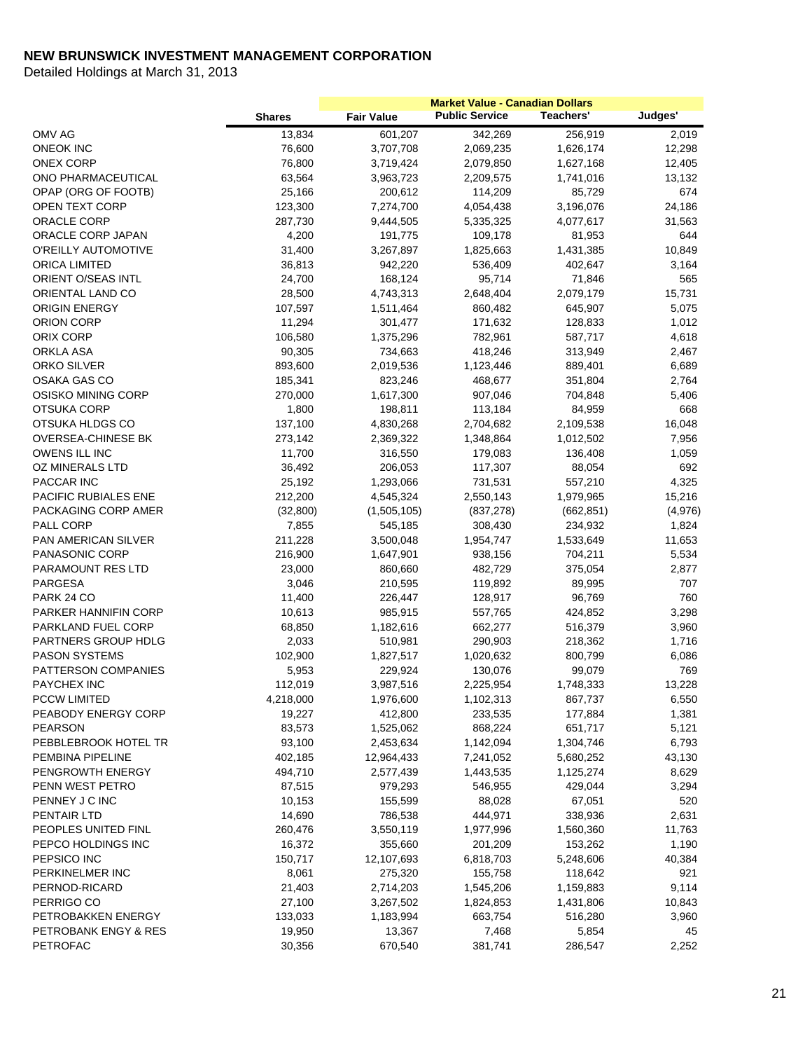**NEW BRUNSWICK INVESTMENT MANAGEMENT CORPORATION**

Detailed Holdings at March 31, 2013

| | Shares | Market Value - Canadian Dollars | | | |
|---|---|---|---|---|---|
| | | Fair Value | Public Service | Teachers' | Judges' |
| OMV AG | 13,834 | 601,207 | 342,269 | 256,919 | 2,019 |
| ONEOK INC | 76,600 | 3,707,708 | 2,069,235 | 1,626,174 | 12,298 |
| ONEX CORP | 76,800 | 3,719,424 | 2,079,850 | 1,627,168 | 12,405 |
| ONO PHARMACEUTICAL | 63,564 | 3,963,723 | 2,209,575 | 1,741,016 | 13,132 |
| OPAP (ORG OF FOOTB) | 25,166 | 200,612 | 114,209 | 85,729 | 674 |
| OPEN TEXT CORP | 123,300 | 7,274,700 | 4,054,438 | 3,196,076 | 24,186 |
| ORACLE CORP | 287,730 | 9,444,505 | 5,335,325 | 4,077,617 | 31,563 |
| ORACLE CORP JAPAN | 4,200 | 191,775 | 109,178 | 81,953 | 644 |
| O'REILLY AUTOMOTIVE | 31,400 | 3,267,897 | 1,825,663 | 1,431,385 | 10,849 |
| ORICA LIMITED | 36,813 | 942,220 | 536,409 | 402,647 | 3,164 |
| ORIENT O/SEAS INTL | 24,700 | 168,124 | 95,714 | 71,846 | 565 |
| ORIENTAL LAND CO | 28,500 | 4,743,313 | 2,648,404 | 2,079,179 | 15,731 |
| ORIGIN ENERGY | 107,597 | 1,511,464 | 860,482 | 645,907 | 5,075 |
| ORION CORP | 11,294 | 301,477 | 171,632 | 128,833 | 1,012 |
| ORIX CORP | 106,580 | 1,375,296 | 782,961 | 587,717 | 4,618 |
| ORKLA ASA | 90,305 | 734,663 | 418,246 | 313,949 | 2,467 |
| ORKO SILVER | 893,600 | 2,019,536 | 1,123,446 | 889,401 | 6,689 |
| OSAKA GAS CO | 185,341 | 823,246 | 468,677 | 351,804 | 2,764 |
| OSISKO MINING CORP | 270,000 | 1,617,300 | 907,046 | 704,848 | 5,406 |
| OTSUKA CORP | 1,800 | 198,811 | 113,184 | 84,959 | 668 |
| OTSUKA HLDGS CO | 137,100 | 4,830,268 | 2,704,682 | 2,109,538 | 16,048 |
| OVERSEA-CHINESE BK | 273,142 | 2,369,322 | 1,348,864 | 1,012,502 | 7,956 |
| OWENS ILL INC | 11,700 | 316,550 | 179,083 | 136,408 | 1,059 |
| OZ MINERALS LTD | 36,492 | 206,053 | 117,307 | 88,054 | 692 |
| PACCAR INC | 25,192 | 1,293,066 | 731,531 | 557,210 | 4,325 |
| PACIFIC RUBIALES ENE | 212,200 | 4,545,324 | 2,550,143 | 1,979,965 | 15,216 |
| PACKAGING CORP AMER | (32,800) | (1,505,105) | (837,278) | (662,851) | (4,976) |
| PALL CORP | 7,855 | 545,185 | 308,430 | 234,932 | 1,824 |
| PAN AMERICAN SILVER | 211,228 | 3,500,048 | 1,954,747 | 1,533,649 | 11,653 |
| PANASONIC CORP | 216,900 | 1,647,901 | 938,156 | 704,211 | 5,534 |
| PARAMOUNT RES LTD | 23,000 | 860,660 | 482,729 | 375,054 | 2,877 |
| PARGESA | 3,046 | 210,595 | 119,892 | 89,995 | 707 |
| PARK 24 CO | 11,400 | 226,447 | 128,917 | 96,769 | 760 |
| PARKER HANNIFIN CORP | 10,613 | 985,915 | 557,765 | 424,852 | 3,298 |
| PARKLAND FUEL CORP | 68,850 | 1,182,616 | 662,277 | 516,379 | 3,960 |
| PARTNERS GROUP HDLG | 2,033 | 510,981 | 290,903 | 218,362 | 1,716 |
| PASON SYSTEMS | 102,900 | 1,827,517 | 1,020,632 | 800,799 | 6,086 |
| PATTERSON COMPANIES | 5,953 | 229,924 | 130,076 | 99,079 | 769 |
| PAYCHEX INC | 112,019 | 3,987,516 | 2,225,954 | 1,748,333 | 13,228 |
| PCCW LIMITED | 4,218,000 | 1,976,600 | 1,102,313 | 867,737 | 6,550 |
| PEABODY ENERGY CORP | 19,227 | 412,800 | 233,535 | 177,884 | 1,381 |
| PEARSON | 83,573 | 1,525,062 | 868,224 | 651,717 | 5,121 |
| PEBBLEBROOK HOTEL TR | 93,100 | 2,453,634 | 1,142,094 | 1,304,746 | 6,793 |
| PEMBINA PIPELINE | 402,185 | 12,964,433 | 7,241,052 | 5,680,252 | 43,130 |
| PENGROWTH ENERGY | 494,710 | 2,577,439 | 1,443,535 | 1,125,274 | 8,629 |
| PENN WEST PETRO | 87,515 | 979,293 | 546,955 | 429,044 | 3,294 |
| PENNEY J C INC | 10,153 | 155,599 | 88,028 | 67,051 | 520 |
| PENTAIR LTD | 14,690 | 786,538 | 444,971 | 338,936 | 2,631 |
| PEOPLES UNITED FINL | 260,476 | 3,550,119 | 1,977,996 | 1,560,360 | 11,763 |
| PEPCO HOLDINGS INC | 16,372 | 355,660 | 201,209 | 153,262 | 1,190 |
| PEPSICO INC | 150,717 | 12,107,693 | 6,818,703 | 5,248,606 | 40,384 |
| PERKINELMER INC | 8,061 | 275,320 | 155,758 | 118,642 | 921 |
| PERNOD-RICARD | 21,403 | 2,714,203 | 1,545,206 | 1,159,883 | 9,114 |
| PERRIGO CO | 27,100 | 3,267,502 | 1,824,853 | 1,431,806 | 10,843 |
| PETROBAKKEN ENERGY | 133,033 | 1,183,994 | 663,754 | 516,280 | 3,960 |
| PETROBANK ENGY & RES | 19,950 | 13,367 | 7,468 | 5,854 | 45 |
| PETROFAC | 30,356 | 670,540 | 381,741 | 286,547 | 2,252 |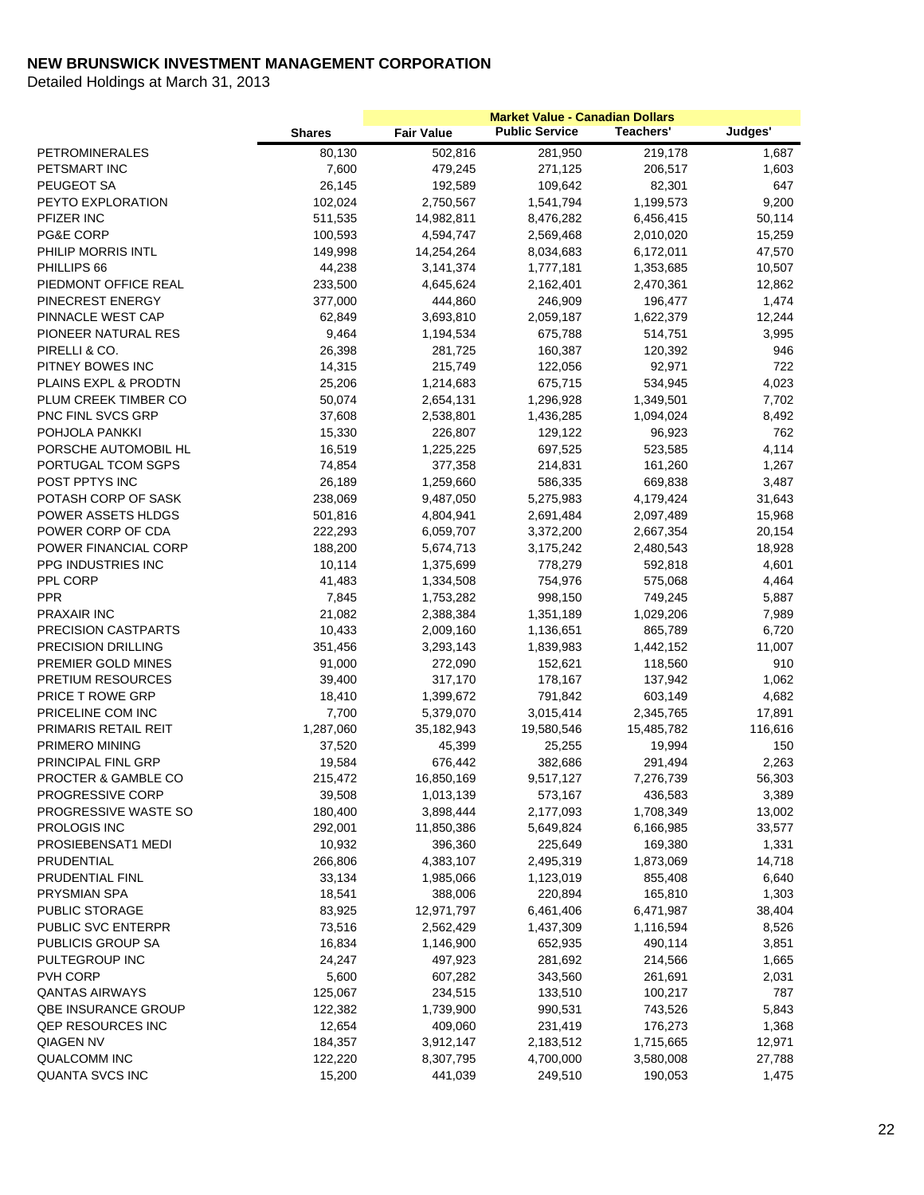# NEW BRUNSWICK INVESTMENT MANAGEMENT CORPORATION

Detailed Holdings at March 31, 2013

| | | Market Value - Canadian Dollars | | | |
|---|---|---|---|---|---|
| | Shares | Fair Value | Public Service | Teachers' | Judges' |
| PETROMINERALES | 80,130 | 502,816 | 281,950 | 219,178 | 1,687 |
| PETSMART INC | 7,600 | 479,245 | 271,125 | 206,517 | 1,603 |
| PEUGEOT SA | 26,145 | 192,589 | 109,642 | 82,301 | 647 |
| PEYTO EXPLORATION | 102,024 | 2,750,567 | 1,541,794 | 1,199,573 | 9,200 |
| PFIZER INC | 511,535 | 14,982,811 | 8,476,282 | 6,456,415 | 50,114 |
| PG&E CORP | 100,593 | 4,594,747 | 2,569,468 | 2,010,020 | 15,259 |
| PHILIP MORRIS INTL | 149,998 | 14,254,264 | 8,034,683 | 6,172,011 | 47,570 |
| PHILLIPS 66 | 44,238 | 3,141,374 | 1,777,181 | 1,353,685 | 10,507 |
| PIEDMONT OFFICE REAL | 233,500 | 4,645,624 | 2,162,401 | 2,470,361 | 12,862 |
| PINECREST ENERGY | 377,000 | 444,860 | 246,909 | 196,477 | 1,474 |
| PINNACLE WEST CAP | 62,849 | 3,693,810 | 2,059,187 | 1,622,379 | 12,244 |
| PIONEER NATURAL RES | 9,464 | 1,194,534 | 675,788 | 514,751 | 3,995 |
| PIRELLI & CO. | 26,398 | 281,725 | 160,387 | 120,392 | 946 |
| PITNEY BOWES INC | 14,315 | 215,749 | 122,056 | 92,971 | 722 |
| PLAINS EXPL & PRODTN | 25,206 | 1,214,683 | 675,715 | 534,945 | 4,023 |
| PLUM CREEK TIMBER CO | 50,074 | 2,654,131 | 1,296,928 | 1,349,501 | 7,702 |
| PNC FINL SVCS GRP | 37,608 | 2,538,801 | 1,436,285 | 1,094,024 | 8,492 |
| POHJOLA PANKKI | 15,330 | 226,807 | 129,122 | 96,923 | 762 |
| PORSCHE AUTOMOBIL HL | 16,519 | 1,225,225 | 697,525 | 523,585 | 4,114 |
| PORTUGAL TCOM SGPS | 74,854 | 377,358 | 214,831 | 161,260 | 1,267 |
| POST PPTYS INC | 26,189 | 1,259,660 | 586,335 | 669,838 | 3,487 |
| POTASH CORP OF SASK | 238,069 | 9,487,050 | 5,275,983 | 4,179,424 | 31,643 |
| POWER ASSETS HLDGS | 501,816 | 4,804,941 | 2,691,484 | 2,097,489 | 15,968 |
| POWER CORP OF CDA | 222,293 | 6,059,707 | 3,372,200 | 2,667,354 | 20,154 |
| POWER FINANCIAL CORP | 188,200 | 5,674,713 | 3,175,242 | 2,480,543 | 18,928 |
| PPG INDUSTRIES INC | 10,114 | 1,375,699 | 778,279 | 592,818 | 4,601 |
| PPL CORP | 41,483 | 1,334,508 | 754,976 | 575,068 | 4,464 |
| PPR | 7,845 | 1,753,282 | 998,150 | 749,245 | 5,887 |
| PRAXAIR INC | 21,082 | 2,388,384 | 1,351,189 | 1,029,206 | 7,989 |
| PRECISION CASTPARTS | 10,433 | 2,009,160 | 1,136,651 | 865,789 | 6,720 |
| PRECISION DRILLING | 351,456 | 3,293,143 | 1,839,983 | 1,442,152 | 11,007 |
| PREMIER GOLD MINES | 91,000 | 272,090 | 152,621 | 118,560 | 910 |
| PRETIUM RESOURCES | 39,400 | 317,170 | 178,167 | 137,942 | 1,062 |
| PRICE T ROWE GRP | 18,410 | 1,399,672 | 791,842 | 603,149 | 4,682 |
| PRICELINE COM INC | 7,700 | 5,379,070 | 3,015,414 | 2,345,765 | 17,891 |
| PRIMARIS RETAIL REIT | 1,287,060 | 35,182,943 | 19,580,546 | 15,485,782 | 116,616 |
| PRIMERO MINING | 37,520 | 45,399 | 25,255 | 19,994 | 150 |
| PRINCIPAL FINL GRP | 19,584 | 676,442 | 382,686 | 291,494 | 2,263 |
| PROCTER & GAMBLE CO | 215,472 | 16,850,169 | 9,517,127 | 7,276,739 | 56,303 |
| PROGRESSIVE CORP | 39,508 | 1,013,139 | 573,167 | 436,583 | 3,389 |
| PROGRESSIVE WASTE SO | 180,400 | 3,898,444 | 2,177,093 | 1,708,349 | 13,002 |
| PROLOGIS INC | 292,001 | 11,850,386 | 5,649,824 | 6,166,985 | 33,577 |
| PROSIEBENSAT1 MEDI | 10,932 | 396,360 | 225,649 | 169,380 | 1,331 |
| PRUDENTIAL | 266,806 | 4,383,107 | 2,495,319 | 1,873,069 | 14,718 |
| PRUDENTIAL FINL | 33,134 | 1,985,066 | 1,123,019 | 855,408 | 6,640 |
| PRYSMIAN SPA | 18,541 | 388,006 | 220,894 | 165,810 | 1,303 |
| PUBLIC STORAGE | 83,925 | 12,971,797 | 6,461,406 | 6,471,987 | 38,404 |
| PUBLIC SVC ENTERPR | 73,516 | 2,562,429 | 1,437,309 | 1,116,594 | 8,526 |
| PUBLICIS GROUP SA | 16,834 | 1,146,900 | 652,935 | 490,114 | 3,851 |
| PULTEGROUP INC | 24,247 | 497,923 | 281,692 | 214,566 | 1,665 |
| PVH CORP | 5,600 | 607,282 | 343,560 | 261,691 | 2,031 |
| QANTAS AIRWAYS | 125,067 | 234,515 | 133,510 | 100,217 | 787 |
| QBE INSURANCE GROUP | 122,382 | 1,739,900 | 990,531 | 743,526 | 5,843 |
| QEP RESOURCES INC | 12,654 | 409,060 | 231,419 | 176,273 | 1,368 |
| QIAGEN NV | 184,357 | 3,912,147 | 2,183,512 | 1,715,665 | 12,971 |
| QUALCOMM INC | 122,220 | 8,307,795 | 4,700,000 | 3,580,008 | 27,788 |
| QUANTA SVCS INC | 15,200 | 441,039 | 249,510 | 190,053 | 1,475 |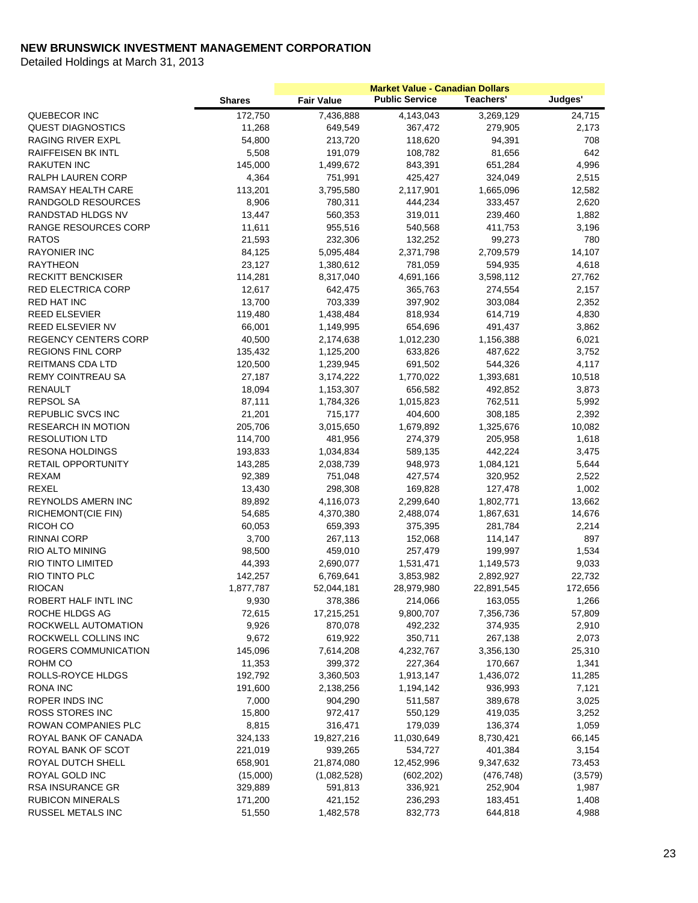# NEW BRUNSWICK INVESTMENT MANAGEMENT CORPORATION

Detailed Holdings at March 31, 2013

| | | Market Value - Canadian Dollars | | | |
|---|---|---|---|---|---|
| | **Shares** | **Fair Value** | **Public Service** | **Teachers'** | **Judges'** |
| QUEBECOR INC | 172,750 | 7,436,888 | 4,143,043 | 3,269,129 | 24,715 |
| QUEST DIAGNOSTICS | 11,268 | 649,549 | 367,472 | 279,905 | 2,173 |
| RAGING RIVER EXPL | 54,800 | 213,720 | 118,620 | 94,391 | 708 |
| RAIFFEISEN BK INTL | 5,508 | 191,079 | 108,782 | 81,656 | 642 |
| RAKUTEN INC | 145,000 | 1,499,672 | 843,391 | 651,284 | 4,996 |
| RALPH LAUREN CORP | 4,364 | 751,991 | 425,427 | 324,049 | 2,515 |
| RAMSAY HEALTH CARE | 113,201 | 3,795,580 | 2,117,901 | 1,665,096 | 12,582 |
| RANDGOLD RESOURCES | 8,906 | 780,311 | 444,234 | 333,457 | 2,620 |
| RANDSTAD HLDGS NV | 13,447 | 560,353 | 319,011 | 239,460 | 1,882 |
| RANGE RESOURCES CORP | 11,611 | 955,516 | 540,568 | 411,753 | 3,196 |
| RATOS | 21,593 | 232,306 | 132,252 | 99,273 | 780 |
| RAYONIER INC | 84,125 | 5,095,484 | 2,371,798 | 2,709,579 | 14,107 |
| RAYTHEON | 23,127 | 1,380,612 | 781,059 | 594,935 | 4,618 |
| RECKITT BENCKISER | 114,281 | 8,317,040 | 4,691,166 | 3,598,112 | 27,762 |
| RED ELECTRICA CORP | 12,617 | 642,475 | 365,763 | 274,554 | 2,157 |
| RED HAT INC | 13,700 | 703,339 | 397,902 | 303,084 | 2,352 |
| REED ELSEVIER | 119,480 | 1,438,484 | 818,934 | 614,719 | 4,830 |
| REED ELSEVIER NV | 66,001 | 1,149,995 | 654,696 | 491,437 | 3,862 |
| REGENCY CENTERS CORP | 40,500 | 2,174,638 | 1,012,230 | 1,156,388 | 6,021 |
| REGIONS FINL CORP | 135,432 | 1,125,200 | 633,826 | 487,622 | 3,752 |
| REITMANS CDA LTD | 120,500 | 1,239,945 | 691,502 | 544,326 | 4,117 |
| REMY COINTREAU SA | 27,187 | 3,174,222 | 1,770,022 | 1,393,681 | 10,518 |
| RENAULT | 18,094 | 1,153,307 | 656,582 | 492,852 | 3,873 |
| REPSOL SA | 87,111 | 1,784,326 | 1,015,823 | 762,511 | 5,992 |
| REPUBLIC SVCS INC | 21,201 | 715,177 | 404,600 | 308,185 | 2,392 |
| RESEARCH IN MOTION | 205,706 | 3,015,650 | 1,679,892 | 1,325,676 | 10,082 |
| RESOLUTION LTD | 114,700 | 481,956 | 274,379 | 205,958 | 1,618 |
| RESONA HOLDINGS | 193,833 | 1,034,834 | 589,135 | 442,224 | 3,475 |
| RETAIL OPPORTUNITY | 143,285 | 2,038,739 | 948,973 | 1,084,121 | 5,644 |
| REXAM | 92,389 | 751,048 | 427,574 | 320,952 | 2,522 |
| REXEL | 13,430 | 298,308 | 169,828 | 127,478 | 1,002 |
| REYNOLDS AMERN INC | 89,892 | 4,116,073 | 2,299,640 | 1,802,771 | 13,662 |
| RICHEMONT(CIE FIN) | 54,685 | 4,370,380 | 2,488,074 | 1,867,631 | 14,676 |
| RICOH CO | 60,053 | 659,393 | 375,395 | 281,784 | 2,214 |
| RINNAI CORP | 3,700 | 267,113 | 152,068 | 114,147 | 897 |
| RIO ALTO MINING | 98,500 | 459,010 | 257,479 | 199,997 | 1,534 |
| RIO TINTO LIMITED | 44,393 | 2,690,077 | 1,531,471 | 1,149,573 | 9,033 |
| RIO TINTO PLC | 142,257 | 6,769,641 | 3,853,982 | 2,892,927 | 22,732 |
| RIOCAN | 1,877,787 | 52,044,181 | 28,979,980 | 22,891,545 | 172,656 |
| ROBERT HALF INTL INC | 9,930 | 378,386 | 214,066 | 163,055 | 1,266 |
| ROCHE HLDGS AG | 72,615 | 17,215,251 | 9,800,707 | 7,356,736 | 57,809 |
| ROCKWELL AUTOMATION | 9,926 | 870,078 | 492,232 | 374,935 | 2,910 |
| ROCKWELL COLLINS INC | 9,672 | 619,922 | 350,711 | 267,138 | 2,073 |
| ROGERS COMMUNICATION | 145,096 | 7,614,208 | 4,232,767 | 3,356,130 | 25,310 |
| ROHM CO | 11,353 | 399,372 | 227,364 | 170,667 | 1,341 |
| ROLLS-ROYCE HLDGS | 192,792 | 3,360,503 | 1,913,147 | 1,436,072 | 11,285 |
| RONA INC | 191,600 | 2,138,256 | 1,194,142 | 936,993 | 7,121 |
| ROPER INDS INC | 7,000 | 904,290 | 511,587 | 389,678 | 3,025 |
| ROSS STORES INC | 15,800 | 972,417 | 550,129 | 419,035 | 3,252 |
| ROWAN COMPANIES PLC | 8,815 | 316,471 | 179,039 | 136,374 | 1,059 |
| ROYAL BANK OF CANADA | 324,133 | 19,827,216 | 11,030,649 | 8,730,421 | 66,145 |
| ROYAL BANK OF SCOT | 221,019 | 939,265 | 534,727 | 401,384 | 3,154 |
| ROYAL DUTCH SHELL | 658,901 | 21,874,080 | 12,452,996 | 9,347,632 | 73,453 |
| ROYAL GOLD INC | (15,000) | (1,082,528) | (602,202) | (476,748) | (3,579) |
| RSA INSURANCE GR | 329,889 | 591,813 | 336,921 | 252,904 | 1,987 |
| RUBICON MINERALS | 171,200 | 421,152 | 236,293 | 183,451 | 1,408 |
| RUSSEL METALS INC | 51,550 | 1,482,578 | 832,773 | 644,818 | 4,988 |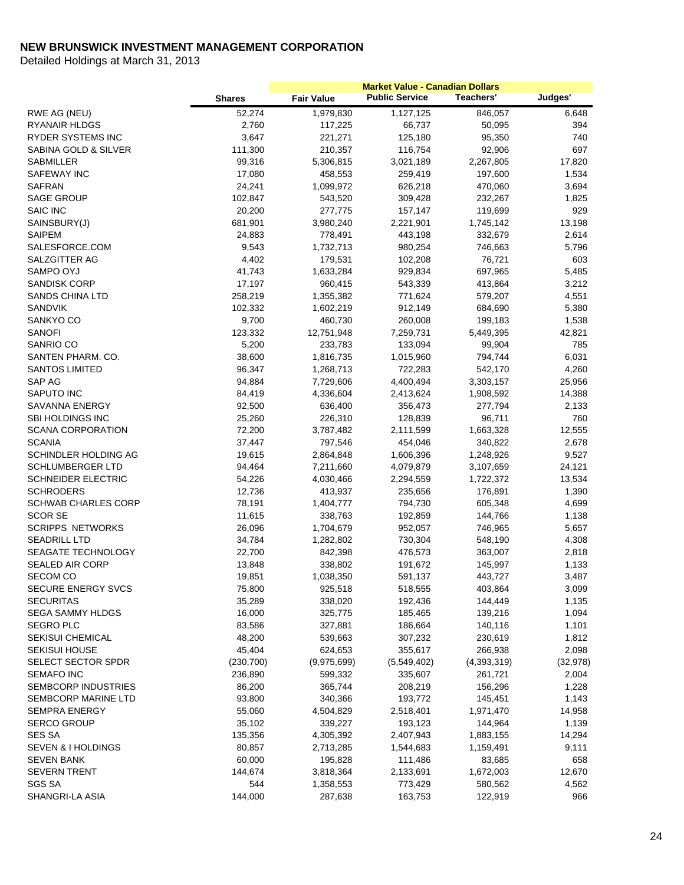**NEW BRUNSWICK INVESTMENT MANAGEMENT CORPORATION**

Detailed Holdings at March 31, 2013

| | | | Market Value - Canadian Dollars | | |
|---|---|---|---|---|---|
| | Shares | Fair Value | Public Service | Teachers' | Judges' |
| RWE AG (NEU) | 52,274 | 1,979,830 | 1,127,125 | 846,057 | 6,648 |
| RYANAIR HLDGS | 2,760 | 117,225 | 66,737 | 50,095 | 394 |
| RYDER SYSTEMS INC | 3,647 | 221,271 | 125,180 | 95,350 | 740 |
| SABINA GOLD & SILVER | 111,300 | 210,357 | 116,754 | 92,906 | 697 |
| SABMILLER | 99,316 | 5,306,815 | 3,021,189 | 2,267,805 | 17,820 |
| SAFEWAY INC | 17,080 | 458,553 | 259,419 | 197,600 | 1,534 |
| SAFRAN | 24,241 | 1,099,972 | 626,218 | 470,060 | 3,694 |
| SAGE GROUP | 102,847 | 543,520 | 309,428 | 232,267 | 1,825 |
| SAIC INC | 20,200 | 277,775 | 157,147 | 119,699 | 929 |
| SAINSBURY(J) | 681,901 | 3,980,240 | 2,221,901 | 1,745,142 | 13,198 |
| SAIPEM | 24,883 | 778,491 | 443,198 | 332,679 | 2,614 |
| SALESFORCE.COM | 9,543 | 1,732,713 | 980,254 | 746,663 | 5,796 |
| SALZGITTER AG | 4,402 | 179,531 | 102,208 | 76,721 | 603 |
| SAMPO OYJ | 41,743 | 1,633,284 | 929,834 | 697,965 | 5,485 |
| SANDISK CORP | 17,197 | 960,415 | 543,339 | 413,864 | 3,212 |
| SANDS CHINA LTD | 258,219 | 1,355,382 | 771,624 | 579,207 | 4,551 |
| SANDVIK | 102,332 | 1,602,219 | 912,149 | 684,690 | 5,380 |
| SANKYO CO | 9,700 | 460,730 | 260,008 | 199,183 | 1,538 |
| SANOFI | 123,332 | 12,751,948 | 7,259,731 | 5,449,395 | 42,821 |
| SANRIO CO | 5,200 | 233,783 | 133,094 | 99,904 | 785 |
| SANTEN PHARM. CO. | 38,600 | 1,816,735 | 1,015,960 | 794,744 | 6,031 |
| SANTOS LIMITED | 96,347 | 1,268,713 | 722,283 | 542,170 | 4,260 |
| SAP AG | 94,884 | 7,729,606 | 4,400,494 | 3,303,157 | 25,956 |
| SAPUTO INC | 84,419 | 4,336,604 | 2,413,624 | 1,908,592 | 14,388 |
| SAVANNA ENERGY | 92,500 | 636,400 | 356,473 | 277,794 | 2,133 |
| SBI HOLDINGS INC | 25,260 | 226,310 | 128,839 | 96,711 | 760 |
| SCANA CORPORATION | 72,200 | 3,787,482 | 2,111,599 | 1,663,328 | 12,555 |
| SCANIA | 37,447 | 797,546 | 454,046 | 340,822 | 2,678 |
| SCHINDLER HOLDING AG | 19,615 | 2,864,848 | 1,606,396 | 1,248,926 | 9,527 |
| SCHLUMBERGER LTD | 94,464 | 7,211,660 | 4,079,879 | 3,107,659 | 24,121 |
| SCHNEIDER ELECTRIC | 54,226 | 4,030,466 | 2,294,559 | 1,722,372 | 13,534 |
| SCHRODERS | 12,736 | 413,937 | 235,656 | 176,891 | 1,390 |
| SCHWAB CHARLES CORP | 78,191 | 1,404,777 | 794,730 | 605,348 | 4,699 |
| SCOR SE | 11,615 | 338,763 | 192,859 | 144,766 | 1,138 |
| SCRIPPS NETWORKS | 26,096 | 1,704,679 | 952,057 | 746,965 | 5,657 |
| SEADRILL LTD | 34,784 | 1,282,802 | 730,304 | 548,190 | 4,308 |
| SEAGATE TECHNOLOGY | 22,700 | 842,398 | 476,573 | 363,007 | 2,818 |
| SEALED AIR CORP | 13,848 | 338,802 | 191,672 | 145,997 | 1,133 |
| SECOM CO | 19,851 | 1,038,350 | 591,137 | 443,727 | 3,487 |
| SECURE ENERGY SVCS | 75,800 | 925,518 | 518,555 | 403,864 | 3,099 |
| SECURITAS | 35,289 | 338,020 | 192,436 | 144,449 | 1,135 |
| SEGA SAMMY HLDGS | 16,000 | 325,775 | 185,465 | 139,216 | 1,094 |
| SEGRO PLC | 83,586 | 327,881 | 186,664 | 140,116 | 1,101 |
| SEKISUI CHEMICAL | 48,200 | 539,663 | 307,232 | 230,619 | 1,812 |
| SEKISUI HOUSE | 45,404 | 624,653 | 355,617 | 266,938 | 2,098 |
| SELECT SECTOR SPDR | (230,700) | (9,975,699) | (5,549,402) | (4,393,319) | (32,978) |
| SEMAFO INC | 236,890 | 599,332 | 335,607 | 261,721 | 2,004 |
| SEMBCORP INDUSTRIES | 86,200 | 365,744 | 208,219 | 156,296 | 1,228 |
| SEMBCORP MARINE LTD | 93,800 | 340,366 | 193,772 | 145,451 | 1,143 |
| SEMPRA ENERGY | 55,060 | 4,504,829 | 2,518,401 | 1,971,470 | 14,958 |
| SERCO GROUP | 35,102 | 339,227 | 193,123 | 144,964 | 1,139 |
| SES SA | 135,356 | 4,305,392 | 2,407,943 | 1,883,155 | 14,294 |
| SEVEN & I HOLDINGS | 80,857 | 2,713,285 | 1,544,683 | 1,159,491 | 9,111 |
| SEVEN BANK | 60,000 | 195,828 | 111,486 | 83,685 | 658 |
| SEVERN TRENT | 144,674 | 3,818,364 | 2,133,691 | 1,672,003 | 12,670 |
| SGS SA | 544 | 1,358,553 | 773,429 | 580,562 | 4,562 |
| SHANGRI-LA ASIA | 144,000 | 287,638 | 163,753 | 122,919 | 966 |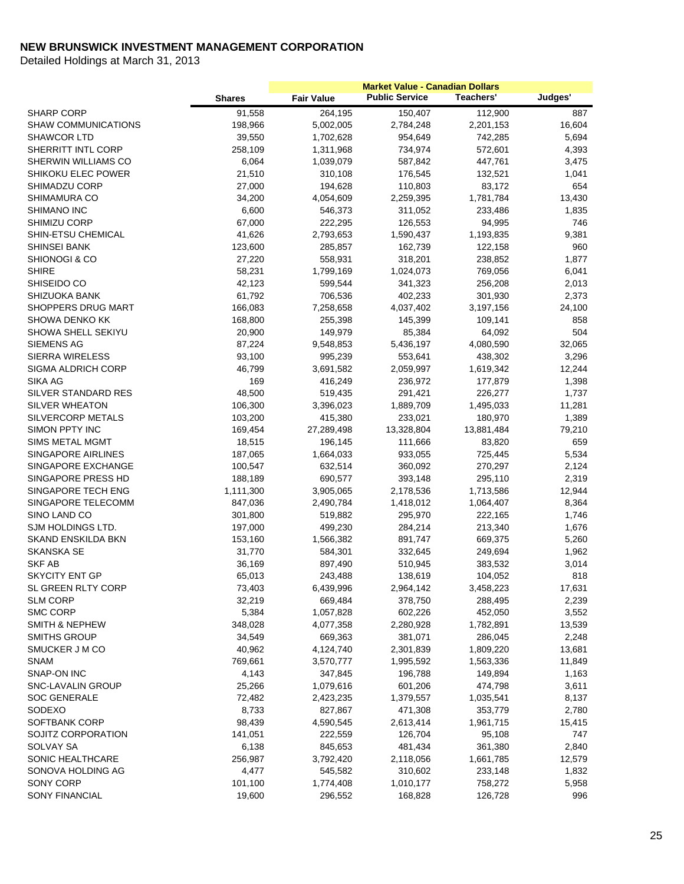# NEW BRUNSWICK INVESTMENT MANAGEMENT CORPORATION

Detailed Holdings at March 31, 2013

| | | Market Value - Canadian Dollars | | | |
|---|---|---|---|---|---|
| | Shares | Fair Value | Public Service | Teachers' | Judges' |
| SHARP CORP | 91,558 | 264,195 | 150,407 | 112,900 | 887 |
| SHAW COMMUNICATIONS | 198,966 | 5,002,005 | 2,784,248 | 2,201,153 | 16,604 |
| SHAWCOR LTD | 39,550 | 1,702,628 | 954,649 | 742,285 | 5,694 |
| SHERRITT INTL CORP | 258,109 | 1,311,968 | 734,974 | 572,601 | 4,393 |
| SHERWIN WILLIAMS CO | 6,064 | 1,039,079 | 587,842 | 447,761 | 3,475 |
| SHIKOKU ELEC POWER | 21,510 | 310,108 | 176,545 | 132,521 | 1,041 |
| SHIMADZU CORP | 27,000 | 194,628 | 110,803 | 83,172 | 654 |
| SHIMAMURA CO | 34,200 | 4,054,609 | 2,259,395 | 1,781,784 | 13,430 |
| SHIMANO INC | 6,600 | 546,373 | 311,052 | 233,486 | 1,835 |
| SHIMIZU CORP | 67,000 | 222,295 | 126,553 | 94,995 | 746 |
| SHIN-ETSU CHEMICAL | 41,626 | 2,793,653 | 1,590,437 | 1,193,835 | 9,381 |
| SHINSEI BANK | 123,600 | 285,857 | 162,739 | 122,158 | 960 |
| SHIONOGI & CO | 27,220 | 558,931 | 318,201 | 238,852 | 1,877 |
| SHIRE | 58,231 | 1,799,169 | 1,024,073 | 769,056 | 6,041 |
| SHISEIDO CO | 42,123 | 599,544 | 341,323 | 256,208 | 2,013 |
| SHIZUOKA BANK | 61,792 | 706,536 | 402,233 | 301,930 | 2,373 |
| SHOPPERS DRUG MART | 166,083 | 7,258,658 | 4,037,402 | 3,197,156 | 24,100 |
| SHOWA DENKO KK | 168,800 | 255,398 | 145,399 | 109,141 | 858 |
| SHOWA SHELL SEKIYU | 20,900 | 149,979 | 85,384 | 64,092 | 504 |
| SIEMENS AG | 87,224 | 9,548,853 | 5,436,197 | 4,080,590 | 32,065 |
| SIERRA WIRELESS | 93,100 | 995,239 | 553,641 | 438,302 | 3,296 |
| SIGMA ALDRICH CORP | 46,799 | 3,691,582 | 2,059,997 | 1,619,342 | 12,244 |
| SIKA AG | 169 | 416,249 | 236,972 | 177,879 | 1,398 |
| SILVER STANDARD RES | 48,500 | 519,435 | 291,421 | 226,277 | 1,737 |
| SILVER WHEATON | 106,300 | 3,396,023 | 1,889,709 | 1,495,033 | 11,281 |
| SILVERCORP METALS | 103,200 | 415,380 | 233,021 | 180,970 | 1,389 |
| SIMON PPTY INC | 169,454 | 27,289,498 | 13,328,804 | 13,881,484 | 79,210 |
| SIMS METAL MGMT | 18,515 | 196,145 | 111,666 | 83,820 | 659 |
| SINGAPORE AIRLINES | 187,065 | 1,664,033 | 933,055 | 725,445 | 5,534 |
| SINGAPORE EXCHANGE | 100,547 | 632,514 | 360,092 | 270,297 | 2,124 |
| SINGAPORE PRESS HD | 188,189 | 690,577 | 393,148 | 295,110 | 2,319 |
| SINGAPORE TECH ENG | 1,111,300 | 3,905,065 | 2,178,536 | 1,713,586 | 12,944 |
| SINGAPORE TELECOMM | 847,036 | 2,490,784 | 1,418,012 | 1,064,407 | 8,364 |
| SINO LAND CO | 301,800 | 519,882 | 295,970 | 222,165 | 1,746 |
| SJM HOLDINGS LTD. | 197,000 | 499,230 | 284,214 | 213,340 | 1,676 |
| SKAND ENSKILDA BKN | 153,160 | 1,566,382 | 891,747 | 669,375 | 5,260 |
| SKANSKA SE | 31,770 | 584,301 | 332,645 | 249,694 | 1,962 |
| SKF AB | 36,169 | 897,490 | 510,945 | 383,532 | 3,014 |
| SKYCITY ENT GP | 65,013 | 243,488 | 138,619 | 104,052 | 818 |
| SL GREEN RLTY CORP | 73,403 | 6,439,996 | 2,964,142 | 3,458,223 | 17,631 |
| SLM CORP | 32,219 | 669,484 | 378,750 | 288,495 | 2,239 |
| SMC CORP | 5,384 | 1,057,828 | 602,226 | 452,050 | 3,552 |
| SMITH & NEPHEW | 348,028 | 4,077,358 | 2,280,928 | 1,782,891 | 13,539 |
| SMITHS GROUP | 34,549 | 669,363 | 381,071 | 286,045 | 2,248 |
| SMUCKER J M CO | 40,962 | 4,124,740 | 2,301,839 | 1,809,220 | 13,681 |
| SNAM | 769,661 | 3,570,777 | 1,995,592 | 1,563,336 | 11,849 |
| SNAP-ON INC | 4,143 | 347,845 | 196,788 | 149,894 | 1,163 |
| SNC-LAVALIN GROUP | 25,266 | 1,079,616 | 601,206 | 474,798 | 3,611 |
| SOC GENERALE | 72,482 | 2,423,235 | 1,379,557 | 1,035,541 | 8,137 |
| SODEXO | 8,733 | 827,867 | 471,308 | 353,779 | 2,780 |
| SOFTBANK CORP | 98,439 | 4,590,545 | 2,613,414 | 1,961,715 | 15,415 |
| SOJITZ CORPORATION | 141,051 | 222,559 | 126,704 | 95,108 | 747 |
| SOLVAY SA | 6,138 | 845,653 | 481,434 | 361,380 | 2,840 |
| SONIC HEALTHCARE | 256,987 | 3,792,420 | 2,118,056 | 1,661,785 | 12,579 |
| SONOVA HOLDING AG | 4,477 | 545,582 | 310,602 | 233,148 | 1,832 |
| SONY CORP | 101,100 | 1,774,408 | 1,010,177 | 758,272 | 5,958 |
| SONY FINANCIAL | 19,600 | 296,552 | 168,828 | 126,728 | 996 |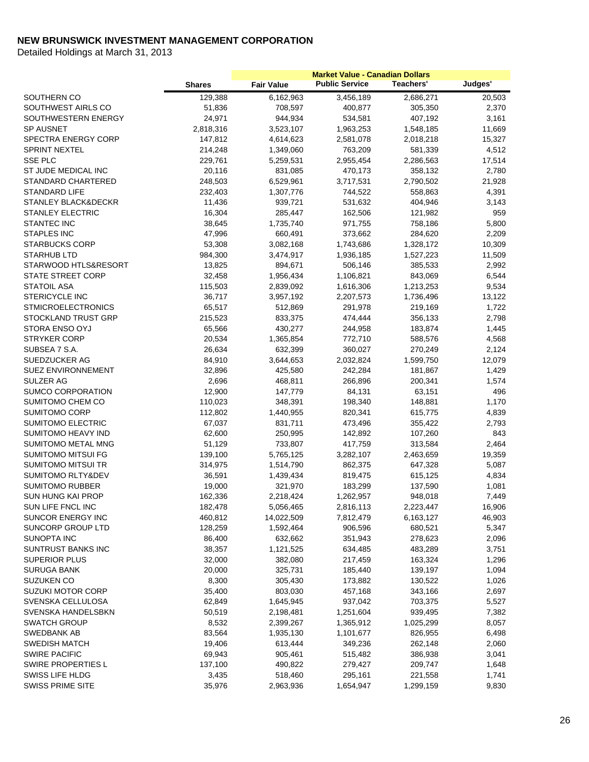# NEW BRUNSWICK INVESTMENT MANAGEMENT CORPORATION

Detailed Holdings at March 31, 2013

| | | Market Value - Canadian Dollars | | | |
|---|---|---|---|---|---|
| | Shares | Fair Value | Public Service | Teachers' | Judges' |
| SOUTHERN CO | 129,388 | 6,162,963 | 3,456,189 | 2,686,271 | 20,503 |
| SOUTHWEST AIRLS CO | 51,836 | 708,597 | 400,877 | 305,350 | 2,370 |
| SOUTHWESTERN ENERGY | 24,971 | 944,934 | 534,581 | 407,192 | 3,161 |
| SP AUSNET | 2,818,316 | 3,523,107 | 1,963,253 | 1,548,185 | 11,669 |
| SPECTRA ENERGY CORP | 147,812 | 4,614,623 | 2,581,078 | 2,018,218 | 15,327 |
| SPRINT NEXTEL | 214,248 | 1,349,060 | 763,209 | 581,339 | 4,512 |
| SSE PLC | 229,761 | 5,259,531 | 2,955,454 | 2,286,563 | 17,514 |
| ST JUDE MEDICAL INC | 20,116 | 831,085 | 470,173 | 358,132 | 2,780 |
| STANDARD CHARTERED | 248,503 | 6,529,961 | 3,717,531 | 2,790,502 | 21,928 |
| STANDARD LIFE | 232,403 | 1,307,776 | 744,522 | 558,863 | 4,391 |
| STANLEY BLACK&DECKR | 11,436 | 939,721 | 531,632 | 404,946 | 3,143 |
| STANLEY ELECTRIC | 16,304 | 285,447 | 162,506 | 121,982 | 959 |
| STANTEC INC | 38,645 | 1,735,740 | 971,755 | 758,186 | 5,800 |
| STAPLES INC | 47,996 | 660,491 | 373,662 | 284,620 | 2,209 |
| STARBUCKS CORP | 53,308 | 3,082,168 | 1,743,686 | 1,328,172 | 10,309 |
| STARHUB LTD | 984,300 | 3,474,917 | 1,936,185 | 1,527,223 | 11,509 |
| STARWOOD HTLS&RESORT | 13,825 | 894,671 | 506,146 | 385,533 | 2,992 |
| STATE STREET CORP | 32,458 | 1,956,434 | 1,106,821 | 843,069 | 6,544 |
| STATOIL ASA | 115,503 | 2,839,092 | 1,616,306 | 1,213,253 | 9,534 |
| STERICYCLE INC | 36,717 | 3,957,192 | 2,207,573 | 1,736,496 | 13,122 |
| STMICROELECTRONICS | 65,517 | 512,869 | 291,978 | 219,169 | 1,722 |
| STOCKLAND TRUST GRP | 215,523 | 833,375 | 474,444 | 356,133 | 2,798 |
| STORA ENSO OYJ | 65,566 | 430,277 | 244,958 | 183,874 | 1,445 |
| STRYKER CORP | 20,534 | 1,365,854 | 772,710 | 588,576 | 4,568 |
| SUBSEA 7 S.A. | 26,634 | 632,399 | 360,027 | 270,249 | 2,124 |
| SUEDZUCKER AG | 84,910 | 3,644,653 | 2,032,824 | 1,599,750 | 12,079 |
| SUEZ ENVIRONNEMENT | 32,896 | 425,580 | 242,284 | 181,867 | 1,429 |
| SULZER AG | 2,696 | 468,811 | 266,896 | 200,341 | 1,574 |
| SUMCO CORPORATION | 12,900 | 147,779 | 84,131 | 63,151 | 496 |
| SUMITOMO CHEM CO | 110,023 | 348,391 | 198,340 | 148,881 | 1,170 |
| SUMITOMO CORP | 112,802 | 1,440,955 | 820,341 | 615,775 | 4,839 |
| SUMITOMO ELECTRIC | 67,037 | 831,711 | 473,496 | 355,422 | 2,793 |
| SUMITOMO HEAVY IND | 62,600 | 250,995 | 142,892 | 107,260 | 843 |
| SUMITOMO METAL MNG | 51,129 | 733,807 | 417,759 | 313,584 | 2,464 |
| SUMITOMO MITSUI FG | 139,100 | 5,765,125 | 3,282,107 | 2,463,659 | 19,359 |
| SUMITOMO MITSUI TR | 314,975 | 1,514,790 | 862,375 | 647,328 | 5,087 |
| SUMITOMO RLTY&DEV | 36,591 | 1,439,434 | 819,475 | 615,125 | 4,834 |
| SUMITOMO RUBBER | 19,000 | 321,970 | 183,299 | 137,590 | 1,081 |
| SUN HUNG KAI PROP | 162,336 | 2,218,424 | 1,262,957 | 948,018 | 7,449 |
| SUN LIFE FNCL INC | 182,478 | 5,056,465 | 2,816,113 | 2,223,447 | 16,906 |
| SUNCOR ENERGY INC | 460,812 | 14,022,509 | 7,812,479 | 6,163,127 | 46,903 |
| SUNCORP GROUP LTD | 128,259 | 1,592,464 | 906,596 | 680,521 | 5,347 |
| SUNOPTA INC | 86,400 | 632,662 | 351,943 | 278,623 | 2,096 |
| SUNTRUST BANKS INC | 38,357 | 1,121,525 | 634,485 | 483,289 | 3,751 |
| SUPERIOR PLUS | 32,000 | 382,080 | 217,459 | 163,324 | 1,296 |
| SURUGA BANK | 20,000 | 325,731 | 185,440 | 139,197 | 1,094 |
| SUZUKEN CO | 8,300 | 305,430 | 173,882 | 130,522 | 1,026 |
| SUZUKI MOTOR CORP | 35,400 | 803,030 | 457,168 | 343,166 | 2,697 |
| SVENSKA CELLULOSA | 62,849 | 1,645,945 | 937,042 | 703,375 | 5,527 |
| SVENSKA HANDELSBKN | 50,519 | 2,198,481 | 1,251,604 | 939,495 | 7,382 |
| SWATCH GROUP | 8,532 | 2,399,267 | 1,365,912 | 1,025,299 | 8,057 |
| SWEDBANK AB | 83,564 | 1,935,130 | 1,101,677 | 826,955 | 6,498 |
| SWEDISH MATCH | 19,406 | 613,444 | 349,236 | 262,148 | 2,060 |
| SWIRE PACIFIC | 69,943 | 905,461 | 515,482 | 386,938 | 3,041 |
| SWIRE PROPERTIES L | 137,100 | 490,822 | 279,427 | 209,747 | 1,648 |
| SWISS LIFE HLDG | 3,435 | 518,460 | 295,161 | 221,558 | 1,741 |
| SWISS PRIME SITE | 35,976 | 2,963,936 | 1,654,947 | 1,299,159 | 9,830 |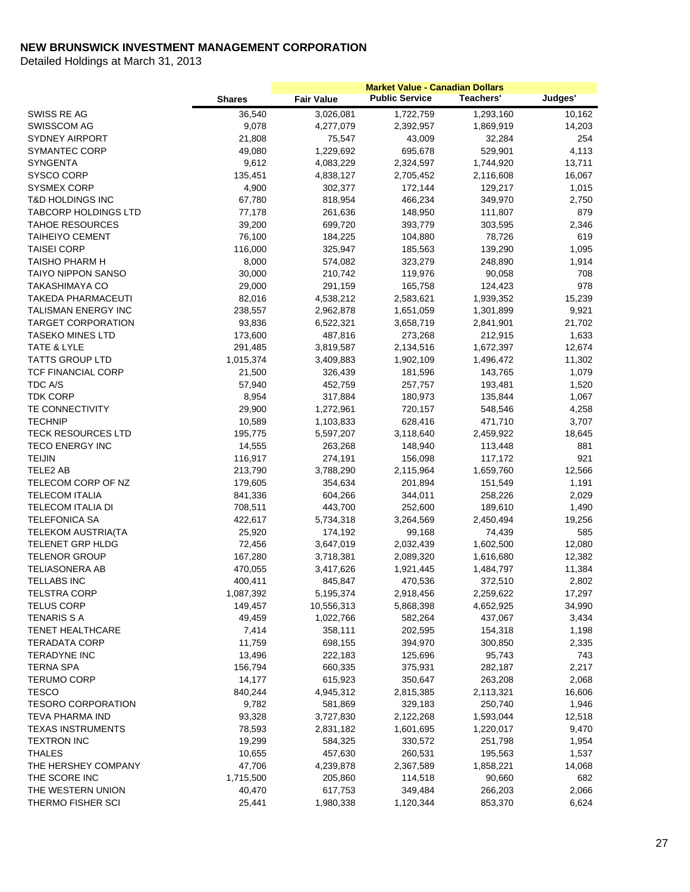# NEW BRUNSWICK INVESTMENT MANAGEMENT CORPORATION

Detailed Holdings at March 31, 2013

| | | Market Value - Canadian Dollars | | | |
|---|---|---|---|---|---|
| | Shares | Fair Value | Public Service | Teachers' | Judges' |
| SWISS RE AG | 36,540 | 3,026,081 | 1,722,759 | 1,293,160 | 10,162 |
| SWISSCOM AG | 9,078 | 4,277,079 | 2,392,957 | 1,869,919 | 14,203 |
| SYDNEY AIRPORT | 21,808 | 75,547 | 43,009 | 32,284 | 254 |
| SYMANTEC CORP | 49,080 | 1,229,692 | 695,678 | 529,901 | 4,113 |
| SYNGENTA | 9,612 | 4,083,229 | 2,324,597 | 1,744,920 | 13,711 |
| SYSCO CORP | 135,451 | 4,838,127 | 2,705,452 | 2,116,608 | 16,067 |
| SYSMEX CORP | 4,900 | 302,377 | 172,144 | 129,217 | 1,015 |
| T&D HOLDINGS INC | 67,780 | 818,954 | 466,234 | 349,970 | 2,750 |
| TABCORP HOLDINGS LTD | 77,178 | 261,636 | 148,950 | 111,807 | 879 |
| TAHOE RESOURCES | 39,200 | 699,720 | 393,779 | 303,595 | 2,346 |
| TAIHEIYO CEMENT | 76,100 | 184,225 | 104,880 | 78,726 | 619 |
| TAISEI CORP | 116,000 | 325,947 | 185,563 | 139,290 | 1,095 |
| TAISHO PHARM H | 8,000 | 574,082 | 323,279 | 248,890 | 1,914 |
| TAIYO NIPPON SANSO | 30,000 | 210,742 | 119,976 | 90,058 | 708 |
| TAKASHIMAYA CO | 29,000 | 291,159 | 165,758 | 124,423 | 978 |
| TAKEDA PHARMACEUTI | 82,016 | 4,538,212 | 2,583,621 | 1,939,352 | 15,239 |
| TALISMAN ENERGY INC | 238,557 | 2,962,878 | 1,651,059 | 1,301,899 | 9,921 |
| TARGET CORPORATION | 93,836 | 6,522,321 | 3,658,719 | 2,841,901 | 21,702 |
| TASEKO MINES LTD | 173,600 | 487,816 | 273,268 | 212,915 | 1,633 |
| TATE & LYLE | 291,485 | 3,819,587 | 2,134,516 | 1,672,397 | 12,674 |
| TATTS GROUP LTD | 1,015,374 | 3,409,883 | 1,902,109 | 1,496,472 | 11,302 |
| TCF FINANCIAL CORP | 21,500 | 326,439 | 181,596 | 143,765 | 1,079 |
| TDC A/S | 57,940 | 452,759 | 257,757 | 193,481 | 1,520 |
| TDK CORP | 8,954 | 317,884 | 180,973 | 135,844 | 1,067 |
| TE CONNECTIVITY | 29,900 | 1,272,961 | 720,157 | 548,546 | 4,258 |
| TECHNIP | 10,589 | 1,103,833 | 628,416 | 471,710 | 3,707 |
| TECK RESOURCES LTD | 195,775 | 5,597,207 | 3,118,640 | 2,459,922 | 18,645 |
| TECO ENERGY INC | 14,555 | 263,268 | 148,940 | 113,448 | 881 |
| TEIJIN | 116,917 | 274,191 | 156,098 | 117,172 | 921 |
| TELE2 AB | 213,790 | 3,788,290 | 2,115,964 | 1,659,760 | 12,566 |
| TELECOM CORP OF NZ | 179,605 | 354,634 | 201,894 | 151,549 | 1,191 |
| TELECOM ITALIA | 841,336 | 604,266 | 344,011 | 258,226 | 2,029 |
| TELECOM ITALIA DI | 708,511 | 443,700 | 252,600 | 189,610 | 1,490 |
| TELEFONICA SA | 422,617 | 5,734,318 | 3,264,569 | 2,450,494 | 19,256 |
| TELEKOM AUSTRIA(TA | 25,920 | 174,192 | 99,168 | 74,439 | 585 |
| TELENET GRP HLDG | 72,456 | 3,647,019 | 2,032,439 | 1,602,500 | 12,080 |
| TELENOR GROUP | 167,280 | 3,718,381 | 2,089,320 | 1,616,680 | 12,382 |
| TELIASONERA AB | 470,055 | 3,417,626 | 1,921,445 | 1,484,797 | 11,384 |
| TELLABS INC | 400,411 | 845,847 | 470,536 | 372,510 | 2,802 |
| TELSTRA CORP | 1,087,392 | 5,195,374 | 2,918,456 | 2,259,622 | 17,297 |
| TELUS CORP | 149,457 | 10,556,313 | 5,868,398 | 4,652,925 | 34,990 |
| TENARIS S A | 49,459 | 1,022,766 | 582,264 | 437,067 | 3,434 |
| TENET HEALTHCARE | 7,414 | 358,111 | 202,595 | 154,318 | 1,198 |
| TERADATA CORP | 11,759 | 698,155 | 394,970 | 300,850 | 2,335 |
| TERADYNE INC | 13,496 | 222,183 | 125,696 | 95,743 | 743 |
| TERNA SPA | 156,794 | 660,335 | 375,931 | 282,187 | 2,217 |
| TERUMO CORP | 14,177 | 615,923 | 350,647 | 263,208 | 2,068 |
| TESCO | 840,244 | 4,945,312 | 2,815,385 | 2,113,321 | 16,606 |
| TESORO CORPORATION | 9,782 | 581,869 | 329,183 | 250,740 | 1,946 |
| TEVA PHARMA IND | 93,328 | 3,727,830 | 2,122,268 | 1,593,044 | 12,518 |
| TEXAS INSTRUMENTS | 78,593 | 2,831,182 | 1,601,695 | 1,220,017 | 9,470 |
| TEXTRON INC | 19,299 | 584,325 | 330,572 | 251,798 | 1,954 |
| THALES | 10,655 | 457,630 | 260,531 | 195,563 | 1,537 |
| THE HERSHEY COMPANY | 47,706 | 4,239,878 | 2,367,589 | 1,858,221 | 14,068 |
| THE SCORE INC | 1,715,500 | 205,860 | 114,518 | 90,660 | 682 |
| THE WESTERN UNION | 40,470 | 617,753 | 349,484 | 266,203 | 2,066 |
| THERMO FISHER SCI | 25,441 | 1,980,338 | 1,120,344 | 853,370 | 6,624 |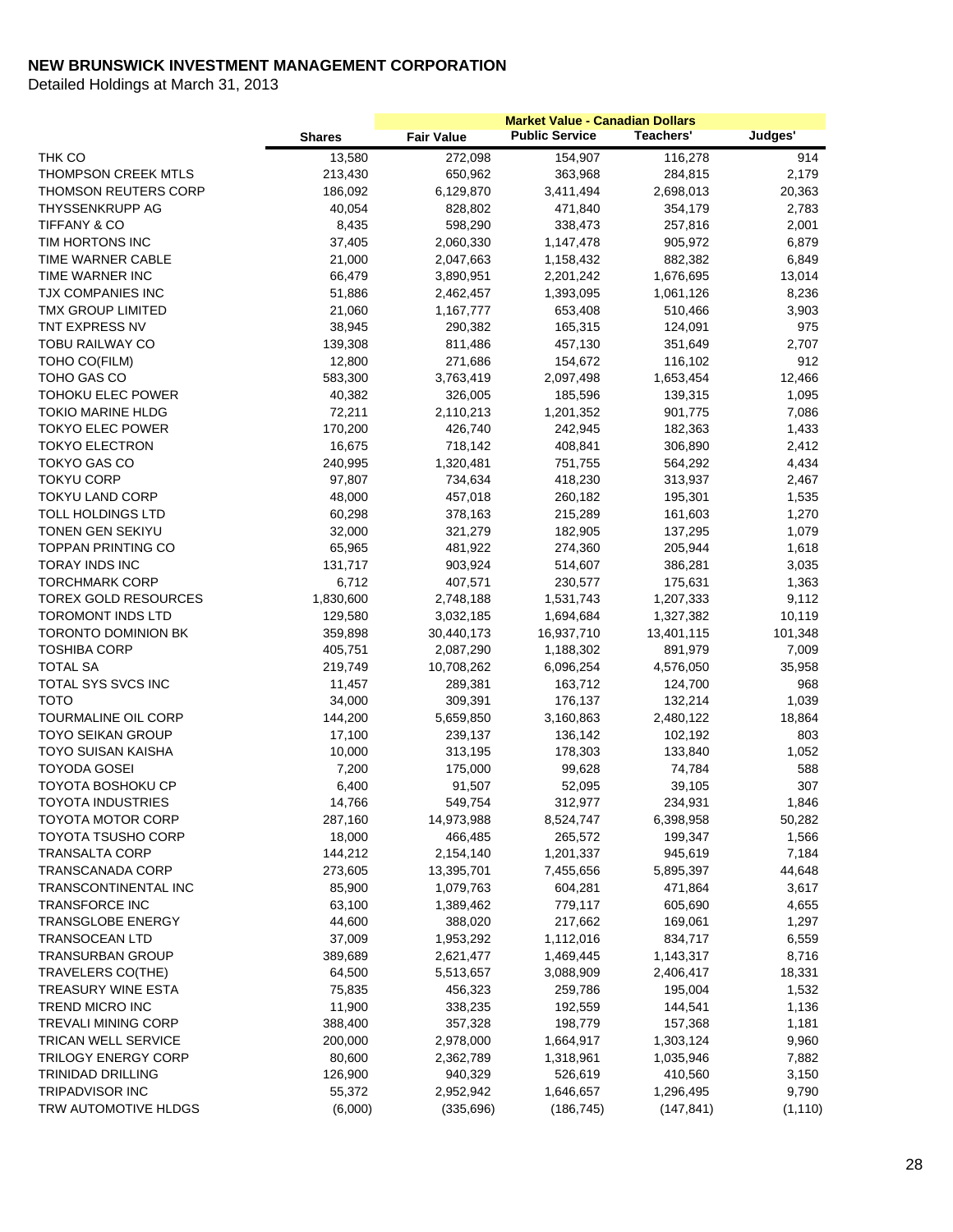# NEW BRUNSWICK INVESTMENT MANAGEMENT CORPORATION

Detailed Holdings at March 31, 2013

| | Shares | Fair Value | Market Value - Canadian Dollars | | |
|---|---|---|---|---|---|
| | | | Public Service | Teachers' | Judges' |
| THK CO | 13,580 | 272,098 | 154,907 | 116,278 | 914 |
| THOMPSON CREEK MTLS | 213,430 | 650,962 | 363,968 | 284,815 | 2,179 |
| THOMSON REUTERS CORP | 186,092 | 6,129,870 | 3,411,494 | 2,698,013 | 20,363 |
| THYSSENKRUPP AG | 40,054 | 828,802 | 471,840 | 354,179 | 2,783 |
| TIFFANY & CO | 8,435 | 598,290 | 338,473 | 257,816 | 2,001 |
| TIM HORTONS INC | 37,405 | 2,060,330 | 1,147,478 | 905,972 | 6,879 |
| TIME WARNER CABLE | 21,000 | 2,047,663 | 1,158,432 | 882,382 | 6,849 |
| TIME WARNER INC | 66,479 | 3,890,951 | 2,201,242 | 1,676,695 | 13,014 |
| TJX COMPANIES INC | 51,886 | 2,462,457 | 1,393,095 | 1,061,126 | 8,236 |
| TMX GROUP LIMITED | 21,060 | 1,167,777 | 653,408 | 510,466 | 3,903 |
| TNT EXPRESS NV | 38,945 | 290,382 | 165,315 | 124,091 | 975 |
| TOBU RAILWAY CO | 139,308 | 811,486 | 457,130 | 351,649 | 2,707 |
| TOHO CO(FILM) | 12,800 | 271,686 | 154,672 | 116,102 | 912 |
| TOHO GAS CO | 583,300 | 3,763,419 | 2,097,498 | 1,653,454 | 12,466 |
| TOHOKU ELEC POWER | 40,382 | 326,005 | 185,596 | 139,315 | 1,095 |
| TOKIO MARINE HLDG | 72,211 | 2,110,213 | 1,201,352 | 901,775 | 7,086 |
| TOKYO ELEC POWER | 170,200 | 426,740 | 242,945 | 182,363 | 1,433 |
| TOKYO ELECTRON | 16,675 | 718,142 | 408,841 | 306,890 | 2,412 |
| TOKYO GAS CO | 240,995 | 1,320,481 | 751,755 | 564,292 | 4,434 |
| TOKYU CORP | 97,807 | 734,634 | 418,230 | 313,937 | 2,467 |
| TOKYU LAND CORP | 48,000 | 457,018 | 260,182 | 195,301 | 1,535 |
| TOLL HOLDINGS LTD | 60,298 | 378,163 | 215,289 | 161,603 | 1,270 |
| TONEN GEN SEKIYU | 32,000 | 321,279 | 182,905 | 137,295 | 1,079 |
| TOPPAN PRINTING CO | 65,965 | 481,922 | 274,360 | 205,944 | 1,618 |
| TORAY INDS INC | 131,717 | 903,924 | 514,607 | 386,281 | 3,035 |
| TORCHMARK CORP | 6,712 | 407,571 | 230,577 | 175,631 | 1,363 |
| TOREX GOLD RESOURCES | 1,830,600 | 2,748,188 | 1,531,743 | 1,207,333 | 9,112 |
| TOROMONT INDS LTD | 129,580 | 3,032,185 | 1,694,684 | 1,327,382 | 10,119 |
| TORONTO DOMINION BK | 359,898 | 30,440,173 | 16,937,710 | 13,401,115 | 101,348 |
| TOSHIBA CORP | 405,751 | 2,087,290 | 1,188,302 | 891,979 | 7,009 |
| TOTAL SA | 219,749 | 10,708,262 | 6,096,254 | 4,576,050 | 35,958 |
| TOTAL SYS SVCS INC | 11,457 | 289,381 | 163,712 | 124,700 | 968 |
| TOTO | 34,000 | 309,391 | 176,137 | 132,214 | 1,039 |
| TOURMALINE OIL CORP | 144,200 | 5,659,850 | 3,160,863 | 2,480,122 | 18,864 |
| TOYO SEIKAN GROUP | 17,100 | 239,137 | 136,142 | 102,192 | 803 |
| TOYO SUISAN KAISHA | 10,000 | 313,195 | 178,303 | 133,840 | 1,052 |
| TOYODA GOSEI | 7,200 | 175,000 | 99,628 | 74,784 | 588 |
| TOYOTA BOSHOKU CP | 6,400 | 91,507 | 52,095 | 39,105 | 307 |
| TOYOTA INDUSTRIES | 14,766 | 549,754 | 312,977 | 234,931 | 1,846 |
| TOYOTA MOTOR CORP | 287,160 | 14,973,988 | 8,524,747 | 6,398,958 | 50,282 |
| TOYOTA TSUSHO CORP | 18,000 | 466,485 | 265,572 | 199,347 | 1,566 |
| TRANSALTA CORP | 144,212 | 2,154,140 | 1,201,337 | 945,619 | 7,184 |
| TRANSCANADA CORP | 273,605 | 13,395,701 | 7,455,656 | 5,895,397 | 44,648 |
| TRANSCONTINENTAL INC | 85,900 | 1,079,763 | 604,281 | 471,864 | 3,617 |
| TRANSFORCE INC | 63,100 | 1,389,462 | 779,117 | 605,690 | 4,655 |
| TRANSGLOBE ENERGY | 44,600 | 388,020 | 217,662 | 169,061 | 1,297 |
| TRANSOCEAN LTD | 37,009 | 1,953,292 | 1,112,016 | 834,717 | 6,559 |
| TRANSURBAN GROUP | 389,689 | 2,621,477 | 1,469,445 | 1,143,317 | 8,716 |
| TRAVELERS CO(THE) | 64,500 | 5,513,657 | 3,088,909 | 2,406,417 | 18,331 |
| TREASURY WINE ESTA | 75,835 | 456,323 | 259,786 | 195,004 | 1,532 |
| TREND MICRO INC | 11,900 | 338,235 | 192,559 | 144,541 | 1,136 |
| TREVALI MINING CORP | 388,400 | 357,328 | 198,779 | 157,368 | 1,181 |
| TRICAN WELL SERVICE | 200,000 | 2,978,000 | 1,664,917 | 1,303,124 | 9,960 |
| TRILOGY ENERGY CORP | 80,600 | 2,362,789 | 1,318,961 | 1,035,946 | 7,882 |
| TRINIDAD DRILLING | 126,900 | 940,329 | 526,619 | 410,560 | 3,150 |
| TRIPADVISOR INC | 55,372 | 2,952,942 | 1,646,657 | 1,296,495 | 9,790 |
| TRW AUTOMOTIVE HLDGS | (6,000) | (335,696) | (186,745) | (147,841) | (1,110) |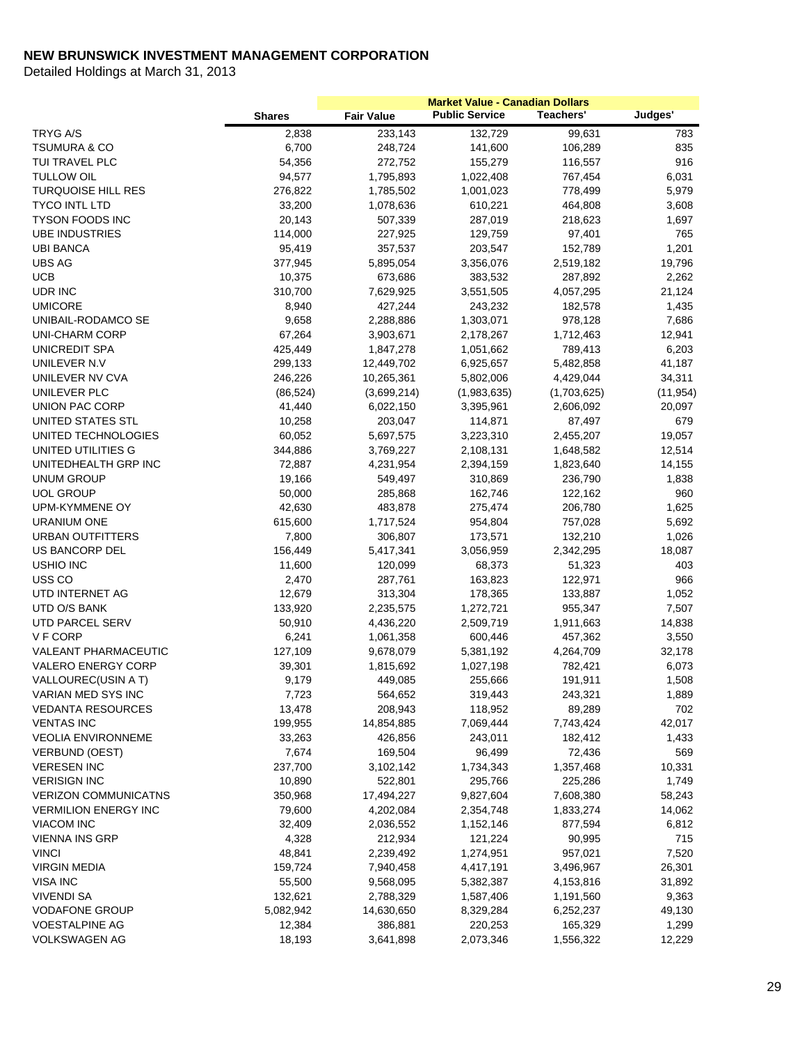**NEW BRUNSWICK INVESTMENT MANAGEMENT CORPORATION**

Detailed Holdings at March 31, 2013

| | | Market Value - Canadian Dollars | | | |
|---|---|---|---|---|---|
| | **Shares** | **Fair Value** | **Public Service** | **Teachers'** | **Judges'** |
| TRYG A/S | 2,838 | 233,143 | 132,729 | 99,631 | 783 |
| TSUMURA & CO | 6,700 | 248,724 | 141,600 | 106,289 | 835 |
| TUI TRAVEL PLC | 54,356 | 272,752 | 155,279 | 116,557 | 916 |
| TULLOW OIL | 94,577 | 1,795,893 | 1,022,408 | 767,454 | 6,031 |
| TURQUOISE HILL RES | 276,822 | 1,785,502 | 1,001,023 | 778,499 | 5,979 |
| TYCO INTL LTD | 33,200 | 1,078,636 | 610,221 | 464,808 | 3,608 |
| TYSON FOODS INC | 20,143 | 507,339 | 287,019 | 218,623 | 1,697 |
| UBE INDUSTRIES | 114,000 | 227,925 | 129,759 | 97,401 | 765 |
| UBI BANCA | 95,419 | 357,537 | 203,547 | 152,789 | 1,201 |
| UBS AG | 377,945 | 5,895,054 | 3,356,076 | 2,519,182 | 19,796 |
| UCB | 10,375 | 673,686 | 383,532 | 287,892 | 2,262 |
| UDR INC | 310,700 | 7,629,925 | 3,551,505 | 4,057,295 | 21,124 |
| UMICORE | 8,940 | 427,244 | 243,232 | 182,578 | 1,435 |
| UNIBAIL-RODAMCO SE | 9,658 | 2,288,886 | 1,303,071 | 978,128 | 7,686 |
| UNI-CHARM CORP | 67,264 | 3,903,671 | 2,178,267 | 1,712,463 | 12,941 |
| UNICREDIT SPA | 425,449 | 1,847,278 | 1,051,662 | 789,413 | 6,203 |
| UNILEVER N.V | 299,133 | 12,449,702 | 6,925,657 | 5,482,858 | 41,187 |
| UNILEVER NV CVA | 246,226 | 10,265,361 | 5,802,006 | 4,429,044 | 34,311 |
| UNILEVER PLC | (86,524) | (3,699,214) | (1,983,635) | (1,703,625) | (11,954) |
| UNION PAC CORP | 41,440 | 6,022,150 | 3,395,961 | 2,606,092 | 20,097 |
| UNITED STATES STL | 10,258 | 203,047 | 114,871 | 87,497 | 679 |
| UNITED TECHNOLOGIES | 60,052 | 5,697,575 | 3,223,310 | 2,455,207 | 19,057 |
| UNITED UTILITIES G | 344,886 | 3,769,227 | 2,108,131 | 1,648,582 | 12,514 |
| UNITEDHEALTH GRP INC | 72,887 | 4,231,954 | 2,394,159 | 1,823,640 | 14,155 |
| UNUM GROUP | 19,166 | 549,497 | 310,869 | 236,790 | 1,838 |
| UOL GROUP | 50,000 | 285,868 | 162,746 | 122,162 | 960 |
| UPM-KYMMENE OY | 42,630 | 483,878 | 275,474 | 206,780 | 1,625 |
| URANIUM ONE | 615,600 | 1,717,524 | 954,804 | 757,028 | 5,692 |
| URBAN OUTFITTERS | 7,800 | 306,807 | 173,571 | 132,210 | 1,026 |
| US BANCORP DEL | 156,449 | 5,417,341 | 3,056,959 | 2,342,295 | 18,087 |
| USHIO INC | 11,600 | 120,099 | 68,373 | 51,323 | 403 |
| USS CO | 2,470 | 287,761 | 163,823 | 122,971 | 966 |
| UTD INTERNET AG | 12,679 | 313,304 | 178,365 | 133,887 | 1,052 |
| UTD O/S BANK | 133,920 | 2,235,575 | 1,272,721 | 955,347 | 7,507 |
| UTD PARCEL SERV | 50,910 | 4,436,220 | 2,509,719 | 1,911,663 | 14,838 |
| V F CORP | 6,241 | 1,061,358 | 600,446 | 457,362 | 3,550 |
| VALEANT PHARMACEUTIC | 127,109 | 9,678,079 | 5,381,192 | 4,264,709 | 32,178 |
| VALERO ENERGY CORP | 39,301 | 1,815,692 | 1,027,198 | 782,421 | 6,073 |
| VALLOUREC(USIN A T) | 9,179 | 449,085 | 255,666 | 191,911 | 1,508 |
| VARIAN MED SYS INC | 7,723 | 564,652 | 319,443 | 243,321 | 1,889 |
| VEDANTA RESOURCES | 13,478 | 208,943 | 118,952 | 89,289 | 702 |
| VENTAS INC | 199,955 | 14,854,885 | 7,069,444 | 7,743,424 | 42,017 |
| VEOLIA ENVIRONNEME | 33,263 | 426,856 | 243,011 | 182,412 | 1,433 |
| VERBUND (OEST) | 7,674 | 169,504 | 96,499 | 72,436 | 569 |
| VERESEN INC | 237,700 | 3,102,142 | 1,734,343 | 1,357,468 | 10,331 |
| VERISIGN INC | 10,890 | 522,801 | 295,766 | 225,286 | 1,749 |
| VERIZON COMMUNICATNS | 350,968 | 17,494,227 | 9,827,604 | 7,608,380 | 58,243 |
| VERMILION ENERGY INC | 79,600 | 4,202,084 | 2,354,748 | 1,833,274 | 14,062 |
| VIACOM INC | 32,409 | 2,036,552 | 1,152,146 | 877,594 | 6,812 |
| VIENNA INS GRP | 4,328 | 212,934 | 121,224 | 90,995 | 715 |
| VINCI | 48,841 | 2,239,492 | 1,274,951 | 957,021 | 7,520 |
| VIRGIN MEDIA | 159,724 | 7,940,458 | 4,417,191 | 3,496,967 | 26,301 |
| VISA INC | 55,500 | 9,568,095 | 5,382,387 | 4,153,816 | 31,892 |
| VIVENDI SA | 132,621 | 2,788,329 | 1,587,406 | 1,191,560 | 9,363 |
| VODAFONE GROUP | 5,082,942 | 14,630,650 | 8,329,284 | 6,252,237 | 49,130 |
| VOESTALPINE AG | 12,384 | 386,881 | 220,253 | 165,329 | 1,299 |
| VOLKSWAGEN AG | 18,193 | 3,641,898 | 2,073,346 | 1,556,322 | 12,229 |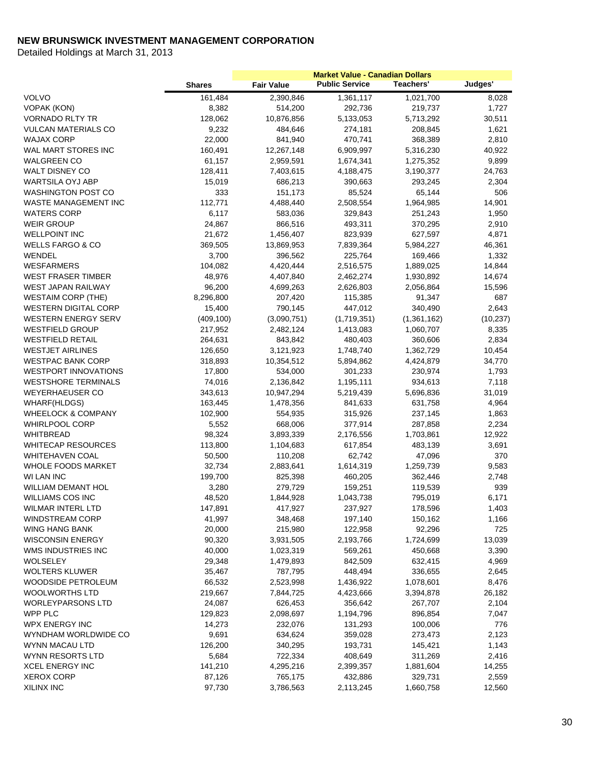# NEW BRUNSWICK INVESTMENT MANAGEMENT CORPORATION

Detailed Holdings at March 31, 2013

| | | Market Value - Canadian Dollars | | | |
|---|---|---|---|---|---|
| | Shares | Fair Value | Public Service | Teachers' | Judges' |
| VOLVO | 161,484 | 2,390,846 | 1,361,117 | 1,021,700 | 8,028 |
| VOPAK (KON) | 8,382 | 514,200 | 292,736 | 219,737 | 1,727 |
| VORNADO RLTY TR | 128,062 | 10,876,856 | 5,133,053 | 5,713,292 | 30,511 |
| VULCAN MATERIALS CO | 9,232 | 484,646 | 274,181 | 208,845 | 1,621 |
| WAJAX CORP | 22,000 | 841,940 | 470,741 | 368,389 | 2,810 |
| WAL MART STORES INC | 160,491 | 12,267,148 | 6,909,997 | 5,316,230 | 40,922 |
| WALGREEN CO | 61,157 | 2,959,591 | 1,674,341 | 1,275,352 | 9,899 |
| WALT DISNEY CO | 128,411 | 7,403,615 | 4,188,475 | 3,190,377 | 24,763 |
| WARTSILA OYJ ABP | 15,019 | 686,213 | 390,663 | 293,245 | 2,304 |
| WASHINGTON POST CO | 333 | 151,173 | 85,524 | 65,144 | 506 |
| WASTE MANAGEMENT INC | 112,771 | 4,488,440 | 2,508,554 | 1,964,985 | 14,901 |
| WATERS CORP | 6,117 | 583,036 | 329,843 | 251,243 | 1,950 |
| WEIR GROUP | 24,867 | 866,516 | 493,311 | 370,295 | 2,910 |
| WELLPOINT INC | 21,672 | 1,456,407 | 823,939 | 627,597 | 4,871 |
| WELLS FARGO & CO | 369,505 | 13,869,953 | 7,839,364 | 5,984,227 | 46,361 |
| WENDEL | 3,700 | 396,562 | 225,764 | 169,466 | 1,332 |
| WESFARMERS | 104,082 | 4,420,444 | 2,516,575 | 1,889,025 | 14,844 |
| WEST FRASER TIMBER | 48,976 | 4,407,840 | 2,462,274 | 1,930,892 | 14,674 |
| WEST JAPAN RAILWAY | 96,200 | 4,699,263 | 2,626,803 | 2,056,864 | 15,596 |
| WESTAIM CORP (THE) | 8,296,800 | 207,420 | 115,385 | 91,347 | 687 |
| WESTERN DIGITAL CORP | 15,400 | 790,145 | 447,012 | 340,490 | 2,643 |
| WESTERN ENERGY SERV | (409,100) | (3,090,751) | (1,719,351) | (1,361,162) | (10,237) |
| WESTFIELD GROUP | 217,952 | 2,482,124 | 1,413,083 | 1,060,707 | 8,335 |
| WESTFIELD RETAIL | 264,631 | 843,842 | 480,403 | 360,606 | 2,834 |
| WESTJET AIRLINES | 126,650 | 3,121,923 | 1,748,740 | 1,362,729 | 10,454 |
| WESTPAC BANK CORP | 318,893 | 10,354,512 | 5,894,862 | 4,424,879 | 34,770 |
| WESTPORT INNOVATIONS | 17,800 | 534,000 | 301,233 | 230,974 | 1,793 |
| WESTSHORE TERMINALS | 74,016 | 2,136,842 | 1,195,111 | 934,613 | 7,118 |
| WEYERHAEUSER CO | 343,613 | 10,947,294 | 5,219,439 | 5,696,836 | 31,019 |
| WHARF(HLDGS) | 163,445 | 1,478,356 | 841,633 | 631,758 | 4,964 |
| WHEELOCK & COMPANY | 102,900 | 554,935 | 315,926 | 237,145 | 1,863 |
| WHIRLPOOL CORP | 5,552 | 668,006 | 377,914 | 287,858 | 2,234 |
| WHITBREAD | 98,324 | 3,893,339 | 2,176,556 | 1,703,861 | 12,922 |
| WHITECAP RESOURCES | 113,800 | 1,104,683 | 617,854 | 483,139 | 3,691 |
| WHITEHAVEN COAL | 50,500 | 110,208 | 62,742 | 47,096 | 370 |
| WHOLE FOODS MARKET | 32,734 | 2,883,641 | 1,614,319 | 1,259,739 | 9,583 |
| WI LAN INC | 199,700 | 825,398 | 460,205 | 362,446 | 2,748 |
| WILLIAM DEMANT HOL | 3,280 | 279,729 | 159,251 | 119,539 | 939 |
| WILLIAMS COS INC | 48,520 | 1,844,928 | 1,043,738 | 795,019 | 6,171 |
| WILMAR INTERL LTD | 147,891 | 417,927 | 237,927 | 178,596 | 1,403 |
| WINDSTREAM CORP | 41,997 | 348,468 | 197,140 | 150,162 | 1,166 |
| WING HANG BANK | 20,000 | 215,980 | 122,958 | 92,296 | 725 |
| WISCONSIN ENERGY | 90,320 | 3,931,505 | 2,193,766 | 1,724,699 | 13,039 |
| WMS INDUSTRIES INC | 40,000 | 1,023,319 | 569,261 | 450,668 | 3,390 |
| WOLSELEY | 29,348 | 1,479,893 | 842,509 | 632,415 | 4,969 |
| WOLTERS KLUWER | 35,467 | 787,795 | 448,494 | 336,655 | 2,645 |
| WOODSIDE PETROLEUM | 66,532 | 2,523,998 | 1,436,922 | 1,078,601 | 8,476 |
| WOOLWORTHS LTD | 219,667 | 7,844,725 | 4,423,666 | 3,394,878 | 26,182 |
| WORLEYPARSONS LTD | 24,087 | 626,453 | 356,642 | 267,707 | 2,104 |
| WPP PLC | 129,823 | 2,098,697 | 1,194,796 | 896,854 | 7,047 |
| WPX ENERGY INC | 14,273 | 232,076 | 131,293 | 100,006 | 776 |
| WYNDHAM WORLDWIDE CO | 9,691 | 634,624 | 359,028 | 273,473 | 2,123 |
| WYNN MACAU LTD | 126,200 | 340,295 | 193,731 | 145,421 | 1,143 |
| WYNN RESORTS LTD | 5,684 | 722,334 | 408,649 | 311,269 | 2,416 |
| XCEL ENERGY INC | 141,210 | 4,295,216 | 2,399,357 | 1,881,604 | 14,255 |
| XEROX CORP | 87,126 | 765,175 | 432,886 | 329,731 | 2,559 |
| XILINX INC | 97,730 | 3,786,563 | 2,113,245 | 1,660,758 | 12,560 |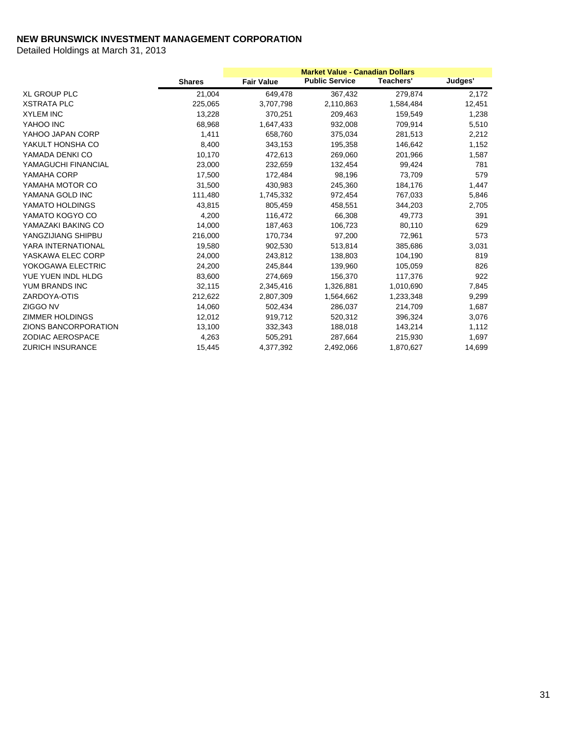**NEW BRUNSWICK INVESTMENT MANAGEMENT CORPORATION**

Detailed Holdings at March 31, 2013

| | | Market Value - Canadian Dollars | | | |
|---|---|---|---|---|---|
| | **Shares** | **Fair Value** | **Public Service** | **Teachers'** | **Judges'** |
| XL GROUP PLC | 21,004 | 649,478 | 367,432 | 279,874 | 2,172 |
| XSTRATA PLC | 225,065 | 3,707,798 | 2,110,863 | 1,584,484 | 12,451 |
| XYLEM INC | 13,228 | 370,251 | 209,463 | 159,549 | 1,238 |
| YAHOO INC | 68,968 | 1,647,433 | 932,008 | 709,914 | 5,510 |
| YAHOO JAPAN CORP | 1,411 | 658,760 | 375,034 | 281,513 | 2,212 |
| YAKULT HONSHA CO | 8,400 | 343,153 | 195,358 | 146,642 | 1,152 |
| YAMADA DENKI CO | 10,170 | 472,613 | 269,060 | 201,966 | 1,587 |
| YAMAGUCHI FINANCIAL | 23,000 | 232,659 | 132,454 | 99,424 | 781 |
| YAMAHA CORP | 17,500 | 172,484 | 98,196 | 73,709 | 579 |
| YAMAHA MOTOR CO | 31,500 | 430,983 | 245,360 | 184,176 | 1,447 |
| YAMANA GOLD INC | 111,480 | 1,745,332 | 972,454 | 767,033 | 5,846 |
| YAMATO HOLDINGS | 43,815 | 805,459 | 458,551 | 344,203 | 2,705 |
| YAMATO KOGYO CO | 4,200 | 116,472 | 66,308 | 49,773 | 391 |
| YAMAZAKI BAKING CO | 14,000 | 187,463 | 106,723 | 80,110 | 629 |
| YANGZIJIANG SHIPBU | 216,000 | 170,734 | 97,200 | 72,961 | 573 |
| YARA INTERNATIONAL | 19,580 | 902,530 | 513,814 | 385,686 | 3,031 |
| YASKAWA ELEC CORP | 24,000 | 243,812 | 138,803 | 104,190 | 819 |
| YOKOGAWA ELECTRIC | 24,200 | 245,844 | 139,960 | 105,059 | 826 |
| YUE YUEN INDL HLDG | 83,600 | 274,669 | 156,370 | 117,376 | 922 |
| YUM BRANDS INC | 32,115 | 2,345,416 | 1,326,881 | 1,010,690 | 7,845 |
| ZARDOYA-OTIS | 212,622 | 2,807,309 | 1,564,662 | 1,233,348 | 9,299 |
| ZIGGO NV | 14,060 | 502,434 | 286,037 | 214,709 | 1,687 |
| ZIMMER HOLDINGS | 12,012 | 919,712 | 520,312 | 396,324 | 3,076 |
| ZIONS BANCORPORATION | 13,100 | 332,343 | 188,018 | 143,214 | 1,112 |
| ZODIAC AEROSPACE | 4,263 | 505,291 | 287,664 | 215,930 | 1,697 |
| ZURICH INSURANCE | 15,445 | 4,377,392 | 2,492,066 | 1,870,627 | 14,699 |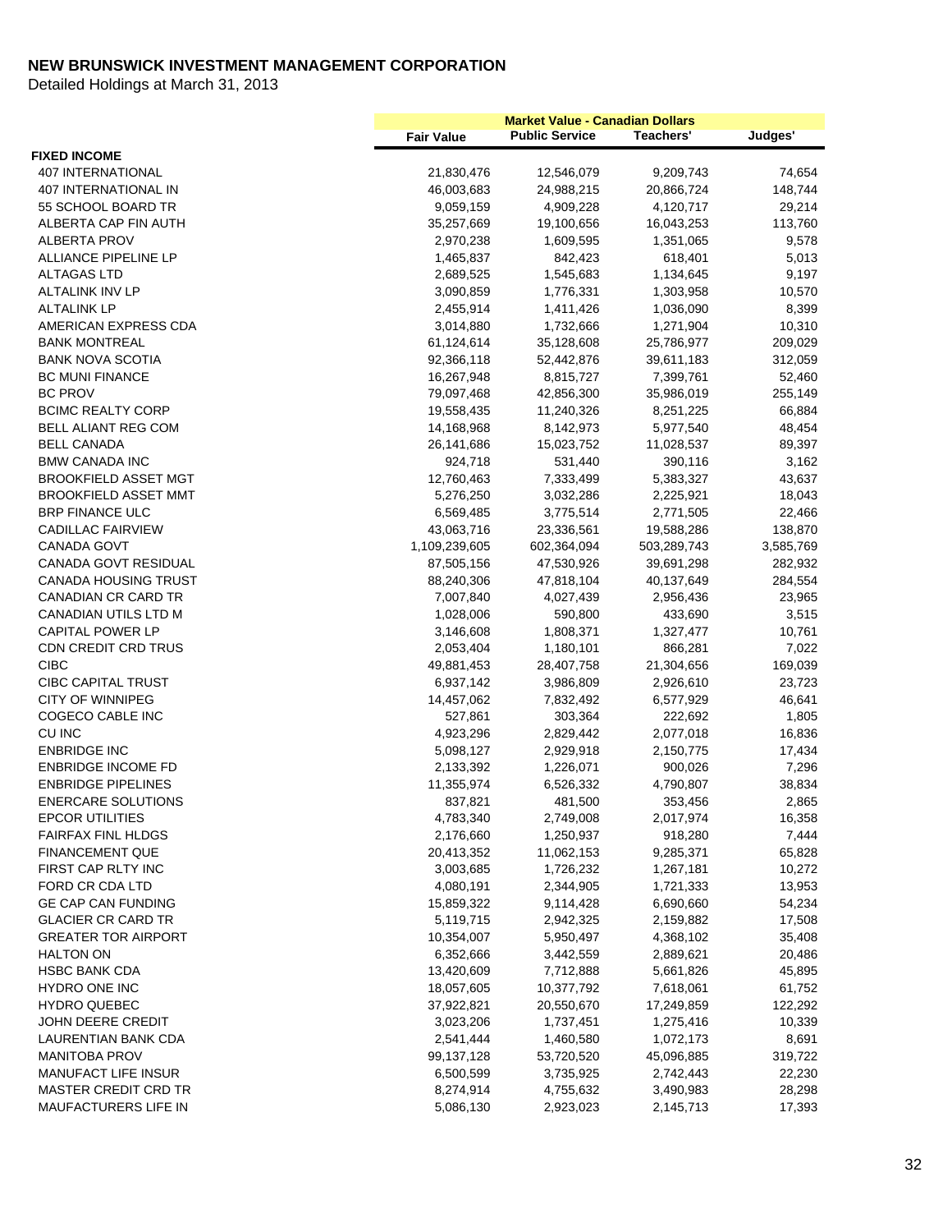**NEW BRUNSWICK INVESTMENT MANAGEMENT CORPORATION**

Detailed Holdings at March 31, 2013

| | Market Value - Canadian Dollars | | | |
|---|---|---|---|---|
| | Fair Value | Public Service | Teachers' | Judges' |
| **FIXED INCOME** | | | | |
| 407 INTERNATIONAL | 21,830,476 | 12,546,079 | 9,209,743 | 74,654 |
| 407 INTERNATIONAL IN | 46,003,683 | 24,988,215 | 20,866,724 | 148,744 |
| 55 SCHOOL BOARD TR | 9,059,159 | 4,909,228 | 4,120,717 | 29,214 |
| ALBERTA CAP FIN AUTH | 35,257,669 | 19,100,656 | 16,043,253 | 113,760 |
| ALBERTA PROV | 2,970,238 | 1,609,595 | 1,351,065 | 9,578 |
| ALLIANCE PIPELINE LP | 1,465,837 | 842,423 | 618,401 | 5,013 |
| ALTAGAS LTD | 2,689,525 | 1,545,683 | 1,134,645 | 9,197 |
| ALTALINK INV LP | 3,090,859 | 1,776,331 | 1,303,958 | 10,570 |
| ALTALINK LP | 2,455,914 | 1,411,426 | 1,036,090 | 8,399 |
| AMERICAN EXPRESS CDA | 3,014,880 | 1,732,666 | 1,271,904 | 10,310 |
| BANK MONTREAL | 61,124,614 | 35,128,608 | 25,786,977 | 209,029 |
| BANK NOVA SCOTIA | 92,366,118 | 52,442,876 | 39,611,183 | 312,059 |
| BC MUNI FINANCE | 16,267,948 | 8,815,727 | 7,399,761 | 52,460 |
| BC PROV | 79,097,468 | 42,856,300 | 35,986,019 | 255,149 |
| BCIMC REALTY CORP | 19,558,435 | 11,240,326 | 8,251,225 | 66,884 |
| BELL ALIANT REG COM | 14,168,968 | 8,142,973 | 5,977,540 | 48,454 |
| BELL CANADA | 26,141,686 | 15,023,752 | 11,028,537 | 89,397 |
| BMW CANADA INC | 924,718 | 531,440 | 390,116 | 3,162 |
| BROOKFIELD ASSET MGT | 12,760,463 | 7,333,499 | 5,383,327 | 43,637 |
| BROOKFIELD ASSET MMT | 5,276,250 | 3,032,286 | 2,225,921 | 18,043 |
| BRP FINANCE ULC | 6,569,485 | 3,775,514 | 2,771,505 | 22,466 |
| CADILLAC FAIRVIEW | 43,063,716 | 23,336,561 | 19,588,286 | 138,870 |
| CANADA GOVT | 1,109,239,605 | 602,364,094 | 503,289,743 | 3,585,769 |
| CANADA GOVT RESIDUAL | 87,505,156 | 47,530,926 | 39,691,298 | 282,932 |
| CANADA HOUSING TRUST | 88,240,306 | 47,818,104 | 40,137,649 | 284,554 |
| CANADIAN CR CARD TR | 7,007,840 | 4,027,439 | 2,956,436 | 23,965 |
| CANADIAN UTILS LTD M | 1,028,006 | 590,800 | 433,690 | 3,515 |
| CAPITAL POWER LP | 3,146,608 | 1,808,371 | 1,327,477 | 10,761 |
| CDN CREDIT CRD TRUS | 2,053,404 | 1,180,101 | 866,281 | 7,022 |
| CIBC | 49,881,453 | 28,407,758 | 21,304,656 | 169,039 |
| CIBC CAPITAL TRUST | 6,937,142 | 3,986,809 | 2,926,610 | 23,723 |
| CITY OF WINNIPEG | 14,457,062 | 7,832,492 | 6,577,929 | 46,641 |
| COGECO CABLE INC | 527,861 | 303,364 | 222,692 | 1,805 |
| CU INC | 4,923,296 | 2,829,442 | 2,077,018 | 16,836 |
| ENBRIDGE INC | 5,098,127 | 2,929,918 | 2,150,775 | 17,434 |
| ENBRIDGE INCOME FD | 2,133,392 | 1,226,071 | 900,026 | 7,296 |
| ENBRIDGE PIPELINES | 11,355,974 | 6,526,332 | 4,790,807 | 38,834 |
| ENERCARE SOLUTIONS | 837,821 | 481,500 | 353,456 | 2,865 |
| EPCOR UTILITIES | 4,783,340 | 2,749,008 | 2,017,974 | 16,358 |
| FAIRFAX FINL HLDGS | 2,176,660 | 1,250,937 | 918,280 | 7,444 |
| FINANCEMENT QUE | 20,413,352 | 11,062,153 | 9,285,371 | 65,828 |
| FIRST CAP RLTY INC | 3,003,685 | 1,726,232 | 1,267,181 | 10,272 |
| FORD CR CDA LTD | 4,080,191 | 2,344,905 | 1,721,333 | 13,953 |
| GE CAP CAN FUNDING | 15,859,322 | 9,114,428 | 6,690,660 | 54,234 |
| GLACIER CR CARD TR | 5,119,715 | 2,942,325 | 2,159,882 | 17,508 |
| GREATER TOR AIRPORT | 10,354,007 | 5,950,497 | 4,368,102 | 35,408 |
| HALTON ON | 6,352,666 | 3,442,559 | 2,889,621 | 20,486 |
| HSBC BANK CDA | 13,420,609 | 7,712,888 | 5,661,826 | 45,895 |
| HYDRO ONE INC | 18,057,605 | 10,377,792 | 7,618,061 | 61,752 |
| HYDRO QUEBEC | 37,922,821 | 20,550,670 | 17,249,859 | 122,292 |
| JOHN DEERE CREDIT | 3,023,206 | 1,737,451 | 1,275,416 | 10,339 |
| LAURENTIAN BANK CDA | 2,541,444 | 1,460,580 | 1,072,173 | 8,691 |
| MANITOBA PROV | 99,137,128 | 53,720,520 | 45,096,885 | 319,722 |
| MANUFACT LIFE INSUR | 6,500,599 | 3,735,925 | 2,742,443 | 22,230 |
| MASTER CREDIT CRD TR | 8,274,914 | 4,755,632 | 3,490,983 | 28,298 |
| MAUFACTURERS LIFE IN | 5,086,130 | 2,923,023 | 2,145,713 | 17,393 |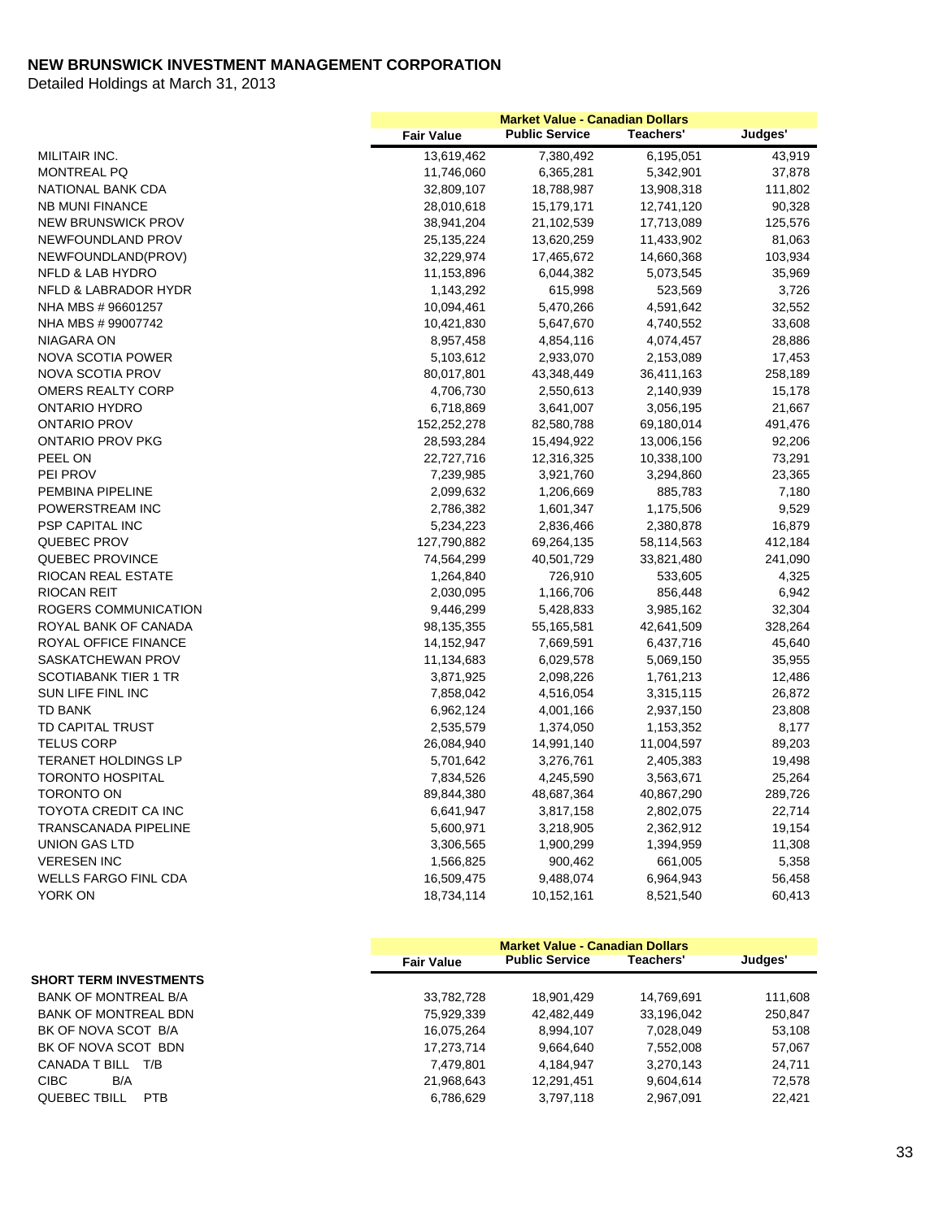**NEW BRUNSWICK INVESTMENT MANAGEMENT CORPORATION**

Detailed Holdings at March 31, 2013

| | Market Value - Canadian Dollars | | | |
|---|---|---|---|---|
| | Fair Value | Public Service | Teachers' | Judges' |
| MILITAIR INC. | 13,619,462 | 7,380,492 | 6,195,051 | 43,919 |
| MONTREAL PQ | 11,746,060 | 6,365,281 | 5,342,901 | 37,878 |
| NATIONAL BANK CDA | 32,809,107 | 18,788,987 | 13,908,318 | 111,802 |
| NB MUNI FINANCE | 28,010,618 | 15,179,171 | 12,741,120 | 90,328 |
| NEW BRUNSWICK PROV | 38,941,204 | 21,102,539 | 17,713,089 | 125,576 |
| NEWFOUNDLAND PROV | 25,135,224 | 13,620,259 | 11,433,902 | 81,063 |
| NEWFOUNDLAND(PROV) | 32,229,974 | 17,465,672 | 14,660,368 | 103,934 |
| NFLD & LAB HYDRO | 11,153,896 | 6,044,382 | 5,073,545 | 35,969 |
| NFLD & LABRADOR HYDR | 1,143,292 | 615,998 | 523,569 | 3,726 |
| NHA MBS # 96601257 | 10,094,461 | 5,470,266 | 4,591,642 | 32,552 |
| NHA MBS # 99007742 | 10,421,830 | 5,647,670 | 4,740,552 | 33,608 |
| NIAGARA ON | 8,957,458 | 4,854,116 | 4,074,457 | 28,886 |
| NOVA SCOTIA POWER | 5,103,612 | 2,933,070 | 2,153,089 | 17,453 |
| NOVA SCOTIA PROV | 80,017,801 | 43,348,449 | 36,411,163 | 258,189 |
| OMERS REALTY CORP | 4,706,730 | 2,550,613 | 2,140,939 | 15,178 |
| ONTARIO HYDRO | 6,718,869 | 3,641,007 | 3,056,195 | 21,667 |
| ONTARIO PROV | 152,252,278 | 82,580,788 | 69,180,014 | 491,476 |
| ONTARIO PROV PKG | 28,593,284 | 15,494,922 | 13,006,156 | 92,206 |
| PEEL ON | 22,727,716 | 12,316,325 | 10,338,100 | 73,291 |
| PEI PROV | 7,239,985 | 3,921,760 | 3,294,860 | 23,365 |
| PEMBINA PIPELINE | 2,099,632 | 1,206,669 | 885,783 | 7,180 |
| POWERSTREAM INC | 2,786,382 | 1,601,347 | 1,175,506 | 9,529 |
| PSP CAPITAL INC | 5,234,223 | 2,836,466 | 2,380,878 | 16,879 |
| QUEBEC PROV | 127,790,882 | 69,264,135 | 58,114,563 | 412,184 |
| QUEBEC PROVINCE | 74,564,299 | 40,501,729 | 33,821,480 | 241,090 |
| RIOCAN REAL ESTATE | 1,264,840 | 726,910 | 533,605 | 4,325 |
| RIOCAN REIT | 2,030,095 | 1,166,706 | 856,448 | 6,942 |
| ROGERS COMMUNICATION | 9,446,299 | 5,428,833 | 3,985,162 | 32,304 |
| ROYAL BANK OF CANADA | 98,135,355 | 55,165,581 | 42,641,509 | 328,264 |
| ROYAL OFFICE FINANCE | 14,152,947 | 7,669,591 | 6,437,716 | 45,640 |
| SASKATCHEWAN PROV | 11,134,683 | 6,029,578 | 5,069,150 | 35,955 |
| SCOTIABANK TIER 1 TR | 3,871,925 | 2,098,226 | 1,761,213 | 12,486 |
| SUN LIFE FINL INC | 7,858,042 | 4,516,054 | 3,315,115 | 26,872 |
| TD BANK | 6,962,124 | 4,001,166 | 2,937,150 | 23,808 |
| TD CAPITAL TRUST | 2,535,579 | 1,374,050 | 1,153,352 | 8,177 |
| TELUS CORP | 26,084,940 | 14,991,140 | 11,004,597 | 89,203 |
| TERANET HOLDINGS LP | 5,701,642 | 3,276,761 | 2,405,383 | 19,498 |
| TORONTO HOSPITAL | 7,834,526 | 4,245,590 | 3,563,671 | 25,264 |
| TORONTO ON | 89,844,380 | 48,687,364 | 40,867,290 | 289,726 |
| TOYOTA CREDIT CA INC | 6,641,947 | 3,817,158 | 2,802,075 | 22,714 |
| TRANSCANADA PIPELINE | 5,600,971 | 3,218,905 | 2,362,912 | 19,154 |
| UNION GAS LTD | 3,306,565 | 1,900,299 | 1,394,959 | 11,308 |
| VERESEN INC | 1,566,825 | 900,462 | 661,005 | 5,358 |
| WELLS FARGO FINL CDA | 16,509,475 | 9,488,074 | 6,964,943 | 56,458 |
| YORK ON | 18,734,114 | 10,152,161 | 8,521,540 | 60,413 |

| | Market Value - Canadian Dollars | | | |
|---|---|---|---|---|
| | Fair Value | Public Service | Teachers' | Judges' |
| **SHORT TERM INVESTMENTS** | | | | |
| BANK OF MONTREAL B/A | 33,782,728 | 18,901,429 | 14,769,691 | 111,608 |
| BANK OF MONTREAL BDN | 75,929,339 | 42,482,449 | 33,196,042 | 250,847 |
| BK OF NOVA SCOT B/A | 16,075,264 | 8,994,107 | 7,028,049 | 53,108 |
| BK OF NOVA SCOT BDN | 17,273,714 | 9,664,640 | 7,552,008 | 57,067 |
| CANADA T BILL T/B | 7,479,801 | 4,184,947 | 3,270,143 | 24,711 |
| CIBC B/A | 21,968,643 | 12,291,451 | 9,604,614 | 72,578 |
| QUEBEC TBILL PTB | 6,786,629 | 3,797,118 | 2,967,091 | 22,421 |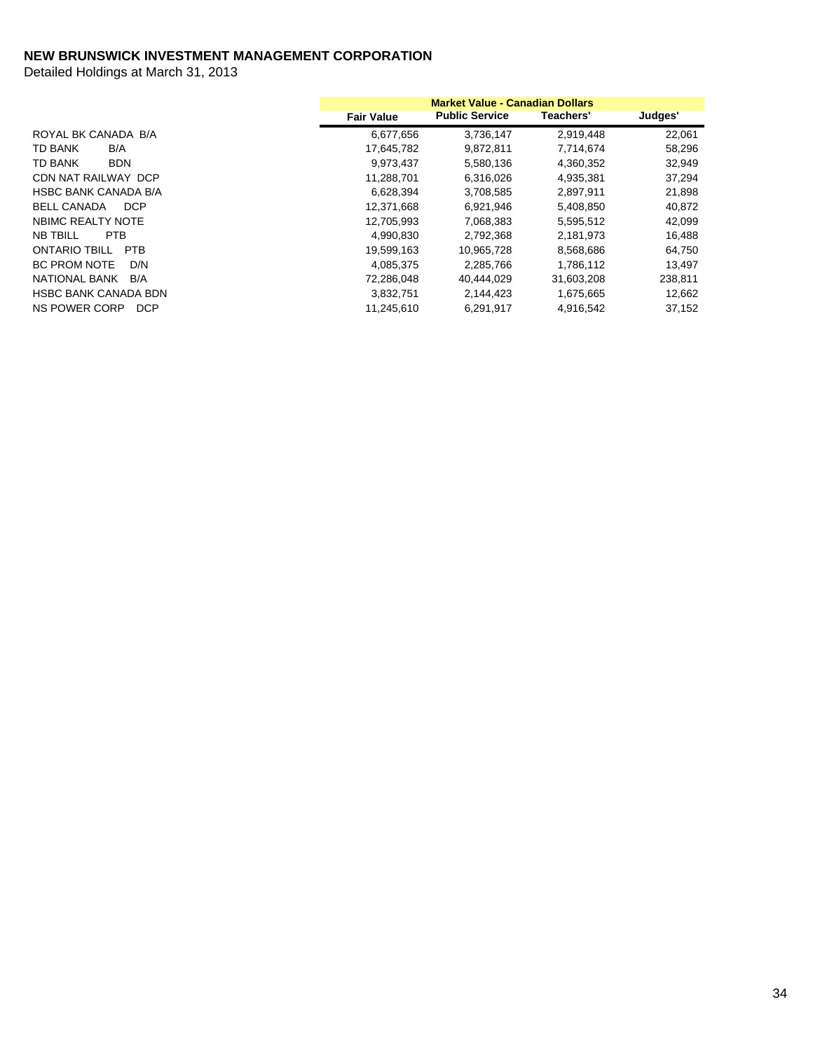**NEW BRUNSWICK INVESTMENT MANAGEMENT CORPORATION**

Detailed Holdings at March 31, 2013

| | Market Value - Canadian Dollars | | | |
|---|---|---|---|---|
| | **Fair Value** | **Public Service** | **Teachers'** | **Judges'** |
| ROYAL BK CANADA B/A | 6,677,656 | 3,736,147 | 2,919,448 | 22,061 |
| TD BANK B/A | 17,645,782 | 9,872,811 | 7,714,674 | 58,296 |
| TD BANK BDN | 9,973,437 | 5,580,136 | 4,360,352 | 32,949 |
| CDN NAT RAILWAY DCP | 11,288,701 | 6,316,026 | 4,935,381 | 37,294 |
| HSBC BANK CANADA B/A | 6,628,394 | 3,708,585 | 2,897,911 | 21,898 |
| BELL CANADA DCP | 12,371,668 | 6,921,946 | 5,408,850 | 40,872 |
| NBIMC REALTY NOTE | 12,705,993 | 7,068,383 | 5,595,512 | 42,099 |
| NB TBILL PTB | 4,990,830 | 2,792,368 | 2,181,973 | 16,488 |
| ONTARIO TBILL PTB | 19,599,163 | 10,965,728 | 8,568,686 | 64,750 |
| BC PROM NOTE D/N | 4,085,375 | 2,285,766 | 1,786,112 | 13,497 |
| NATIONAL BANK B/A | 72,286,048 | 40,444,029 | 31,603,208 | 238,811 |
| HSBC BANK CANADA BDN | 3,832,751 | 2,144,423 | 1,675,665 | 12,662 |
| NS POWER CORP DCP | 11,245,610 | 6,291,917 | 4,916,542 | 37,152 |